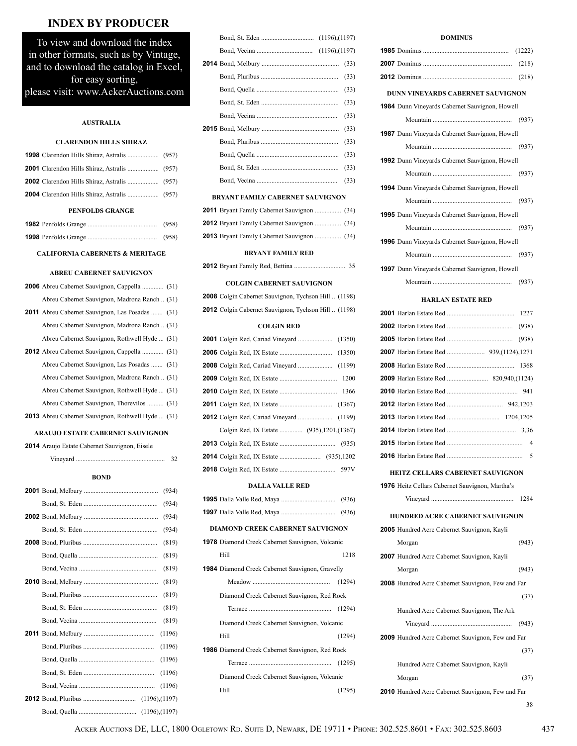# INDEX BY PRODUCER

To view and download the index in other formats, such as by Vintage, and to download the catalog in Excel, for easy sorting, please visit: www.AckerAuctions.com

### AUSTRALIA

#### CLARENDON HILLS SHIRAZ

**1998** Clarendon Hills Shiraz, Astralis .................. (957)
**2001** Clarendon Hills Shiraz, Astralis .................. (957)
**2002** Clarendon Hills Shiraz, Astralis .................. (957)
**2004** Clarendon Hills Shiraz, Astralis .................. (957)

#### PENFOLDS GRANGE

**1982** Penfolds Grange .................. (958)
**1998** Penfolds Grange .................. (958)

### CALIFORNIA CABERNETS & MERITAGE

#### ABREU CABERNET SAUVIGNON

**2006** Abreu Cabernet Sauvignon, Cappella .......... (31)
Abreu Cabernet Sauvignon, Madrona Ranch .. (31)
**2011** Abreu Cabernet Sauvignon, Las Posadas ....... (31)
Abreu Cabernet Sauvignon, Madrona Ranch .. (31)
Abreu Cabernet Sauvignon, Rothwell Hyde ... (31)
**2012** Abreu Cabernet Sauvignon, Cappella .......... (31)
Abreu Cabernet Sauvignon, Las Posadas ....... (31)
Abreu Cabernet Sauvignon, Madrona Ranch .. (31)
Abreu Cabernet Sauvignon, Rothwell Hyde ... (31)
Abreu Cabernet Sauvignon, Thorevilos .......... (31)
**2013** Abreu Cabernet Sauvignon, Rothwell Hyde ... (31)

#### ARAUJO ESTATE CABERNET SAUVIGNON

**2014** Araujo Estate Cabernet Sauvignon, Eisele Vineyard .................. 32

#### BOND

**2001** Bond, Melbury .................. (934)
Bond, St. Eden .................. (934)
**2002** Bond, Melbury .................. (934)
Bond, St. Eden .................. (934)
**2008** Bond, Pluribus .................. (819)
Bond, Quella .................. (819)
Bond, Vecina .................. (819)
**2010** Bond, Melbury .................. (819)
Bond, Pluribus .................. (819)
Bond, St. Eden .................. (819)
Bond, Vecina .................. (819)
**2011** Bond, Melbury .................. (1196)
Bond, Pluribus .................. (1196)
Bond, Quella .................. (1196)
Bond, St. Eden .................. (1196)
Bond, Vecina .................. (1196)
**2012** Bond, Pluribus .................. (1196),(1197)
Bond, Quella .................. (1196),(1197)
Bond, St. Eden .................. (1196),(1197)
Bond, Vecina .................. (1196),(1197)
**2014** Bond, Melbury .................. (33)
Bond, Pluribus .................. (33)
Bond, Quella .................. (33)
Bond, St. Eden .................. (33)
Bond, Vecina .................. (33)
**2015** Bond, Melbury .................. (33)
Bond, Pluribus .................. (33)
Bond, Quella .................. (33)
Bond, St. Eden .................. (33)
Bond, Vecina .................. (33)

#### BRYANT FAMILY CABERNET SAUVIGNON

**2011** Bryant Family Cabernet Sauvignon .............. (34)
**2012** Bryant Family Cabernet Sauvignon .............. (34)
**2013** Bryant Family Cabernet Sauvignon .............. (34)

#### BRYANT FAMILY RED

**2012** Bryant Family Red, Bettina .................. 35

#### COLGIN CABERNET SAUVIGNON

**2008** Colgin Cabernet Sauvignon, Tychson Hill .. (1198)
**2012** Colgin Cabernet Sauvignon, Tychson Hill .. (1198)

#### COLGIN RED

**2001** Colgin Red, Cariad Vineyard .................. (1350)
**2006** Colgin Red, IX Estate .................. (1350)
**2008** Colgin Red, Cariad Vineyard .................. (1199)
**2009** Colgin Red, IX Estate .................. 1200
**2010** Colgin Red, IX Estate .................. 1366
**2011** Colgin Red, IX Estate .................. (1367)
**2012** Colgin Red, Cariad Vineyard .................. (1199)
Colgin Red, IX Estate .......... (935),1201,(1367)
**2013** Colgin Red, IX Estate .................. (935)
**2014** Colgin Red, IX Estate .................. (935),1202
**2018** Colgin Red, IX Estate .................. 597V

#### DALLA VALLE RED

**1995** Dalla Valle Red, Maya .................. (936)
**1997** Dalla Valle Red, Maya .................. (936)

#### DIAMOND CREEK CABERNET SAUVIGNON

**1978** Diamond Creek Cabernet Sauvignon, Volcanic Hill 1218
**1984** Diamond Creek Cabernet Sauvignon, Gravelly Meadow .................. (1294)
Diamond Creek Cabernet Sauvignon, Red Rock Terrace .................. (1294)
Diamond Creek Cabernet Sauvignon, Volcanic Hill (1294)
**1986** Diamond Creek Cabernet Sauvignon, Red Rock Terrace .................. (1295)
Diamond Creek Cabernet Sauvignon, Volcanic Hill (1295)

#### DOMINUS

**1985** Dominus .................. (1222)
**2007** Dominus .................. (218)
**2012** Dominus .................. (218)

#### DUNN VINEYARDS CABERNET SAUVIGNON

**1984** Dunn Vineyards Cabernet Sauvignon, Howell Mountain .................. (937)
**1987** Dunn Vineyards Cabernet Sauvignon, Howell Mountain .................. (937)
**1992** Dunn Vineyards Cabernet Sauvignon, Howell Mountain .................. (937)
**1994** Dunn Vineyards Cabernet Sauvignon, Howell Mountain .................. (937)
**1995** Dunn Vineyards Cabernet Sauvignon, Howell Mountain .................. (937)
**1996** Dunn Vineyards Cabernet Sauvignon, Howell Mountain .................. (937)
**1997** Dunn Vineyards Cabernet Sauvignon, Howell Mountain .................. (937)

#### HARLAN ESTATE RED

**2001** Harlan Estate Red .................. 1227
**2002** Harlan Estate Red .................. (938)
**2005** Harlan Estate Red .................. (938)
**2007** Harlan Estate Red .................. 939,(1124),1271
**2008** Harlan Estate Red .................. 1368
**2009** Harlan Estate Red .................. 820,940,(1124)
**2010** Harlan Estate Red .................. 941
**2012** Harlan Estate Red .................. 942,1203
**2013** Harlan Estate Red .................. 1204,1205
**2014** Harlan Estate Red .................. 3,36
**2015** Harlan Estate Red .................. 4
**2016** Harlan Estate Red .................. 5

#### HEITZ CELLARS CABERNET SAUVIGNON

**1976** Heitz Cellars Cabernet Sauvignon, Martha's Vineyard .................. 1284

#### HUNDRED ACRE CABERNET SAUVIGNON

**2005** Hundred Acre Cabernet Sauvignon, Kayli Morgan (943)
**2007** Hundred Acre Cabernet Sauvignon, Kayli Morgan (943)
**2008** Hundred Acre Cabernet Sauvignon, Few and Far (37)
Hundred Acre Cabernet Sauvignon, The Ark Vineyard .................. (943)
**2009** Hundred Acre Cabernet Sauvignon, Few and Far (37)
Hundred Acre Cabernet Sauvignon, Kayli Morgan (37)
**2010** Hundred Acre Cabernet Sauvignon, Few and Far 38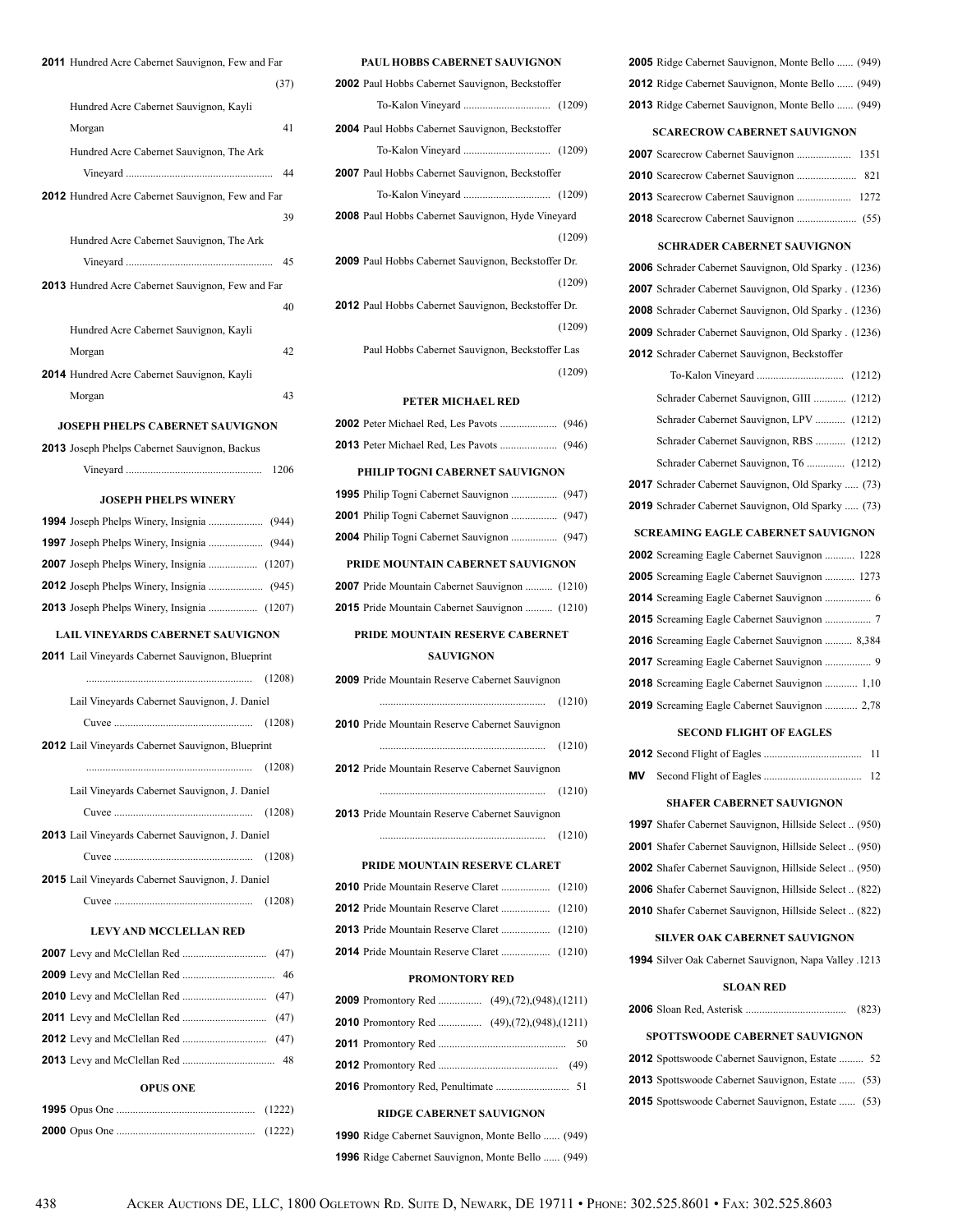**2011** Hundred Acre Cabernet Sauvignon, Few and Far ........ (37)

Hundred Acre Cabernet Sauvignon, Kayli Morgan ........ 41

Hundred Acre Cabernet Sauvignon, The Ark Vineyard ........ 44

**2012** Hundred Acre Cabernet Sauvignon, Few and Far ........ 39

Hundred Acre Cabernet Sauvignon, The Ark Vineyard ........ 45

**2013** Hundred Acre Cabernet Sauvignon, Few and Far ........ 40

Hundred Acre Cabernet Sauvignon, Kayli Morgan ........ 42

**2014** Hundred Acre Cabernet Sauvignon, Kayli Morgan ........ 43

### JOSEPH PHELPS CABERNET SAUVIGNON

**2013** Joseph Phelps Cabernet Sauvignon, Backus Vineyard ........ 1206

### JOSEPH PHELPS WINERY

**1994** Joseph Phelps Winery, Insignia ........ (944)
**1997** Joseph Phelps Winery, Insignia ........ (944)
**2007** Joseph Phelps Winery, Insignia ........ (1207)
**2012** Joseph Phelps Winery, Insignia ........ (945)
**2013** Joseph Phelps Winery, Insignia ........ (1207)

### LAIL VINEYARDS CABERNET SAUVIGNON

**2011** Lail Vineyards Cabernet Sauvignon, Blueprint ........ (1208)

Lail Vineyards Cabernet Sauvignon, J. Daniel Cuvee ........ (1208)

**2012** Lail Vineyards Cabernet Sauvignon, Blueprint ........ (1208)

Lail Vineyards Cabernet Sauvignon, J. Daniel Cuvee ........ (1208)

**2013** Lail Vineyards Cabernet Sauvignon, J. Daniel Cuvee ........ (1208)

**2015** Lail Vineyards Cabernet Sauvignon, J. Daniel Cuvee ........ (1208)

### LEVY AND MCCLELLAN RED

**2007** Levy and McClellan Red ........ (47)
**2009** Levy and McClellan Red ........ 46
**2010** Levy and McClellan Red ........ (47)
**2011** Levy and McClellan Red ........ (47)
**2012** Levy and McClellan Red ........ (47)
**2013** Levy and McClellan Red ........ 48

### OPUS ONE

**1995** Opus One ........ (1222)
**2000** Opus One ........ (1222)

### PAUL HOBBS CABERNET SAUVIGNON

**2002** Paul Hobbs Cabernet Sauvignon, Beckstoffer To-Kalon Vineyard ........ (1209)

**2004** Paul Hobbs Cabernet Sauvignon, Beckstoffer To-Kalon Vineyard ........ (1209)

**2007** Paul Hobbs Cabernet Sauvignon, Beckstoffer To-Kalon Vineyard ........ (1209)

**2008** Paul Hobbs Cabernet Sauvignon, Hyde Vineyard ........ (1209)

**2009** Paul Hobbs Cabernet Sauvignon, Beckstoffer Dr. ........ (1209)

**2012** Paul Hobbs Cabernet Sauvignon, Beckstoffer Dr. ........ (1209)

Paul Hobbs Cabernet Sauvignon, Beckstoffer Las ........ (1209)

### PETER MICHAEL RED

**2002** Peter Michael Red, Les Pavots ........ (946)
**2013** Peter Michael Red, Les Pavots ........ (946)

### PHILIP TOGNI CABERNET SAUVIGNON

**1995** Philip Togni Cabernet Sauvignon ........ (947)
**2001** Philip Togni Cabernet Sauvignon ........ (947)
**2004** Philip Togni Cabernet Sauvignon ........ (947)

### PRIDE MOUNTAIN CABERNET SAUVIGNON

**2007** Pride Mountain Cabernet Sauvignon ........ (1210)
**2015** Pride Mountain Cabernet Sauvignon ........ (1210)

### PRIDE MOUNTAIN RESERVE CABERNET SAUVIGNON

**2009** Pride Mountain Reserve Cabernet Sauvignon ........ (1210)

**2010** Pride Mountain Reserve Cabernet Sauvignon ........ (1210)

**2012** Pride Mountain Reserve Cabernet Sauvignon ........ (1210)

**2013** Pride Mountain Reserve Cabernet Sauvignon ........ (1210)

### PRIDE MOUNTAIN RESERVE CLARET

**2010** Pride Mountain Reserve Claret ........ (1210)
**2012** Pride Mountain Reserve Claret ........ (1210)
**2013** Pride Mountain Reserve Claret ........ (1210)
**2014** Pride Mountain Reserve Claret ........ (1210)

### PROMONTORY RED

**2009** Promontory Red ........ (49),(72),(948),(1211)
**2010** Promontory Red ........ (49),(72),(948),(1211)
**2011** Promontory Red ........ 50
**2012** Promontory Red ........ (49)
**2016** Promontory Red, Penultimate ........ 51

### RIDGE CABERNET SAUVIGNON

**1990** Ridge Cabernet Sauvignon, Monte Bello ........ (949)
**1996** Ridge Cabernet Sauvignon, Monte Bello ........ (949)
**2005** Ridge Cabernet Sauvignon, Monte Bello ........ (949)
**2012** Ridge Cabernet Sauvignon, Monte Bello ........ (949)
**2013** Ridge Cabernet Sauvignon, Monte Bello ........ (949)

### SCARECROW CABERNET SAUVIGNON

**2007** Scarecrow Cabernet Sauvignon ........ 1351
**2010** Scarecrow Cabernet Sauvignon ........ 821
**2013** Scarecrow Cabernet Sauvignon ........ 1272
**2018** Scarecrow Cabernet Sauvignon ........ (55)

### SCHRADER CABERNET SAUVIGNON

**2006** Schrader Cabernet Sauvignon, Old Sparky . (1236)
**2007** Schrader Cabernet Sauvignon, Old Sparky . (1236)
**2008** Schrader Cabernet Sauvignon, Old Sparky . (1236)
**2009** Schrader Cabernet Sauvignon, Old Sparky . (1236)
**2012** Schrader Cabernet Sauvignon, Beckstoffer To-Kalon Vineyard ........ (1212)

Schrader Cabernet Sauvignon, GIII ........ (1212)

Schrader Cabernet Sauvignon, LPV ........ (1212)

Schrader Cabernet Sauvignon, RBS ........ (1212)

Schrader Cabernet Sauvignon, T6 ........ (1212)

**2017** Schrader Cabernet Sauvignon, Old Sparky ........ (73)
**2019** Schrader Cabernet Sauvignon, Old Sparky ........ (73)

### SCREAMING EAGLE CABERNET SAUVIGNON

**2002** Screaming Eagle Cabernet Sauvignon ........ 1228
**2005** Screaming Eagle Cabernet Sauvignon ........ 1273
**2014** Screaming Eagle Cabernet Sauvignon ........ 6
**2015** Screaming Eagle Cabernet Sauvignon ........ 7
**2016** Screaming Eagle Cabernet Sauvignon ........ 8,384
**2017** Screaming Eagle Cabernet Sauvignon ........ 9
**2018** Screaming Eagle Cabernet Sauvignon ........ 1,10
**2019** Screaming Eagle Cabernet Sauvignon ........ 2,78

### SECOND FLIGHT OF EAGLES

**2012** Second Flight of Eagles ........ 11
**MV** Second Flight of Eagles ........ 12

### SHAFER CABERNET SAUVIGNON

**1997** Shafer Cabernet Sauvignon, Hillside Select .. (950)
**2001** Shafer Cabernet Sauvignon, Hillside Select .. (950)
**2002** Shafer Cabernet Sauvignon, Hillside Select .. (950)
**2006** Shafer Cabernet Sauvignon, Hillside Select .. (822)
**2010** Shafer Cabernet Sauvignon, Hillside Select .. (822)

### SILVER OAK CABERNET SAUVIGNON

**1994** Silver Oak Cabernet Sauvignon, Napa Valley .1213

### SLOAN RED

**2006** Sloan Red, Asterisk ........ (823)

### SPOTTSWOODE CABERNET SAUVIGNON

**2012** Spottswoode Cabernet Sauvignon, Estate ........ 52
**2013** Spottswoode Cabernet Sauvignon, Estate ........ (53)
**2015** Spottswoode Cabernet Sauvignon, Estate ........ (53)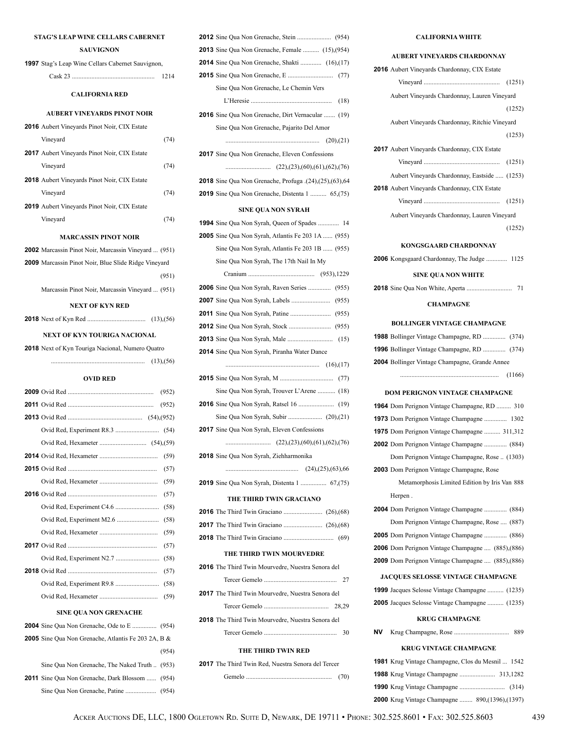### STAG'S LEAP WINE CELLARS CABERNET SAUVIGNON

**1997** Stag's Leap Wine Cellars Cabernet Sauvignon, Cask 23 .................................................. 1214

### CALIFORNIA RED

### AUBERT VINEYARDS PINOT NOIR

**2016** Aubert Vineyards Pinot Noir, CIX Estate Vineyard (74)

**2017** Aubert Vineyards Pinot Noir, CIX Estate Vineyard (74)

**2018** Aubert Vineyards Pinot Noir, CIX Estate Vineyard (74)

**2019** Aubert Vineyards Pinot Noir, CIX Estate Vineyard (74)

### MARCASSIN PINOT NOIR

**2002** Marcassin Pinot Noir, Marcassin Vineyard ... (951)

**2009** Marcassin Pinot Noir, Blue Slide Ridge Vineyard (951)

Marcassin Pinot Noir, Marcassin Vineyard ... (951)

### NEXT OF KYN RED

**2018** Next of Kyn Red .................................... (13),(56)

### NEXT OF KYN TOURIGA NACIONAL

**2018** Next of Kyn Touriga Nacional, Numero Quatro .......................................................... (13),(56)

### OVID RED

**2009** Ovid Red ..................................................... (952)

**2011** Ovid Red ..................................................... (952)

**2013** Ovid Red .............................................. (54),(952)

Ovid Red, Experiment R8.3 ........................... (54)

Ovid Red, Hexameter ............................. (54),(59)

**2014** Ovid Red, Hexameter .................................... (59)

**2015** Ovid Red ....................................................... (57)

Ovid Red, Hexameter .................................... (59)

**2016** Ovid Red ....................................................... (57)

Ovid Red, Experiment C4.6 ........................... (58)

Ovid Red, Experiment M2.6 .......................... (58)

Ovid Red, Hexameter .................................... (59)

**2017** Ovid Red ....................................................... (57)

Ovid Red, Experiment N2.7 ........................... (58)

**2018** Ovid Red ....................................................... (57)

Ovid Red, Experiment R9.8 ........................... (58)

Ovid Red, Hexameter .................................... (59)

### SINE QUA NON GRENACHE

**2004** Sine Qua Non Grenache, Ode to E ............... (954)

**2005** Sine Qua Non Grenache, Atlantis Fe 203 2A, B & (954)

Sine Qua Non Grenache, The Naked Truth .. (953)

**2011** Sine Qua Non Grenache, Dark Blossom ...... (954)

Sine Qua Non Grenache, Patine ................... (954)

**2012** Sine Qua Non Grenache, Stein ..................... (954)

**2013** Sine Qua Non Grenache, Female .......... (15),(954)

**2014** Sine Qua Non Grenache, Shakti ............. (16),(17)

**2015** Sine Qua Non Grenache, E ............................ (77)

Sine Qua Non Grenache, Le Chemin Vers L'Heresie .................................................. (18)

**2016** Sine Qua Non Grenache, Dirt Vernacular ....... (19)

Sine Qua Non Grenache, Pajarito Del Amor .......................................................... (20),(21)

**2017** Sine Qua Non Grenache, Eleven Confessions ............................ (22),(23),(60),(61),(62),(76)

**2018** Sine Qua Non Grenache, Profuga .(24),(25),(63),64

**2019** Sine Qua Non Grenache, Distenta 1 .......... 65,(75)

### SINE QUA NON SYRAH

**1994** Sine Qua Non Syrah, Queen of Spades ............ 14

**2005** Sine Qua Non Syrah, Atlantis Fe 203 1A ...... (955)

Sine Qua Non Syrah, Atlantis Fe 203 1B ...... (955)

Sine Qua Non Syrah, The 17th Nail In My Cranium ......................................... (953),1229

**2006** Sine Qua Non Syrah, Raven Series .............. (955)

**2007** Sine Qua Non Syrah, Labels ........................ (955)

**2011** Sine Qua Non Syrah, Patine ......................... (955)

**2012** Sine Qua Non Syrah, Stock .......................... (955)

**2013** Sine Qua Non Syrah, Male ............................ (15)

**2014** Sine Qua Non Syrah, Piranha Water Dance .......................................................... (16),(17)

**2015** Sine Qua Non Syrah, M ................................. (77)

Sine Qua Non Syrah, Trouver L'Arene ........... (18)

**2016** Sine Qua Non Syrah, Ratsel 16 ...................... (19)

Sine Qua Non Syrah, Subir ..................... (20),(21)

**2017** Sine Qua Non Syrah, Eleven Confessions ............................ (22),(23),(60),(61),(62),(76)

**2018** Sine Qua Non Syrah, Ziehharmonika ............................................ (24),(25),(63),66

**2019** Sine Qua Non Syrah, Distenta 1 ................ 67,(75)

### THE THIRD TWIN GRACIANO

**2016** The Third Twin Graciano ........................ (26),(68)

**2017** The Third Twin Graciano ........................ (26),(68)

**2018** The Third Twin Graciano ............................... (69)

### THE THIRD TWIN MOURVEDRE

**2016** The Third Twin Mourvedre, Nuestra Senora del Tercer Gemelo ............................................. 27

**2017** The Third Twin Mourvedre, Nuestra Senora del Tercer Gemelo ........................................ 28,29

**2018** The Third Twin Mourvedre, Nuestra Senora del Tercer Gemelo ............................................. 30

### THE THIRD TWIN RED

**2017** The Third Twin Red, Nuestra Senora del Tercer Gemelo ..................................................... (70)

### CALIFORNIA WHITE

### AUBERT VINEYARDS CHARDONNAY

**2016** Aubert Vineyards Chardonnay, CIX Estate Vineyard ............................................... (1251)

Aubert Vineyards Chardonnay, Lauren Vineyard (1252)

Aubert Vineyards Chardonnay, Ritchie Vineyard (1253)

**2017** Aubert Vineyards Chardonnay, CIX Estate Vineyard ............................................... (1251)

Aubert Vineyards Chardonnay, Eastside ..... (1253)

**2018** Aubert Vineyards Chardonnay, CIX Estate Vineyard ............................................... (1251)

Aubert Vineyards Chardonnay, Lauren Vineyard (1252)

### KONGSGAARD CHARDONNAY

**2006** Kongsgaard Chardonnay, The Judge ............. 1125

### SINE QUA NON WHITE

**2018** Sine Qua Non White, Aperta ............................ 71

### CHAMPAGNE

### BOLLINGER VINTAGE CHAMPAGNE

**1988** Bollinger Vintage Champagne, RD .............. (374)

**1996** Bollinger Vintage Champagne, RD .............. (374)

**2004** Bollinger Vintage Champagne, Grande Annee ............................................................ (1166)

### DOM PERIGNON VINTAGE CHAMPAGNE

**1964** Dom Perignon Vintage Champagne, RD ......... 310

**1973** Dom Perignon Vintage Champagne .............. 1302

**1975** Dom Perignon Vintage Champagne .......... 311,312

**2002** Dom Perignon Vintage Champagne .............. (884)

Dom Perignon Vintage Champagne, Rose .. (1303)

**2003** Dom Perignon Vintage Champagne, Rose Metamorphosis Limited Edition by Iris Van Herpen . 888

**2004** Dom Perignon Vintage Champagne .............. (884)

Dom Perignon Vintage Champagne, Rose .... (887)

**2005** Dom Perignon Vintage Champagne .............. (886)

**2006** Dom Perignon Vintage Champagne .... (885),(886)

**2009** Dom Perignon Vintage Champagne .... (885),(886)

### JACQUES SELOSSE VINTAGE CHAMPAGNE

**1999** Jacques Selosse Vintage Champagne .......... (1235)

**2005** Jacques Selosse Vintage Champagne .......... (1235)

### KRUG CHAMPAGNE

**NV** Krug Champagne, Rose .................................. 889

### KRUG VINTAGE CHAMPAGNE

**1981** Krug Vintage Champagne, Clos du Mesnil ... 1542

**1988** Krug Vintage Champagne ...................... 313,1282

**1990** Krug Vintage Champagne ............................ (314)

**2000** Krug Vintage Champagne ........ 890,(1396),(1397)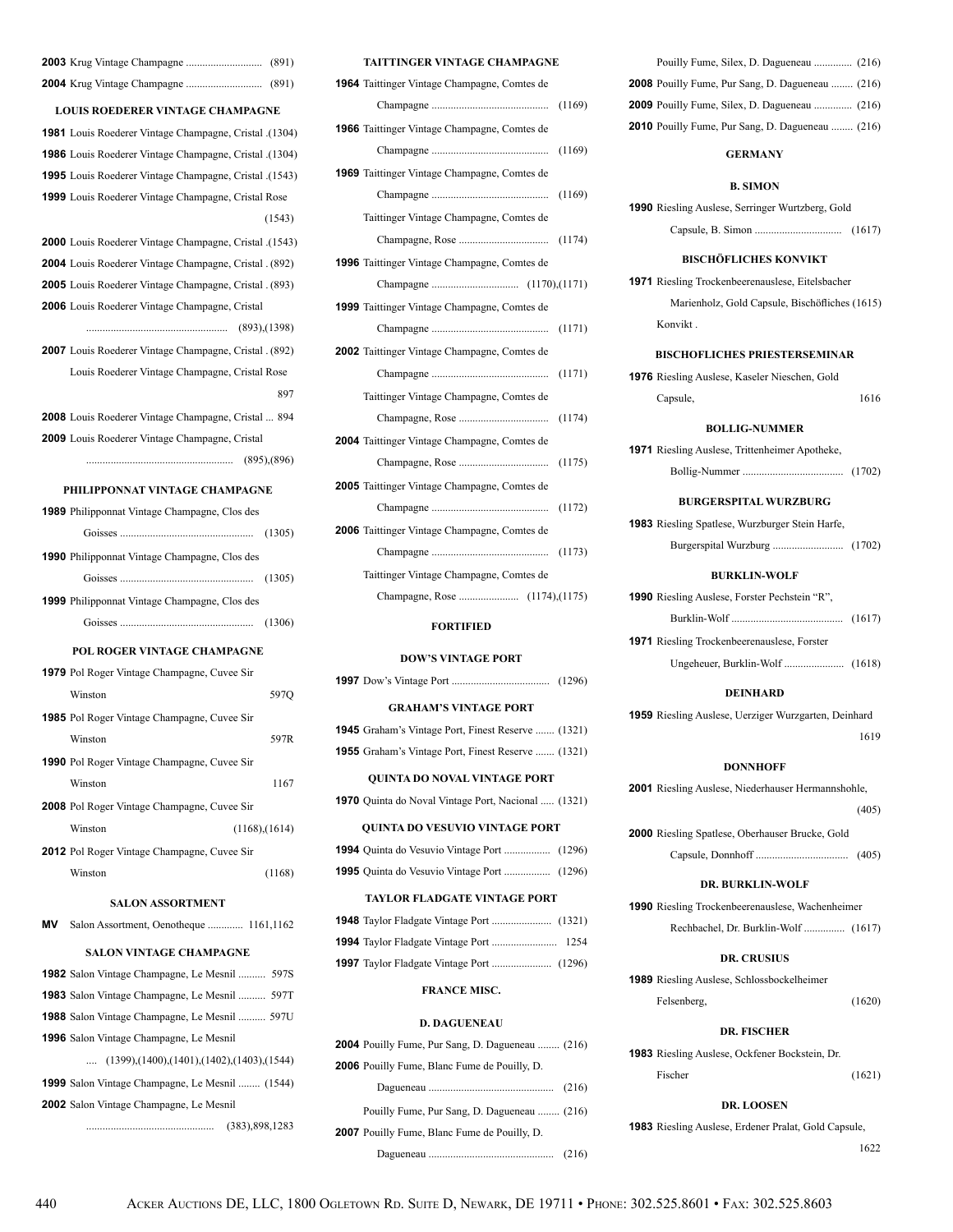**2003** Krug Vintage Champagne ............................ (891)

**2004** Krug Vintage Champagne ............................ (891)

### LOUIS ROEDERER VINTAGE CHAMPAGNE

**1981** Louis Roederer Vintage Champagne, Cristal .(1304)

**1986** Louis Roederer Vintage Champagne, Cristal .(1304)

**1995** Louis Roederer Vintage Champagne, Cristal .(1543)

**1999** Louis Roederer Vintage Champagne, Cristal Rose (1543)

**2000** Louis Roederer Vintage Champagne, Cristal .(1543)

**2004** Louis Roederer Vintage Champagne, Cristal . (892)

**2005** Louis Roederer Vintage Champagne, Cristal . (893)

**2006** Louis Roederer Vintage Champagne, Cristal .................................................... (893),(1398)

**2007** Louis Roederer Vintage Champagne, Cristal . (892)

Louis Roederer Vintage Champagne, Cristal Rose 897

**2008** Louis Roederer Vintage Champagne, Cristal ... 894

**2009** Louis Roederer Vintage Champagne, Cristal ...................................................... (895),(896)

### PHILIPPONNAT VINTAGE CHAMPAGNE

**1989** Philipponnat Vintage Champagne, Clos des Goisses ................................................. (1305)

**1990** Philipponnat Vintage Champagne, Clos des Goisses ................................................. (1305)

**1999** Philipponnat Vintage Champagne, Clos des Goisses ................................................. (1306)

### POL ROGER VINTAGE CHAMPAGNE

**1979** Pol Roger Vintage Champagne, Cuvee Sir Winston 597Q

**1985** Pol Roger Vintage Champagne, Cuvee Sir Winston 597R

**1990** Pol Roger Vintage Champagne, Cuvee Sir Winston 1167

**2008** Pol Roger Vintage Champagne, Cuvee Sir Winston (1168),(1614)

**2012** Pol Roger Vintage Champagne, Cuvee Sir Winston (1168)

### SALON ASSORTMENT

**MV** Salon Assortment, Oenotheque ............. 1161,1162

### SALON VINTAGE CHAMPAGNE

**1982** Salon Vintage Champagne, Le Mesnil .......... 597S

**1983** Salon Vintage Champagne, Le Mesnil .......... 597T

**1988** Salon Vintage Champagne, Le Mesnil .......... 597U

**1996** Salon Vintage Champagne, Le Mesnil .... (1399),(1400),(1401),(1402),(1403),(1544)

**1999** Salon Vintage Champagne, Le Mesnil ........ (1544)

**2002** Salon Vintage Champagne, Le Mesnil .............................................. (383),898,1283

### TAITTINGER VINTAGE CHAMPAGNE

**1964** Taittinger Vintage Champagne, Comtes de Champagne ........................................... (1169)

**1966** Taittinger Vintage Champagne, Comtes de Champagne ........................................... (1169)

**1969** Taittinger Vintage Champagne, Comtes de Champagne ........................................... (1169)

Taittinger Vintage Champagne, Comtes de Champagne, Rose ................................. (1174)

**1996** Taittinger Vintage Champagne, Comtes de Champagne ................................ (1170),(1171)

**1999** Taittinger Vintage Champagne, Comtes de Champagne ........................................... (1171)

**2002** Taittinger Vintage Champagne, Comtes de Champagne ........................................... (1171)

Taittinger Vintage Champagne, Comtes de Champagne, Rose ................................. (1174)

**2004** Taittinger Vintage Champagne, Comtes de Champagne, Rose ................................. (1175)

**2005** Taittinger Vintage Champagne, Comtes de Champagne ........................................... (1172)

**2006** Taittinger Vintage Champagne, Comtes de Champagne ........................................... (1173)

Taittinger Vintage Champagne, Comtes de Champagne, Rose ...................... (1174),(1175)

## FORTIFIED

### DOW'S VINTAGE PORT

**1997** Dow's Vintage Port .................................... (1296)

### GRAHAM'S VINTAGE PORT

**1945** Graham's Vintage Port, Finest Reserve ....... (1321)

**1955** Graham's Vintage Port, Finest Reserve ....... (1321)

### QUINTA DO NOVAL VINTAGE PORT

**1970** Quinta do Noval Vintage Port, Nacional ..... (1321)

### QUINTA DO VESUVIO VINTAGE PORT

**1994** Quinta do Vesuvio Vintage Port ................. (1296)

**1995** Quinta do Vesuvio Vintage Port ................. (1296)

### TAYLOR FLADGATE VINTAGE PORT

**1948** Taylor Fladgate Vintage Port ...................... (1321)

**1994** Taylor Fladgate Vintage Port ........................ 1254

**1997** Taylor Fladgate Vintage Port ...................... (1296)

## FRANCE MISC.

### D. DAGUENEAU

**2004** Pouilly Fume, Pur Sang, D. Dagueneau ........ (216)

**2006** Pouilly Fume, Blanc Fume de Pouilly, D. Dagueneau ............................................. (216)

Pouilly Fume, Pur Sang, D. Dagueneau ........ (216)

**2007** Pouilly Fume, Blanc Fume de Pouilly, D. Dagueneau ............................................. (216)

Pouilly Fume, Silex, D. Dagueneau .............. (216)

**2008** Pouilly Fume, Pur Sang, D. Dagueneau ........ (216)

**2009** Pouilly Fume, Silex, D. Dagueneau .............. (216)

**2010** Pouilly Fume, Pur Sang, D. Dagueneau ........ (216)

## GERMANY

### B. SIMON

**1990** Riesling Auslese, Serringer Wurtzberg, Gold Capsule, B. Simon ................................ (1617)

### BISCHÖFLICHES KONVIKT

**1971** Riesling Trockenbeerenauslese, Eitelsbacher Marienholz, Gold Capsule, Bischöfliches (1615) Konvikt .

### BISCHOFLICHES PRIESTERSEMINAR

**1976** Riesling Auslese, Kaseler Nieschen, Gold Capsule, 1616

### BOLLIG-NUMMER

**1971** Riesling Auslese, Trittenheimer Apotheke, Bollig-Nummer ..................................... (1702)

### BURGERSPITAL WURZBURG

**1983** Riesling Spatlese, Wurzburger Stein Harfe, Burgerspital Wurzburg .......................... (1702)

### BURKLIN-WOLF

**1990** Riesling Auslese, Forster Pechstein "R", Burklin-Wolf ......................................... (1617)

**1971** Riesling Trockenbeerenauslese, Forster Ungeheuer, Burklin-Wolf ...................... (1618)

### DEINHARD

**1959** Riesling Auslese, Uerziger Wurzgarten, Deinhard 1619

### DONNHOFF

**2001** Riesling Auslese, Niederhauser Hermannshohle, (405)

**2000** Riesling Spatlese, Oberhauser Brucke, Gold Capsule, Donnhoff .................................. (405)

### DR. BURKLIN-WOLF

**1990** Riesling Trockenbeerenauslese, Wachenheimer Rechbachel, Dr. Burklin-Wolf ............... (1617)

### DR. CRUSIUS

**1989** Riesling Auslese, Schlossbockelheimer Felsenberg, (1620)

### DR. FISCHER

**1983** Riesling Auslese, Ockfener Bockstein, Dr. Fischer (1621)

### DR. LOOSEN

**1983** Riesling Auslese, Erdener Pralat, Gold Capsule, 1622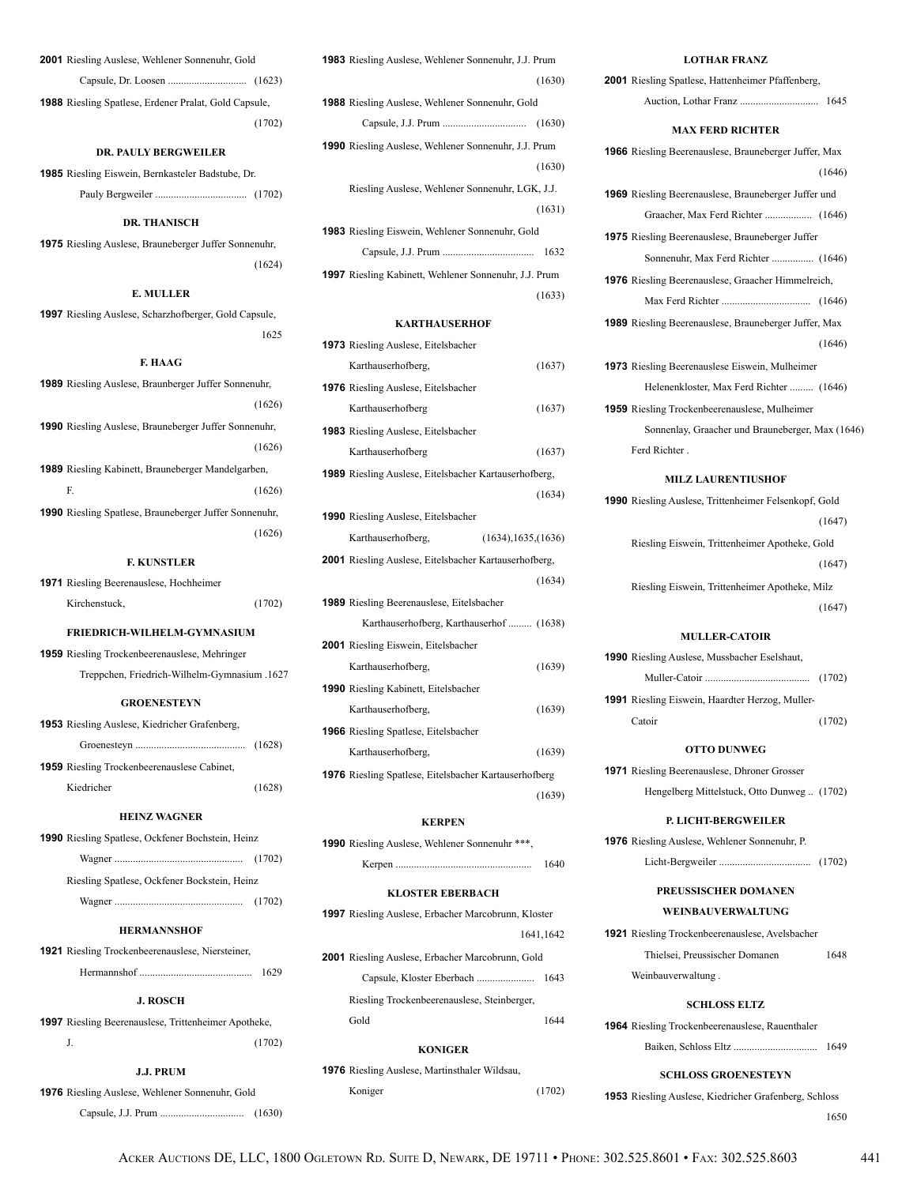**2001** Riesling Auslese, Wehlener Sonnenuhr, Gold Capsule, Dr. Loosen .............................. (1623)

**1988** Riesling Spatlese, Erdener Pralat, Gold Capsule, (1702)

### DR. PAULY BERGWEILER

**1985** Riesling Eiswein, Bernkasteler Badstube, Dr. Pauly Bergweiler ................................... (1702)

### DR. THANISCH

**1975** Riesling Auslese, Brauneberger Juffer Sonnenuhr, (1624)

### E. MULLER

**1997** Riesling Auslese, Scharzhofberger, Gold Capsule, 1625

### F. HAAG

**1989** Riesling Auslese, Braunberger Juffer Sonnenuhr, (1626)

**1990** Riesling Auslese, Brauneberger Juffer Sonnenuhr, (1626)

**1989** Riesling Kabinett, Brauneberger Mandelgarben, F. (1626)

**1990** Riesling Spatlese, Brauneberger Juffer Sonnenuhr, (1626)

### F. KUNSTLER

**1971** Riesling Beerenauslese, Hochheimer Kirchenstuck, (1702)

### FRIEDRICH-WILHELM-GYMNASIUM

**1959** Riesling Trockenbeerenauslese, Mehringer Treppchen, Friedrich-Wilhelm-Gymnasium .1627

### GROENESTEYN

**1953** Riesling Auslese, Kiedricher Grafenberg, Groenesteyn .......................................... (1628)

**1959** Riesling Trockenbeerenauslese Cabinet, Kiedricher (1628)

### HEINZ WAGNER

**1990** Riesling Spatlese, Ockfener Bochstein, Heinz Wagner ................................................. (1702)

Riesling Spatlese, Ockfener Bockstein, Heinz Wagner ................................................. (1702)

### HERMANNSHOF

**1921** Riesling Trockenbeerenauslese, Niersteiner, Hermannshof .......................................... 1629

### J. ROSCH

**1997** Riesling Beerenauslese, Trittenheimer Apotheke, J. (1702)

### J.J. PRUM

**1976** Riesling Auslese, Wehlener Sonnenuhr, Gold Capsule, J.J. Prum ................................ (1630)

**1983** Riesling Auslese, Wehlener Sonnenuhr, J.J. Prum (1630)

**1988** Riesling Auslese, Wehlener Sonnenuhr, Gold Capsule, J.J. Prum ................................ (1630)

**1990** Riesling Auslese, Wehlener Sonnenuhr, J.J. Prum (1630)

Riesling Auslese, Wehlener Sonnenuhr, LGK, J.J. (1631)

**1983** Riesling Eiswein, Wehlener Sonnenuhr, Gold Capsule, J.J. Prum .................................. 1632

**1997** Riesling Kabinett, Wehlener Sonnenuhr, J.J. Prum (1633)

### KARTHAUSERHOF

**1973** Riesling Auslese, Eitelsbacher Karthauserhofberg, (1637)

**1976** Riesling Auslese, Eitelsbacher Karthauserhofberg (1637)

**1983** Riesling Auslese, Eitelsbacher Karthauserhofberg (1637)

**1989** Riesling Auslese, Eitelsbacher Kartauserhofberg, (1634)

**1990** Riesling Auslese, Eitelsbacher Karthauserhofberg, (1634),1635,(1636)

**2001** Riesling Auslese, Eitelsbacher Kartauserhofberg, (1634)

**1989** Riesling Beerenauslese, Eitelsbacher Karthauserhofberg, Karthauserhof ......... (1638)

**2001** Riesling Eiswein, Eitelsbacher Karthauserhofberg, (1639)

**1990** Riesling Kabinett, Eitelsbacher Karthauserhofberg, (1639)

**1966** Riesling Spatlese, Eitelsbacher Karthauserhofberg, (1639)

**1976** Riesling Spatlese, Eitelsbacher Kartauserhofberg (1639)

### KERPEN

**1990** Riesling Auslese, Wehlener Sonnenuhr ***, Kerpen .................................................... 1640

### KLOSTER EBERBACH

**1997** Riesling Auslese, Erbacher Marcobrunn, Kloster 1641,1642

**2001** Riesling Auslese, Erbacher Marcobrunn, Gold Capsule, Kloster Eberbach ...................... 1643

Riesling Trockenbeerenauslese, Steinberger, Gold 1644

### KONIGER

**1976** Riesling Auslese, Martinsthaler Wildsau, Koniger (1702)

### LOTHAR FRANZ

**2001** Riesling Spatlese, Hattenheimer Pfaffenberg, Auction, Lothar Franz .............................. 1645

### MAX FERD RICHTER

**1966** Riesling Beerenauslese, Brauneberger Juffer, Max (1646)

**1969** Riesling Beerenauslese, Brauneberger Juffer und Graacher, Max Ferd Richter .................. (1646)

**1975** Riesling Beerenauslese, Brauneberger Juffer Sonnenuhr, Max Ferd Richter ................ (1646)

**1976** Riesling Beerenauslese, Graacher Himmelreich, Max Ferd Richter .................................. (1646)

**1989** Riesling Beerenauslese, Brauneberger Juffer, Max (1646)

**1973** Riesling Beerenauslese Eiswein, Mulheimer Helenenkloster, Max Ferd Richter ......... (1646)

**1959** Riesling Trockenbeerenauslese, Mulheimer Sonnenlay, Graacher und Brauneberger, Max (1646) Ferd Richter .

### MILZ LAURENTIUSHOF

**1990** Riesling Auslese, Trittenheimer Felsenkopf, Gold (1647)

Riesling Eiswein, Trittenheimer Apotheke, Gold (1647)

Riesling Eiswein, Trittenheimer Apotheke, Milz (1647)

### MULLER-CATOIR

**1990** Riesling Auslese, Mussbacher Eselshaut, Muller-Catoir ........................................ (1702)

**1991** Riesling Eiswein, Haardter Herzog, Muller-Catoir (1702)

### OTTO DUNWEG

**1971** Riesling Beerenauslese, Dhroner Grosser Hengelberg Mittelstuck, Otto Dunweg .. (1702)

### P. LICHT-BERGWEILER

**1976** Riesling Auslese, Wehlener Sonnenuhr, P. Licht-Bergweiler ................................... (1702)

### PREUSSISCHER DOMANEN WEINBAUVERWALTUNG

**1921** Riesling Trockenbeerenauslese, Avelsbacher Thielsei, Preussischer Domanen 1648 Weinbauverwaltung .

### SCHLOSS ELTZ

**1964** Riesling Trockenbeerenauslese, Rauenthaler Baiken, Schloss Eltz ................................ 1649

### SCHLOSS GROENESTEYN

**1953** Riesling Auslese, Kiedricher Grafenberg, Schloss 1650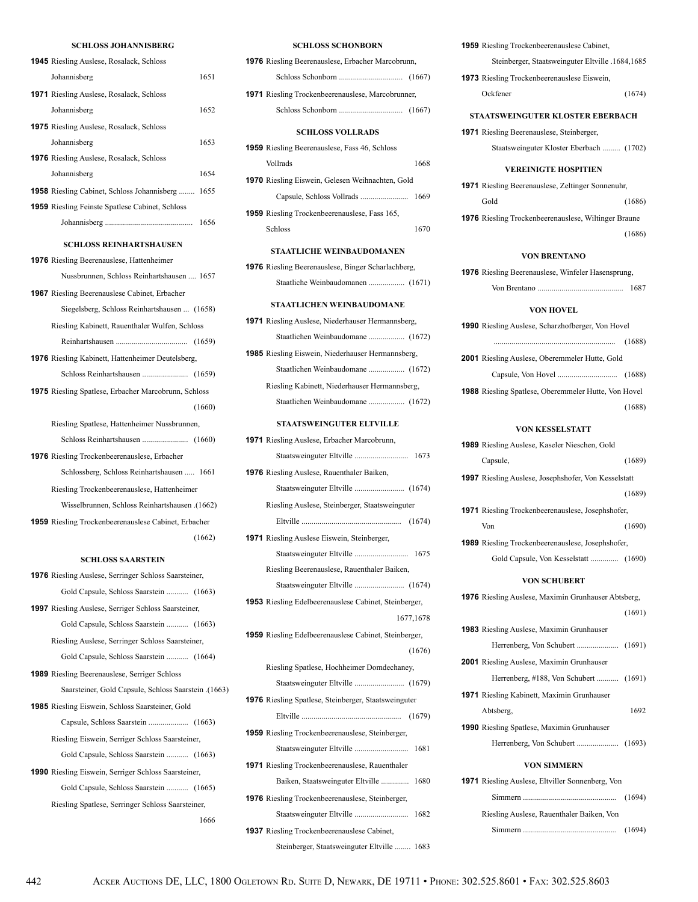### SCHLOSS JOHANNISBERG

**1945** Riesling Auslese, Rosalack, Schloss Johannisberg 1651

**1971** Riesling Auslese, Rosalack, Schloss Johannisberg 1652

**1975** Riesling Auslese, Rosalack, Schloss Johannisberg 1653

**1976** Riesling Auslese, Rosalack, Schloss Johannisberg 1654

**1958** Riesling Cabinet, Schloss Johannisberg ........ 1655

**1959** Riesling Feinste Spatlese Cabinet, Schloss Johannisberg ............................................ 1656

### SCHLOSS REINHARTSHAUSEN

**1976** Riesling Beerenauslese, Hattenheimer Nussbrunnen, Schloss Reinhartshausen .... 1657

**1967** Riesling Beerenauslese Cabinet, Erbacher Siegelsberg, Schloss Reinhartshausen ... (1658)

Riesling Kabinett, Rauenthaler Wulfen, Schloss Reinhartshausen .................................... (1659)

**1976** Riesling Kabinett, Hattenheimer Deutelsberg, Schloss Reinhartshausen ....................... (1659)

**1975** Riesling Spatlese, Erbacher Marcobrunn, Schloss (1660)

Riesling Spatlese, Hattenheimer Nussbrunnen, Schloss Reinhartshausen ....................... (1660)

**1976** Riesling Trockenbeerenauslese, Erbacher Schlossberg, Schloss Reinhartshausen ..... 1661

Riesling Trockenbeerenauslese, Hattenheimer Wisselbrunnen, Schloss Reinhartshausen .(1662)

**1959** Riesling Trockenbeerenauslese Cabinet, Erbacher (1662)

### SCHLOSS SAARSTEIN

**1976** Riesling Auslese, Serringer Schloss Saarsteiner, Gold Capsule, Schloss Saarstein ........... (1663)

**1997** Riesling Auslese, Serriger Schloss Saarsteiner, Gold Capsule, Schloss Saarstein ........... (1663)

Riesling Auslese, Serringer Schloss Saarsteiner, Gold Capsule, Schloss Saarstein ........... (1664)

**1989** Riesling Beerenauslese, Serriger Schloss Saarsteiner, Gold Capsule, Schloss Saarstein .(1663)

**1985** Riesling Eiswein, Schloss Saarsteiner, Gold Capsule, Schloss Saarstein .................... (1663)

Riesling Eiswein, Serriger Schloss Saarsteiner, Gold Capsule, Schloss Saarstein ........... (1663)

**1990** Riesling Eiswein, Serriger Schloss Saarsteiner, Gold Capsule, Schloss Saarstein ........... (1665)

Riesling Spatlese, Serringer Schloss Saarsteiner, 1666

### SCHLOSS SCHONBORN

**1976** Riesling Beerenauslese, Erbacher Marcobrunn, Schloss Schonborn ................................ (1667)

**1971** Riesling Trockenbeerenauslese, Marcobrunner, Schloss Schonborn ................................ (1667)

### SCHLOSS VOLLRADS

**1959** Riesling Beerenauslese, Fass 46, Schloss Vollrads 1668

**1970** Riesling Eiswein, Gelesen Weihnachten, Gold Capsule, Schloss Vollrads ........................ 1669

**1959** Riesling Trockenbeerenauslese, Fass 165, Schloss 1670

### STAATLICHE WEINBAUDOMANEN

**1976** Riesling Beerenauslese, Binger Scharlachberg, Staatliche Weinbaudomanen .................. (1671)

### STAATLICHEN WEINBAUDOMANE

**1971** Riesling Auslese, Niederhauser Hermannsberg, Staatlichen Weinbaudomane .................. (1672)

**1985** Riesling Eiswein, Niederhauser Hermannsberg, Staatlichen Weinbaudomane .................. (1672)

Riesling Kabinett, Niederhauser Hermannsberg, Staatlichen Weinbaudomane .................. (1672)

### STAATSWEINGUTER ELTVILLE

**1971** Riesling Auslese, Erbacher Marcobrunn, Staatsweinguter Eltville ........................... 1673

**1976** Riesling Auslese, Rauenthaler Baiken, Staatsweinguter Eltville ......................... (1674)

Riesling Auslese, Steinberger, Staatsweinguter Eltville .................................................. (1674)

**1971** Riesling Auslese Eiswein, Steinberger, Staatsweinguter Eltville ........................... 1675

Riesling Beerenauslese, Rauenthaler Baiken, Staatsweinguter Eltville ......................... (1674)

**1953** Riesling Edelbeerenauslese Cabinet, Steinberger, 1677,1678

**1959** Riesling Edelbeerenauslese Cabinet, Steinberger, (1676)

Riesling Spatlese, Hochheimer Domdechaney, Staatsweinguter Eltville ......................... (1679)

**1976** Riesling Spatlese, Steinberger, Staatsweinguter Eltville .................................................. (1679)

**1959** Riesling Trockenbeerenauslese, Steinberger, Staatsweinguter Eltville ........................... 1681

**1971** Riesling Trockenbeerenauslese, Rauenthaler Baiken, Staatsweinguter Eltville .............. 1680

**1976** Riesling Trockenbeerenauslese, Steinberger, Staatsweinguter Eltville ........................... 1682

**1937** Riesling Trockenbeerenauslese Cabinet, Steinberger, Staatsweinguter Eltville ........ 1683

**1959** Riesling Trockenbeerenauslese Cabinet, Steinberger, Staatsweinguter Eltville .1684,1685

**1973** Riesling Trockenbeerenauslese Eiswein, Ockfener (1674)

### STAATSWEINGUTER KLOSTER EBERBACH

**1971** Riesling Beerenauslese, Steinberger, Staatsweinguter Kloster Eberbach ......... (1702)

### VEREINIGTE HOSPITIEN

**1971** Riesling Beerenauslese, Zeltinger Sonnenuhr, Gold (1686)

**1976** Riesling Trockenbeerenauslese, Wiltinger Braune (1686)

### VON BRENTANO

**1976** Riesling Beerenauslese, Winfeler Hasensprung, Von Brentano ........................................... 1687

### VON HOVEL

**1990** Riesling Auslese, Scharzhofberger, Von Hovel ............................................................ (1688)

**2001** Riesling Auslese, Oberemmeler Hutte, Gold Capsule, Von Hovel .............................. (1688)

**1988** Riesling Spatlese, Oberemmeler Hutte, Von Hovel (1688)

### VON KESSELSTATT

**1989** Riesling Auslese, Kaseler Nieschen, Gold Capsule, (1689)

**1997** Riesling Auslese, Josephshofer, Von Kesselstatt (1689)

**1971** Riesling Trockenbeerenauslese, Josephshofer, Von (1690)

**1989** Riesling Trockenbeerenauslese, Josephshofer, Gold Capsule, Von Kesselstatt .............. (1690)

### VON SCHUBERT

**1976** Riesling Auslese, Maximin Grunhauser Abtsberg, (1691)

**1983** Riesling Auslese, Maximin Grunhauser Herrenberg, Von Schubert ..................... (1691)

**2001** Riesling Auslese, Maximin Grunhauser Herrenberg, #188, Von Schubert ........... (1691)

**1971** Riesling Kabinett, Maximin Grunhauser Abtsberg, 1692

**1990** Riesling Spatlese, Maximin Grunhauser Herrenberg, Von Schubert ..................... (1693)

### VON SIMMERN

**1971** Riesling Auslese, Eltviller Sonnenberg, Von Simmern ............................................... (1694)

Riesling Auslese, Rauenthaler Baiken, Von Simmern ............................................... (1694)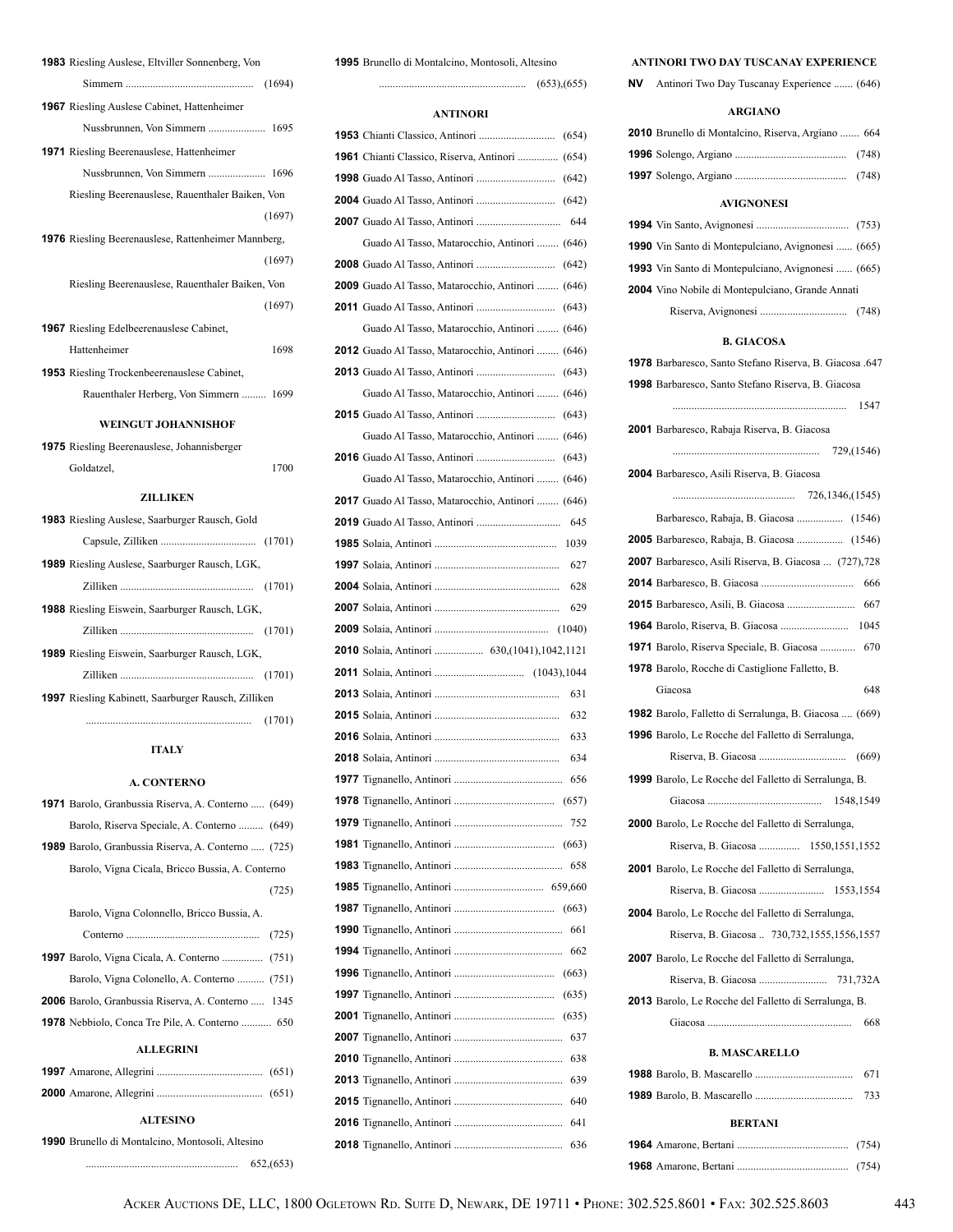**1983** Riesling Auslese, Eltviller Sonnenberg, Von Simmern ............................................ (1694)

**1967** Riesling Auslese Cabinet, Hattenheimer Nussbrunnen, Von Simmern .................... 1695

**1971** Riesling Beerenauslese, Hattenheimer Nussbrunnen, Von Simmern .................... 1696

Riesling Beerenauslese, Rauenthaler Baiken, Von ........ (1697)

**1976** Riesling Beerenauslese, Rattenheimer Mannberg, ........ (1697)

Riesling Beerenauslese, Rauenthaler Baiken, Von ........ (1697)

**1967** Riesling Edelbeerenauslese Cabinet, Hattenheimer ........ 1698

**1953** Riesling Trockenbeerenauslese Cabinet, Rauenthaler Herberg, Von Simmern ......... 1699

### WEINGUT JOHANNISHOF

**1975** Riesling Beerenauslese, Johannisberger Goldatzel, ........ 1700

### ZILLIKEN

**1983** Riesling Auslese, Saarburger Rausch, Gold Capsule, Zilliken .................................. (1701)

**1989** Riesling Auslese, Saarburger Rausch, LGK, Zilliken ................................................ (1701)

**1988** Riesling Eiswein, Saarburger Rausch, LGK, Zilliken ................................................ (1701)

**1989** Riesling Eiswein, Saarburger Rausch, LGK, Zilliken ................................................ (1701)

**1997** Riesling Kabinett, Saarburger Rausch, Zilliken ............................................................ (1701)

## ITALY

### A. CONTERNO

**1971** Barolo, Granbussia Riserva, A. Conterno ..... (649)

Barolo, Riserva Speciale, A. Conterno ......... (649)

**1989** Barolo, Granbussia Riserva, A. Conterno ..... (725)

Barolo, Vigna Cicala, Bricco Bussia, A. Conterno ........ (725)

Barolo, Vigna Colonnello, Bricco Bussia, A. Conterno ................................................ (725)

**1997** Barolo, Vigna Cicala, A. Conterno ............... (751)

Barolo, Vigna Colonello, A. Conterno .......... (751)

**2006** Barolo, Granbussia Riserva, A. Conterno ..... 1345

**1978** Nebbiolo, Conca Tre Pile, A. Conterno ........... 650

### ALLEGRINI

**1997** Amarone, Allegrini ....................................... (651)

**2000** Amarone, Allegrini ....................................... (651)

### ALTESINO

**1990** Brunello di Montalcino, Montosoli, Altesino ....................................................... 652,(653)

**1995** Brunello di Montalcino, Montosoli, Altesino ..................................................... (653),(655)

### ANTINORI

**1953** Chianti Classico, Antinori ............................ (654)

**1961** Chianti Classico, Riserva, Antinori ............... (654)

**1998** Guado Al Tasso, Antinori ............................. (642)

**2004** Guado Al Tasso, Antinori ............................. (642)

**2007** Guado Al Tasso, Antinori ............................... 644

Guado Al Tasso, Matarocchio, Antinori ........ (646)

**2008** Guado Al Tasso, Antinori ............................. (642)

**2009** Guado Al Tasso, Matarocchio, Antinori ........ (646)

**2011** Guado Al Tasso, Antinori ............................. (643)

Guado Al Tasso, Matarocchio, Antinori ........ (646)

**2012** Guado Al Tasso, Matarocchio, Antinori ........ (646)

**2013** Guado Al Tasso, Antinori ............................. (643)

Guado Al Tasso, Matarocchio, Antinori ........ (646)

**2015** Guado Al Tasso, Antinori ............................. (643)

Guado Al Tasso, Matarocchio, Antinori ........ (646)

**2016** Guado Al Tasso, Antinori ............................. (643)

Guado Al Tasso, Matarocchio, Antinori ........ (646)

**2017** Guado Al Tasso, Matarocchio, Antinori ........ (646)

**2019** Guado Al Tasso, Antinori ............................... 645

**1985** Solaia, Antinori ............................................ 1039

**1997** Solaia, Antinori .............................................. 627

**2004** Solaia, Antinori .............................................. 628

**2007** Solaia, Antinori .............................................. 629

**2009** Solaia, Antinori .......................................... (1040)

**2010** Solaia, Antinori .................. 630,(1041),1042,1121

**2011** Solaia, Antinori ................................. (1043),1044

**2013** Solaia, Antinori .............................................. 631

**2015** Solaia, Antinori .............................................. 632

**2016** Solaia, Antinori .............................................. 633

**2018** Solaia, Antinori .............................................. 634

**1977** Tignanello, Antinori ........................................ 656

**1978** Tignanello, Antinori ..................................... (657)

**1979** Tignanello, Antinori ........................................ 752

**1981** Tignanello, Antinori ..................................... (663)

**1983** Tignanello, Antinori ........................................ 658

**1985** Tignanello, Antinori ................................. 659,660

**1987** Tignanello, Antinori ..................................... (663)

**1990** Tignanello, Antinori ........................................ 661

**1994** Tignanello, Antinori ........................................ 662

**1996** Tignanello, Antinori ..................................... (663)

**1997** Tignanello, Antinori ..................................... (635)

**2001** Tignanello, Antinori ..................................... (635)

**2007** Tignanello, Antinori ........................................ 637

**2010** Tignanello, Antinori ........................................ 638

**2013** Tignanello, Antinori ........................................ 639

**2015** Tignanello, Antinori ........................................ 640

**2016** Tignanello, Antinori ........................................ 641

**2018** Tignanello, Antinori ........................................ 636

### ANTINORI TWO DAY TUSCANAY EXPERIENCE

**NV** Antinori Two Day Tuscanay Experience ....... (646)

### ARGIANO

**2010** Brunello di Montalcino, Riserva, Argiano ....... 664

**1996** Solengo, Argiano ......................................... (748)

**1997** Solengo, Argiano ......................................... (748)

### AVIGNONESI

**1994** Vin Santo, Avignonesi .................................. (753)

**1990** Vin Santo di Montepulciano, Avignonesi ...... (665)

**1993** Vin Santo di Montepulciano, Avignonesi ...... (665)

**2004** Vino Nobile di Montepulciano, Grande Annati Riserva, Avignonesi ................................ (748)

### B. GIACOSA

**1978** Barbaresco, Santo Stefano Riserva, B. Giacosa .647

**1998** Barbaresco, Santo Stefano Riserva, B. Giacosa ............................................................... 1547

**2001** Barbaresco, Rabaja Riserva, B. Giacosa ...................................................... 729,(1546)

**2004** Barbaresco, Asili Riserva, B. Giacosa ............................................ 726,1346,(1545)

Barbaresco, Rabaja, B. Giacosa ................. (1546)

**2005** Barbaresco, Rabaja, B. Giacosa ................. (1546)

**2007** Barbaresco, Asili Riserva, B. Giacosa ... (727),728

**2014** Barbaresco, B. Giacosa .................................. 666

**2015** Barbaresco, Asili, B. Giacosa ......................... 667

**1964** Barolo, Riserva, B. Giacosa ......................... 1045

**1971** Barolo, Riserva Speciale, B. Giacosa ............. 670

**1978** Barolo, Rocche di Castiglione Falletto, B. Giacosa ........ 648

**1982** Barolo, Falletto di Serralunga, B. Giacosa .... (669)

**1996** Barolo, Le Rocche del Falletto di Serralunga, Riserva, B. Giacosa ................................ (669)

**1999** Barolo, Le Rocche del Falletto di Serralunga, B. Giacosa .......................................... 1548,1549

**2000** Barolo, Le Rocche del Falletto di Serralunga, Riserva, B. Giacosa ............... 1550,1551,1552

**2001** Barolo, Le Rocche del Falletto di Serralunga, Riserva, B. Giacosa ........................ 1553,1554

**2004** Barolo, Le Rocche del Falletto di Serralunga, Riserva, B. Giacosa .. 730,732,1555,1556,1557

**2007** Barolo, Le Rocche del Falletto di Serralunga, Riserva, B. Giacosa ......................... 731,732A

**2013** Barolo, Le Rocche del Falletto di Serralunga, B. Giacosa .................................................... 668

### B. MASCARELLO

**1988** Barolo, B. Mascarello .................................... 671

**1989** Barolo, B. Mascarello .................................... 733

### BERTANI

**1964** Amarone, Bertani ......................................... (754)

**1968** Amarone, Bertani ......................................... (754)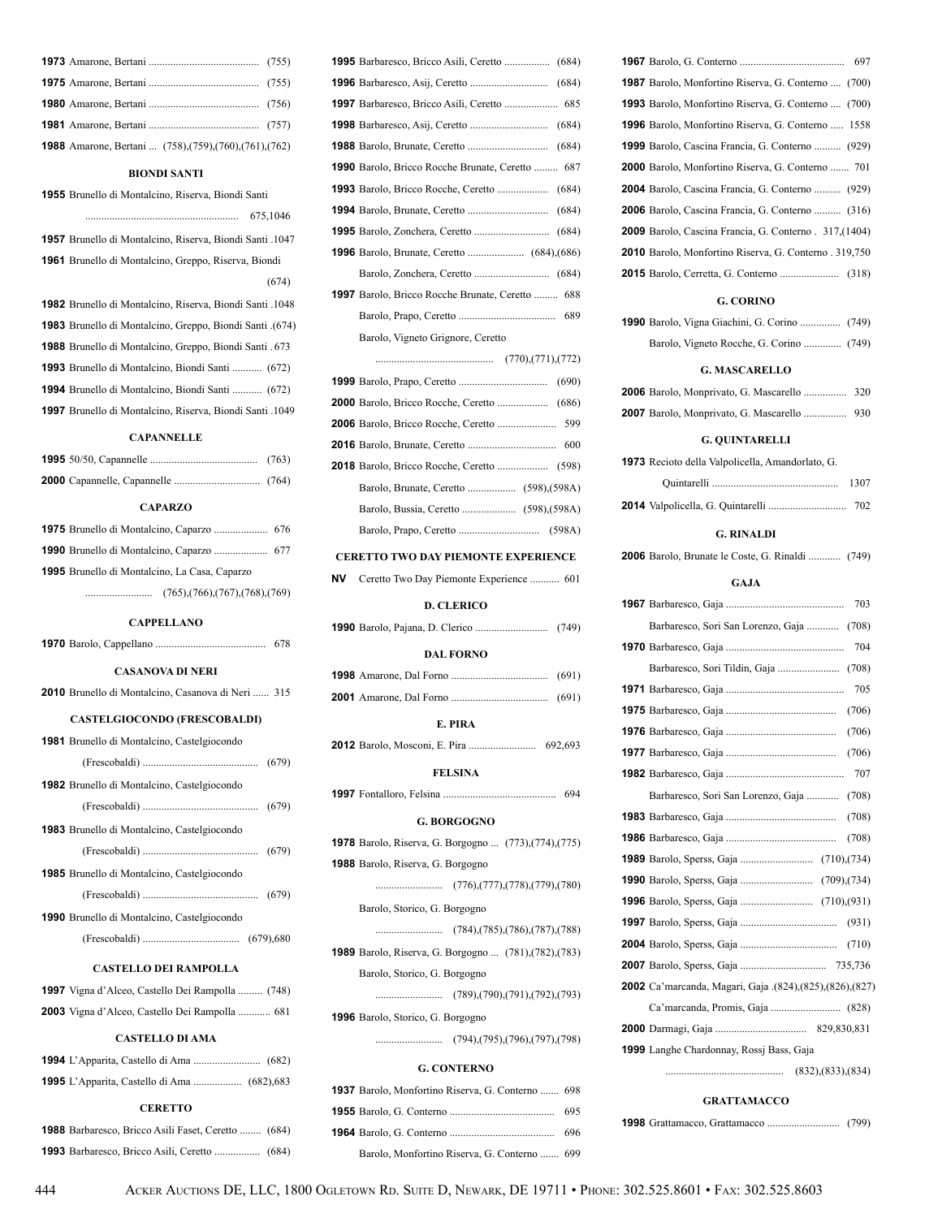**1973** Amarone, Bertani .......................................... (755)

**1975** Amarone, Bertani .......................................... (755)

**1980** Amarone, Bertani .......................................... (756)

**1981** Amarone, Bertani .......................................... (757)

**1988** Amarone, Bertani ... (758),(759),(760),(761),(762)

### BIONDI SANTI

**1955** Brunello di Montalcino, Riserva, Biondi Santi
........................................................ 675,1046

**1957** Brunello di Montalcino, Riserva, Biondi Santi .1047

**1961** Brunello di Montalcino, Greppo, Riserva, Biondi
(674)

**1982** Brunello di Montalcino, Riserva, Biondi Santi .1048

**1983** Brunello di Montalcino, Greppo, Biondi Santi .(674)

**1988** Brunello di Montalcino, Greppo, Biondi Santi .673

**1993** Brunello di Montalcino, Biondi Santi ........... (672)

**1994** Brunello di Montalcino, Biondi Santi ........... (672)

**1997** Brunello di Montalcino, Riserva, Biondi Santi .1049

### CAPANNELLE

**1995** 50/50, Capannelle .......................................... (763)

**2000** Capannelle, Capannelle ................................. (764)

### CAPARZO

**1975** Brunello di Montalcino, Caparzo .................... 676

**1990** Brunello di Montalcino, Caparzo .................... 677

**1995** Brunello di Montalcino, La Casa, Caparzo
......................... (765),(766),(767),(768),(769)

### CAPPELLANO

**1970** Barolo, Cappellano .......................................... 678

### CASANOVA DI NERI

**2010** Brunello di Montalcino, Casanova di Neri ...... 315

### CASTELGIOCONDO (FRESCOBALDI)

**1981** Brunello di Montalcino, Castelgiocondo
(Frescobaldi) .......................................... (679)

**1982** Brunello di Montalcino, Castelgiocondo
(Frescobaldi) .......................................... (679)

**1983** Brunello di Montalcino, Castelgiocondo
(Frescobaldi) .......................................... (679)

**1985** Brunello di Montalcino, Castelgiocondo
(Frescobaldi) .......................................... (679)

**1990** Brunello di Montalcino, Castelgiocondo
(Frescobaldi) .................................... (679),680

### CASTELLO DEI RAMPOLLA

**1997** Vigna d'Alceo, Castello Dei Rampolla ......... (748)

**2003** Vigna d'Alceo, Castello Dei Rampolla ............ 681

### CASTELLO DI AMA

**1994** L'Apparita, Castello di Ama ......................... (682)

**1995** L'Apparita, Castello di Ama .................. (682),683

### CERETTO

**1988** Barbaresco, Bricco Asili Faset, Ceretto ........ (684)

**1993** Barbaresco, Bricco Asili, Ceretto ................. (684)

**1995** Barbaresco, Bricco Asili, Ceretto ................. (684)

**1996** Barbaresco, Asij, Ceretto ............................. (684)

**1997** Barbaresco, Bricco Asili, Ceretto .................... 685

**1998** Barbaresco, Asij, Ceretto ............................. (684)

**1988** Barolo, Brunate, Ceretto .............................. (684)

**1990** Barolo, Bricco Rocche Brunate, Ceretto ......... 687

**1993** Barolo, Bricco Rocche, Ceretto ................... (684)

**1994** Barolo, Brunate, Ceretto .............................. (684)

**1995** Barolo, Zonchera, Ceretto ............................ (684)

**1996** Barolo, Brunate, Ceretto ..................... (684),(686)

Barolo, Zonchera, Ceretto ............................ (684)

**1997** Barolo, Bricco Rocche Brunate, Ceretto ......... 688

Barolo, Prapo, Ceretto .................................... 689

Barolo, Vigneto Grignore, Ceretto
............................................ (770),(771),(772)

**1999** Barolo, Prapo, Ceretto ................................. (690)

**2000** Barolo, Bricco Rocche, Ceretto ................... (686)

**2006** Barolo, Bricco Rocche, Ceretto ...................... 599

**2016** Barolo, Brunate, Ceretto ................................. 600

**2018** Barolo, Bricco Rocche, Ceretto ................... (598)

Barolo, Brunate, Ceretto .................. (598),(598A)

Barolo, Bussia, Ceretto .................... (598),(598A)

Barolo, Prapo, Ceretto .............................. (598A)

### CERETTO TWO DAY PIEMONTE EXPERIENCE

**NV** Ceretto Two Day Piemonte Experience ........... 601

### D. CLERICO

**1990** Barolo, Pajana, D. Clerico ........................... (749)

### DAL FORNO

**1998** Amarone, Dal Forno .................................... (691)

**2001** Amarone, Dal Forno .................................... (691)

### E. PIRA

**2012** Barolo, Mosconi, E. Pira ......................... 692,693

### FELSINA

**1997** Fontalloro, Felsina .......................................... 694

### G. BORGOGNO

**1978** Barolo, Riserva, G. Borgogno ... (773),(774),(775)

**1988** Barolo, Riserva, G. Borgogno
......................... (776),(777),(778),(779),(780)

Barolo, Storico, G. Borgogno
......................... (784),(785),(786),(787),(788)

**1989** Barolo, Riserva, G. Borgogno ... (781),(782),(783)

Barolo, Storico, G. Borgogno
......................... (789),(790),(791),(792),(793)

**1996** Barolo, Storico, G. Borgogno
......................... (794),(795),(796),(797),(798)

### G. CONTERNO

**1937** Barolo, Monfortino Riserva, G. Conterno ....... 698

**1955** Barolo, G. Conterno ....................................... 695

**1964** Barolo, G. Conterno ....................................... 696

Barolo, Monfortino Riserva, G. Conterno ....... 699

**1967** Barolo, G. Conterno ....................................... 697

**1987** Barolo, Monfortino Riserva, G. Conterno .... (700)

**1993** Barolo, Monfortino Riserva, G. Conterno .... (700)

**1996** Barolo, Monfortino Riserva, G. Conterno ..... 1558

**1999** Barolo, Cascina Francia, G. Conterno .......... (929)

**2000** Barolo, Monfortino Riserva, G. Conterno ....... 701

**2004** Barolo, Cascina Francia, G. Conterno .......... (929)

**2006** Barolo, Cascina Francia, G. Conterno .......... (316)

**2009** Barolo, Cascina Francia, G. Conterno . 317,(1404)

**2010** Barolo, Monfortino Riserva, G. Conterno . 319,750

**2015** Barolo, Cerretta, G. Conterno ...................... (318)

### G. CORINO

**1990** Barolo, Vigna Giachini, G. Corino ............... (749)

Barolo, Vigneto Rocche, G. Corino .............. (749)

### G. MASCARELLO

**2006** Barolo, Monprivato, G. Mascarello ................ 320

**2007** Barolo, Monprivato, G. Mascarello ................ 930

### G. QUINTARELLI

**1973** Recioto della Valpolicella, Amandorlato, G.
Quintarelli ............................................... 1307

**2014** Valpolicella, G. Quintarelli ............................. 702

### G. RINALDI

**2006** Barolo, Brunate le Coste, G. Rinaldi ............ (749)

### GAJA

**1967** Barbaresco, Gaja ............................................ 703

Barbaresco, Sori San Lorenzo, Gaja ............ (708)

**1970** Barbaresco, Gaja ............................................ 704

Barbaresco, Sori Tildin, Gaja ....................... (708)

**1971** Barbaresco, Gaja ............................................ 705

**1975** Barbaresco, Gaja ......................................... (706)

**1976** Barbaresco, Gaja ......................................... (706)

**1977** Barbaresco, Gaja ......................................... (706)

**1982** Barbaresco, Gaja ............................................ 707

Barbaresco, Sori San Lorenzo, Gaja ............ (708)

**1983** Barbaresco, Gaja ......................................... (708)

**1986** Barbaresco, Gaja ......................................... (708)

**1989** Barolo, Sperss, Gaja ........................... (710),(734)

**1990** Barolo, Sperss, Gaja ........................... (709),(734)

**1996** Barolo, Sperss, Gaja ........................... (710),(931)

**1997** Barolo, Sperss, Gaja .................................... (931)

**2004** Barolo, Sperss, Gaja .................................... (710)

**2007** Barolo, Sperss, Gaja ................................ 735,736

**2002** Ca'marcanda, Magari, Gaja .(824),(825),(826),(827)

Ca'marcanda, Promis, Gaja .......................... (828)

**2000** Darmagi, Gaja .................................. 829,830,831

**1999** Langhe Chardonnay, Rossj Bass, Gaja
............................................ (832),(833),(834)

### GRATTAMACCO

**1998** Grattamacco, Grattamacco ........................... (799)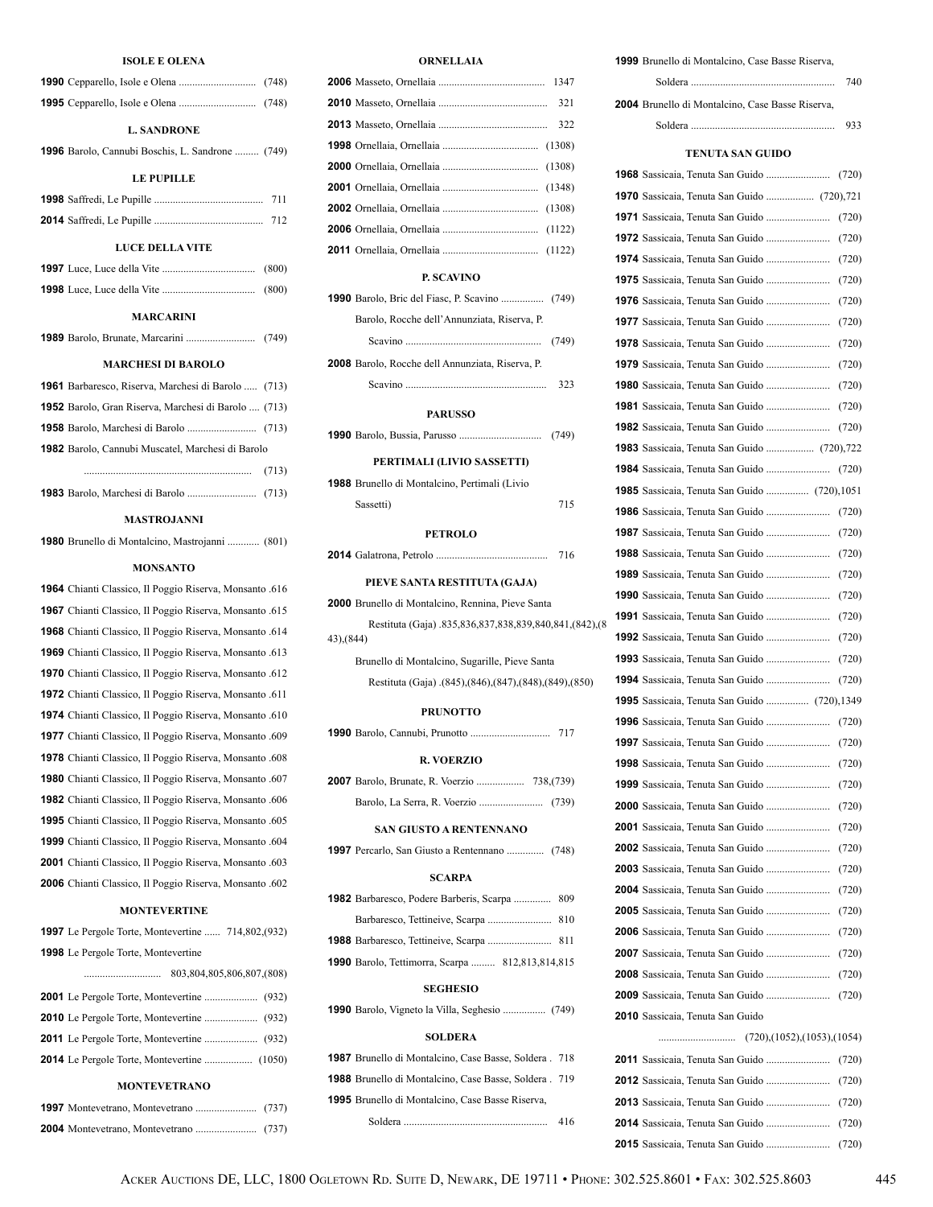### ISOLE E OLENA

**1990** Cepparello, Isole e Olena ............................. (748)

**1995** Cepparello, Isole e Olena ............................. (748)

### L. SANDRONE

**1996** Barolo, Cannubi Boschis, L. Sandrone ......... (749)

### LE PUPILLE

**1998** Saffredi, Le Pupille ......................................... 711

**2014** Saffredi, Le Pupille ......................................... 712

### LUCE DELLA VITE

**1997** Luce, Luce della Vite ................................... (800)

**1998** Luce, Luce della Vite ................................... (800)

### MARCARINI

**1989** Barolo, Brunate, Marcarini .......................... (749)

### MARCHESI DI BAROLO

**1961** Barbaresco, Riserva, Marchesi di Barolo ..... (713)

**1952** Barolo, Gran Riserva, Marchesi di Barolo .... (713)

**1958** Barolo, Marchesi di Barolo .......................... (713)

**1982** Barolo, Cannubi Muscatel, Marchesi di Barolo
............................................................... (713)

**1983** Barolo, Marchesi di Barolo .......................... (713)

### MASTROJANNI

**1980** Brunello di Montalcino, Mastrojanni ............ (801)

### MONSANTO

**1964** Chianti Classico, Il Poggio Riserva, Monsanto .616

**1967** Chianti Classico, Il Poggio Riserva, Monsanto .615

**1968** Chianti Classico, Il Poggio Riserva, Monsanto .614

**1969** Chianti Classico, Il Poggio Riserva, Monsanto .613

**1970** Chianti Classico, Il Poggio Riserva, Monsanto .612

**1972** Chianti Classico, Il Poggio Riserva, Monsanto .611

**1974** Chianti Classico, Il Poggio Riserva, Monsanto .610

**1977** Chianti Classico, Il Poggio Riserva, Monsanto .609

**1978** Chianti Classico, Il Poggio Riserva, Monsanto .608

**1980** Chianti Classico, Il Poggio Riserva, Monsanto .607

**1982** Chianti Classico, Il Poggio Riserva, Monsanto .606

**1995** Chianti Classico, Il Poggio Riserva, Monsanto .605

**1999** Chianti Classico, Il Poggio Riserva, Monsanto .604

**2001** Chianti Classico, Il Poggio Riserva, Monsanto .603

**2006** Chianti Classico, Il Poggio Riserva, Monsanto .602

### MONTEVERTINE

**1997** Le Pergole Torte, Montevertine ...... 714,802,(932)

**1998** Le Pergole Torte, Montevertine
............................ 803,804,805,806,807,(808)

**2001** Le Pergole Torte, Montevertine .................... (932)

**2010** Le Pergole Torte, Montevertine .................... (932)

**2011** Le Pergole Torte, Montevertine .................... (932)

**2014** Le Pergole Torte, Montevertine .................. (1050)

### MONTEVETRANO

**1997** Montevetrano, Montevetrano ....................... (737)

**2004** Montevetrano, Montevetrano ....................... (737)

### ORNELLAIA

**2006** Masseto, Ornellaia ........................................ 1347

**2010** Masseto, Ornellaia ......................................... 321

**2013** Masseto, Ornellaia ......................................... 322

**1998** Ornellaia, Ornellaia .................................... (1308)

**2000** Ornellaia, Ornellaia .................................... (1308)

**2001** Ornellaia, Ornellaia .................................... (1348)

**2002** Ornellaia, Ornellaia .................................... (1308)

**2006** Ornellaia, Ornellaia .................................... (1122)

**2011** Ornellaia, Ornellaia .................................... (1122)

### P. SCAVINO

**1990** Barolo, Bric del Fiasc, P. Scavino ................ (749)

Barolo, Rocche dell'Annunziata, Riserva, P. Scavino ................................................... (749)

**2008** Barolo, Rocche dell Annunziata, Riserva, P. Scavino ..................................................... 323

### PARUSSO

**1990** Barolo, Bussia, Parusso ............................... (749)

### PERTIMALI (LIVIO SASSETTI)

**1988** Brunello di Montalcino, Pertimali (Livio Sassetti) 715

### PETROLO

**2014** Galatrona, Petrolo .......................................... 716

### PIEVE SANTA RESTITUTA (GAJA)

**2000** Brunello di Montalcino, Rennina, Pieve Santa Restituta (Gaja) .835,836,837,838,839,840,841,(842),(843),(844)

Brunello di Montalcino, Sugarille, Pieve Santa Restituta (Gaja) .(845),(846),(847),(848),(849),(850)

### PRUNOTTO

**1990** Barolo, Cannubi, Prunotto .............................. 717

### R. VOERZIO

**2007** Barolo, Brunate, R. Voerzio .................. 738,(739)

Barolo, La Serra, R. Voerzio ........................ (739)

### SAN GIUSTO A RENTENNANO

**1997** Percarlo, San Giusto a Rentennano .............. (748)

### SCARPA

**1982** Barbaresco, Podere Barberis, Scarpa .............. 809

Barbaresco, Tettineive, Scarpa ........................ 810

**1988** Barbaresco, Tettineive, Scarpa ........................ 811

**1990** Barolo, Tettimorra, Scarpa ......... 812,813,814,815

### SEGHESIO

**1990** Barolo, Vigneto la Villa, Seghesio ................ (749)

### SOLDERA

**1987** Brunello di Montalcino, Case Basse, Soldera . 718

**1988** Brunello di Montalcino, Case Basse, Soldera . 719

**1995** Brunello di Montalcino, Case Basse Riserva, Soldera ...................................................... 416

**1999** Brunello di Montalcino, Case Basse Riserva, Soldera ...................................................... 740

**2004** Brunello di Montalcino, Case Basse Riserva, Soldera ...................................................... 933

### TENUTA SAN GUIDO

**1968** Sassicaia, Tenuta San Guido ........................ (720)

**1970** Sassicaia, Tenuta San Guido .................. (720),721

**1971** Sassicaia, Tenuta San Guido ........................ (720)

**1972** Sassicaia, Tenuta San Guido ........................ (720)

**1974** Sassicaia, Tenuta San Guido ........................ (720)

**1975** Sassicaia, Tenuta San Guido ........................ (720)

**1976** Sassicaia, Tenuta San Guido ........................ (720)

**1977** Sassicaia, Tenuta San Guido ........................ (720)

**1978** Sassicaia, Tenuta San Guido ........................ (720)

**1979** Sassicaia, Tenuta San Guido ........................ (720)

**1980** Sassicaia, Tenuta San Guido ........................ (720)

**1981** Sassicaia, Tenuta San Guido ........................ (720)

**1982** Sassicaia, Tenuta San Guido ........................ (720)

**1983** Sassicaia, Tenuta San Guido .................. (720),722

**1984** Sassicaia, Tenuta San Guido ........................ (720)

**1985** Sassicaia, Tenuta San Guido ................ (720),1051

**1986** Sassicaia, Tenuta San Guido ........................ (720)

**1987** Sassicaia, Tenuta San Guido ........................ (720)

**1988** Sassicaia, Tenuta San Guido ........................ (720)

**1989** Sassicaia, Tenuta San Guido ........................ (720)

**1990** Sassicaia, Tenuta San Guido ........................ (720)

**1991** Sassicaia, Tenuta San Guido ........................ (720)

**1992** Sassicaia, Tenuta San Guido ........................ (720)

**1993** Sassicaia, Tenuta San Guido ........................ (720)

**1994** Sassicaia, Tenuta San Guido ........................ (720)

**1995** Sassicaia, Tenuta San Guido ................ (720),1349

**1996** Sassicaia, Tenuta San Guido ........................ (720)

**1997** Sassicaia, Tenuta San Guido ........................ (720)

**1998** Sassicaia, Tenuta San Guido ........................ (720)

**1999** Sassicaia, Tenuta San Guido ........................ (720)

**2000** Sassicaia, Tenuta San Guido ........................ (720)

**2001** Sassicaia, Tenuta San Guido ........................ (720)

**2002** Sassicaia, Tenuta San Guido ........................ (720)

**2003** Sassicaia, Tenuta San Guido ........................ (720)

**2004** Sassicaia, Tenuta San Guido ........................ (720)

**2005** Sassicaia, Tenuta San Guido ........................ (720)

**2006** Sassicaia, Tenuta San Guido ........................ (720)

**2007** Sassicaia, Tenuta San Guido ........................ (720)

**2008** Sassicaia, Tenuta San Guido ........................ (720)

**2009** Sassicaia, Tenuta San Guido ........................ (720)

**2010** Sassicaia, Tenuta San Guido
............................ (720),(1052),(1053),(1054)

**2011** Sassicaia, Tenuta San Guido ........................ (720)

**2012** Sassicaia, Tenuta San Guido ........................ (720)

**2013** Sassicaia, Tenuta San Guido ........................ (720)

**2014** Sassicaia, Tenuta San Guido ........................ (720)

**2015** Sassicaia, Tenuta San Guido ........................ (720)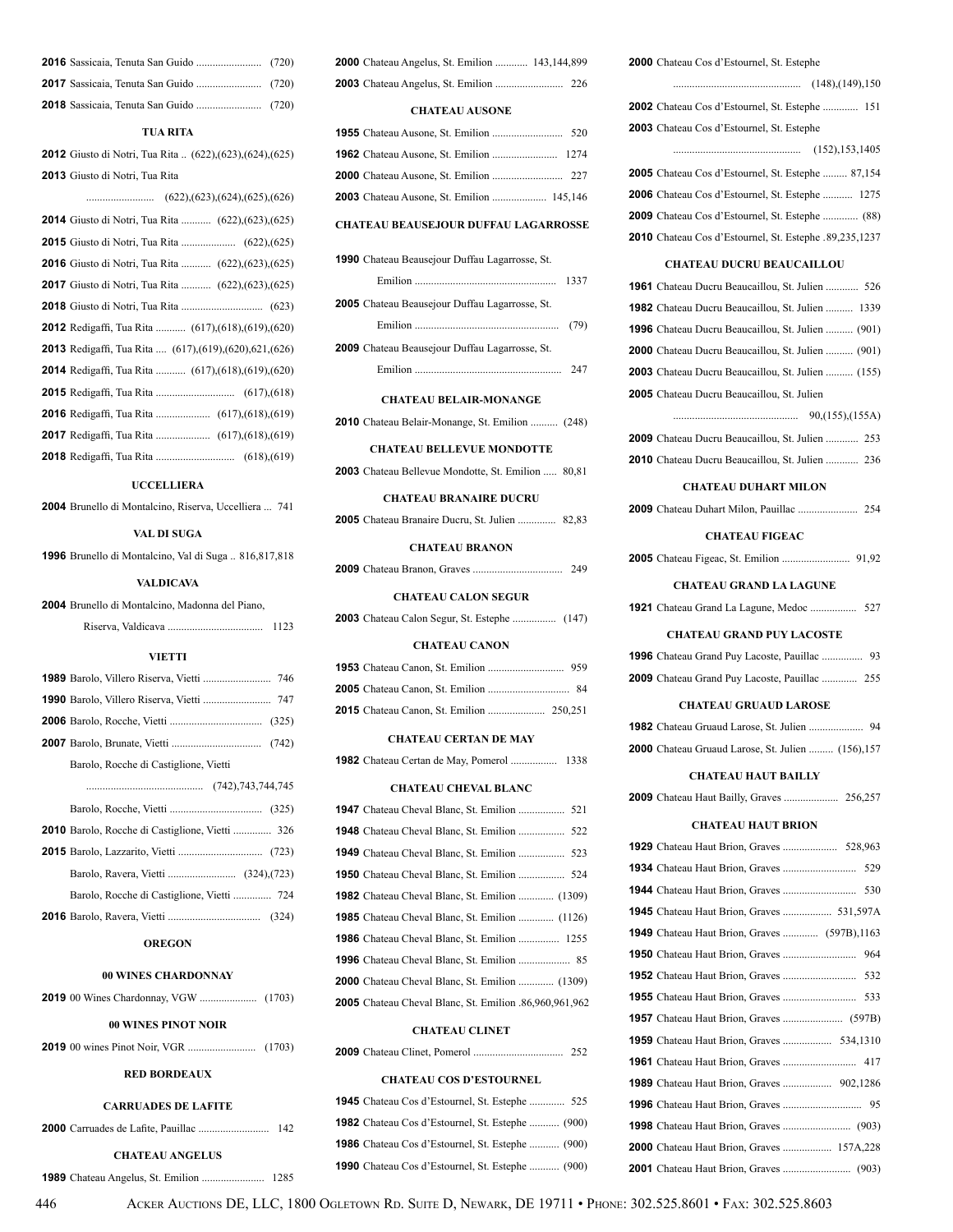**2016** Sassicaia, Tenuta San Guido ........................ (720)

**2017** Sassicaia, Tenuta San Guido ........................ (720)

**2018** Sassicaia, Tenuta San Guido ........................ (720)

### TUA RITA

**2012** Giusto di Notri, Tua Rita .. (622),(623),(624),(625)

**2013** Giusto di Notri, Tua Rita
......................... (622),(623),(624),(625),(626)

**2014** Giusto di Notri, Tua Rita ........... (622),(623),(625)

**2015** Giusto di Notri, Tua Rita .................... (622),(625)

**2016** Giusto di Notri, Tua Rita ........... (622),(623),(625)

**2017** Giusto di Notri, Tua Rita ........... (622),(623),(625)

**2018** Giusto di Notri, Tua Rita .............................. (623)

**2012** Redigaffi, Tua Rita ........... (617),(618),(619),(620)

**2013** Redigaffi, Tua Rita .... (617),(619),(620),621,(626)

**2014** Redigaffi, Tua Rita ........... (617),(618),(619),(620)

**2015** Redigaffi, Tua Rita ............................. (617),(618)

**2016** Redigaffi, Tua Rita .................... (617),(618),(619)

**2017** Redigaffi, Tua Rita .................... (617),(618),(619)

**2018** Redigaffi, Tua Rita ............................. (618),(619)

### UCCELLIERA

**2004** Brunello di Montalcino, Riserva, Uccelliera ... 741

### VAL DI SUGA

**1996** Brunello di Montalcino, Val di Suga .. 816,817,818

### VALDICAVA

**2004** Brunello di Montalcino, Madonna del Piano,
Riserva, Valdicava ................................... 1123

### VIETTI

**1989** Barolo, Villero Riserva, Vietti ......................... 746

**1990** Barolo, Villero Riserva, Vietti ......................... 747

**2006** Barolo, Rocche, Vietti .................................. (325)

**2007** Barolo, Brunate, Vietti ................................. (742)

Barolo, Rocche di Castiglione, Vietti
........................................... (742),743,744,745

Barolo, Rocche, Vietti .................................. (325)

**2010** Barolo, Rocche di Castiglione, Vietti ............. 326

**2015** Barolo, Lazzarito, Vietti ............................... (723)

Barolo, Ravera, Vietti ......................... (324),(723)

Barolo, Rocche di Castiglione, Vietti ............. 724

**2016** Barolo, Ravera, Vietti .................................. (324)

## OREGON

### 00 WINES CHARDONNAY

**2019** 00 Wines Chardonnay, VGW ..................... (1703)

### 00 WINES PINOT NOIR

**2019** 00 wines Pinot Noir, VGR ......................... (1703)

## RED BORDEAUX

### CARRUADES DE LAFITE

**2000** Carruades de Lafite, Pauillac .......................... 142

### CHATEAU ANGELUS

**1989** Chateau Angelus, St. Emilion ....................... 1285

**2000** Chateau Angelus, St. Emilion ............ 143,144,899

**2003** Chateau Angelus, St. Emilion ......................... 226

### CHATEAU AUSONE

**1955** Chateau Ausone, St. Emilion .......................... 520

**1962** Chateau Ausone, St. Emilion ........................ 1274

**2000** Chateau Ausone, St. Emilion .......................... 227

**2003** Chateau Ausone, St. Emilion .................... 145,146

### CHATEAU BEAUSEJOUR DUFFAU LAGARROSSE

**1990** Chateau Beausejour Duffau Lagarrosse, St.
Emilion .................................................... 1337

**2005** Chateau Beausejour Duffau Lagarrosse, St.
Emilion ...................................................... (79)

**2009** Chateau Beausejour Duffau Lagarrosse, St.
Emilion ...................................................... 247

### CHATEAU BELAIR-MONANGE

**2010** Chateau Belair-Monange, St. Emilion .......... (248)

### CHATEAU BELLEVUE MONDOTTE

**2003** Chateau Bellevue Mondotte, St. Emilion ..... 80,81

### CHATEAU BRANAIRE DUCRU

**2005** Chateau Branaire Ducru, St. Julien .............. 82,83

### CHATEAU BRANON

**2009** Chateau Branon, Graves ................................. 249

### CHATEAU CALON SEGUR

**2003** Chateau Calon Segur, St. Estephe ................ (147)

### CHATEAU CANON

**1953** Chateau Canon, St. Emilion ........................... 959

**2005** Chateau Canon, St. Emilion ............................. 84

**2015** Chateau Canon, St. Emilion ..................... 250,251

### CHATEAU CERTAN DE MAY

**1982** Chateau Certan de May, Pomerol ................. 1338

### CHATEAU CHEVAL BLANC

**1947** Chateau Cheval Blanc, St. Emilion ................. 521

**1948** Chateau Cheval Blanc, St. Emilion ................. 522

**1949** Chateau Cheval Blanc, St. Emilion ................. 523

**1950** Chateau Cheval Blanc, St. Emilion ................. 524

**1982** Chateau Cheval Blanc, St. Emilion ............. (1309)

**1985** Chateau Cheval Blanc, St. Emilion ............. (1126)

**1986** Chateau Cheval Blanc, St. Emilion ............... 1255

**1996** Chateau Cheval Blanc, St. Emilion ................... 85

**2000** Chateau Cheval Blanc, St. Emilion ............. (1309)

**2005** Chateau Cheval Blanc, St. Emilion .86,960,961,962

### CHATEAU CLINET

**2009** Chateau Clinet, Pomerol ................................. 252

### CHATEAU COS D'ESTOURNEL

**1945** Chateau Cos d'Estournel, St. Estephe ............. 525

**1982** Chateau Cos d'Estournel, St. Estephe ........... (900)

**1986** Chateau Cos d'Estournel, St. Estephe ........... (900)

**1990** Chateau Cos d'Estournel, St. Estephe ........... (900)

**2000** Chateau Cos d'Estournel, St. Estephe
............................................... (148),(149),150

**2002** Chateau Cos d'Estournel, St. Estephe ............. 151

**2003** Chateau Cos d'Estournel, St. Estephe
............................................... (152),153,1405

**2005** Chateau Cos d'Estournel, St. Estephe ......... 87,154

**2006** Chateau Cos d'Estournel, St. Estephe ........... 1275

**2009** Chateau Cos d'Estournel, St. Estephe ............. (88)

**2010** Chateau Cos d'Estournel, St. Estephe .89,235,1237

### CHATEAU DUCRU BEAUCAILLOU

**1961** Chateau Ducru Beaucaillou, St. Julien ............ 526

**1982** Chateau Ducru Beaucaillou, St. Julien .......... 1339

**1996** Chateau Ducru Beaucaillou, St. Julien .......... (901)

**2000** Chateau Ducru Beaucaillou, St. Julien .......... (901)

**2003** Chateau Ducru Beaucaillou, St. Julien .......... (155)

**2005** Chateau Ducru Beaucaillou, St. Julien
.............................................. 90,(155),(155A)

**2009** Chateau Ducru Beaucaillou, St. Julien ............ 253

**2010** Chateau Ducru Beaucaillou, St. Julien ............ 236

### CHATEAU DUHART MILON

**2009** Chateau Duhart Milon, Pauillac ...................... 254

### CHATEAU FIGEAC

**2005** Chateau Figeac, St. Emilion ......................... 91,92

### CHATEAU GRAND LA LAGUNE

**1921** Chateau Grand La Lagune, Medoc ................. 527

### CHATEAU GRAND PUY LACOSTE

**1996** Chateau Grand Puy Lacoste, Pauillac ............... 93

**2009** Chateau Grand Puy Lacoste, Pauillac ............. 255

### CHATEAU GRUAUD LAROSE

**1982** Chateau Gruaud Larose, St. Julien .................... 94

**2000** Chateau Gruaud Larose, St. Julien ......... (156),157

### CHATEAU HAUT BAILLY

**2009** Chateau Haut Bailly, Graves .................... 256,257

### CHATEAU HAUT BRION

**1929** Chateau Haut Brion, Graves .................... 528,963

**1934** Chateau Haut Brion, Graves ........................... 529

**1944** Chateau Haut Brion, Graves ........................... 530

**1945** Chateau Haut Brion, Graves .................. 531,597A

**1949** Chateau Haut Brion, Graves ............. (597B),1163

**1950** Chateau Haut Brion, Graves ........................... 964

**1952** Chateau Haut Brion, Graves ........................... 532

**1955** Chateau Haut Brion, Graves ........................... 533

**1957** Chateau Haut Brion, Graves ..................... (597B)

**1959** Chateau Haut Brion, Graves .................. 534,1310

**1961** Chateau Haut Brion, Graves ........................... 417

**1989** Chateau Haut Brion, Graves .................. 902,1286

**1996** Chateau Haut Brion, Graves ............................. 95

**1998** Chateau Haut Brion, Graves ......................... (903)

**2000** Chateau Haut Brion, Graves .................. 157A,228

**2001** Chateau Haut Brion, Graves ......................... (903)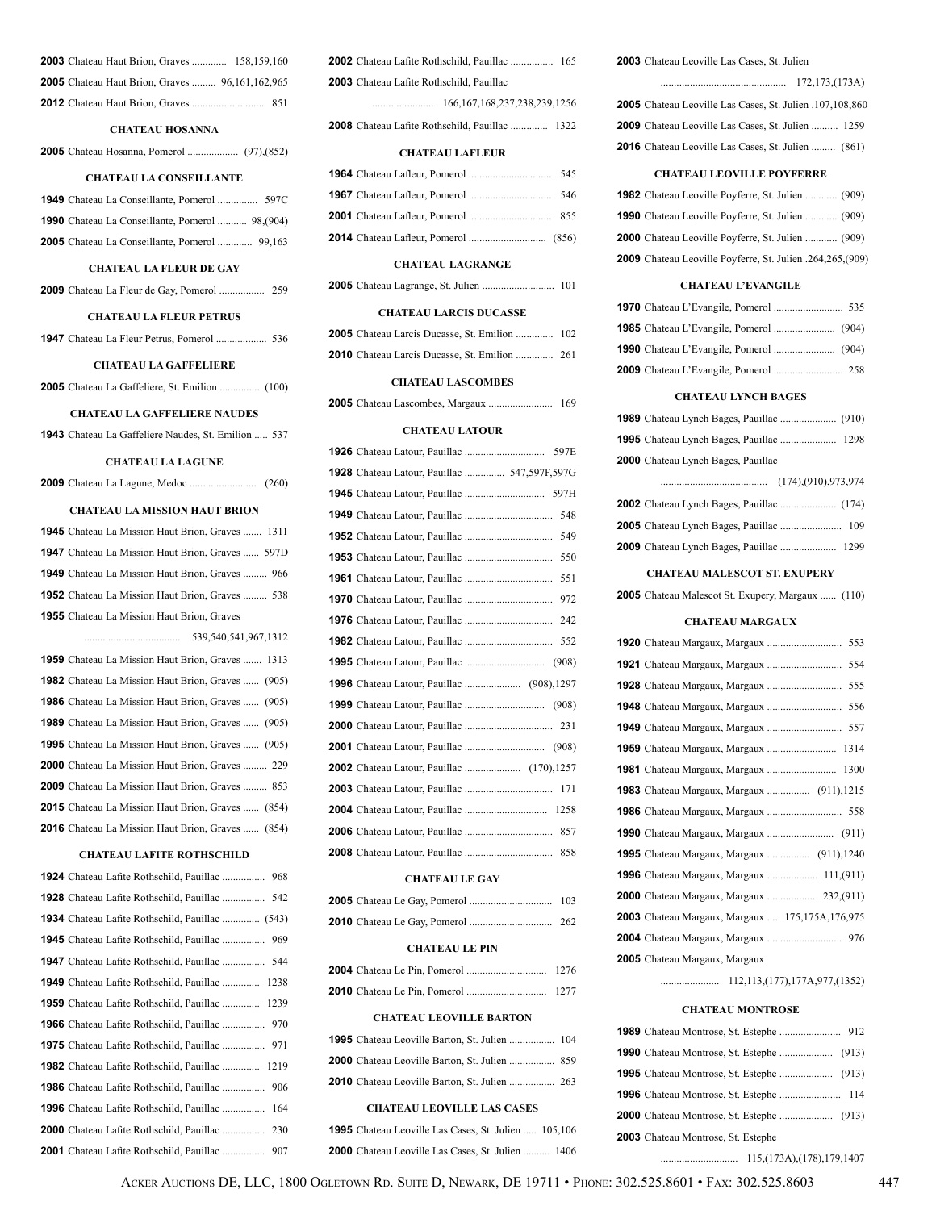**2003** Chateau Haut Brion, Graves ............. 158,159,160

**2005** Chateau Haut Brion, Graves ......... 96,161,162,965

**2012** Chateau Haut Brion, Graves ........................... 851

### CHATEAU HOSANNA

**2005** Chateau Hosanna, Pomerol ................... (97),(852)

### CHATEAU LA CONSEILLANTE

**1949** Chateau La Conseillante, Pomerol ............... 597C

**1990** Chateau La Conseillante, Pomerol ........... 98,(904)

**2005** Chateau La Conseillante, Pomerol ............. 99,163

### CHATEAU LA FLEUR DE GAY

**2009** Chateau La Fleur de Gay, Pomerol ................. 259

### CHATEAU LA FLEUR PETRUS

**1947** Chateau La Fleur Petrus, Pomerol ................... 536

### CHATEAU LA GAFFELIERE

**2005** Chateau La Gaffeliere, St. Emilion ............... (100)

### CHATEAU LA GAFFELIERE NAUDES

**1943** Chateau La Gaffeliere Naudes, St. Emilion ..... 537

### CHATEAU LA LAGUNE

**2009** Chateau La Lagune, Medoc ......................... (260)

### CHATEAU LA MISSION HAUT BRION

**1945** Chateau La Mission Haut Brion, Graves ....... 1311

**1947** Chateau La Mission Haut Brion, Graves ...... 597D

**1949** Chateau La Mission Haut Brion, Graves ......... 966

**1952** Chateau La Mission Haut Brion, Graves ......... 538

**1955** Chateau La Mission Haut Brion, Graves

.................................... 539,540,541,967,1312

**1959** Chateau La Mission Haut Brion, Graves ....... 1313

**1982** Chateau La Mission Haut Brion, Graves ...... (905)

**1986** Chateau La Mission Haut Brion, Graves ...... (905)

**1989** Chateau La Mission Haut Brion, Graves ...... (905)

**1995** Chateau La Mission Haut Brion, Graves ...... (905)

**2000** Chateau La Mission Haut Brion, Graves ......... 229

**2009** Chateau La Mission Haut Brion, Graves ......... 853

**2015** Chateau La Mission Haut Brion, Graves ...... (854)

**2016** Chateau La Mission Haut Brion, Graves ...... (854)

### CHATEAU LAFITE ROTHSCHILD

**1924** Chateau Lafite Rothschild, Pauillac ................ 968

**1928** Chateau Lafite Rothschild, Pauillac ................ 542

**1934** Chateau Lafite Rothschild, Pauillac .............. (543)

**1945** Chateau Lafite Rothschild, Pauillac ................ 969

**1947** Chateau Lafite Rothschild, Pauillac ................ 544

**1949** Chateau Lafite Rothschild, Pauillac .............. 1238

**1959** Chateau Lafite Rothschild, Pauillac .............. 1239

**1966** Chateau Lafite Rothschild, Pauillac ................ 970

**1975** Chateau Lafite Rothschild, Pauillac ................ 971

**1982** Chateau Lafite Rothschild, Pauillac .............. 1219

**1986** Chateau Lafite Rothschild, Pauillac ................ 906

**1996** Chateau Lafite Rothschild, Pauillac ................ 164

**2000** Chateau Lafite Rothschild, Pauillac ................ 230

**2001** Chateau Lafite Rothschild, Pauillac ................ 907

**2002** Chateau Lafite Rothschild, Pauillac ................ 165

**2003** Chateau Lafite Rothschild, Pauillac

....................... 166,167,168,237,238,239,1256

**2008** Chateau Lafite Rothschild, Pauillac .............. 1322

### CHATEAU LAFLEUR

**1964** Chateau Lafleur, Pomerol ............................... 545

**1967** Chateau Lafleur, Pomerol ............................... 546

**2001** Chateau Lafleur, Pomerol ............................... 855

**2014** Chateau Lafleur, Pomerol ............................. (856)

### CHATEAU LAGRANGE

**2005** Chateau Lagrange, St. Julien ........................... 101

### CHATEAU LARCIS DUCASSE

**2005** Chateau Larcis Ducasse, St. Emilion .............. 102

**2010** Chateau Larcis Ducasse, St. Emilion .............. 261

### CHATEAU LASCOMBES

**2005** Chateau Lascombes, Margaux ........................ 169

### CHATEAU LATOUR

**1926** Chateau Latour, Pauillac .............................. 597E

**1928** Chateau Latour, Pauillac ............... 547,597F,597G

**1945** Chateau Latour, Pauillac .............................. 597H

**1949** Chateau Latour, Pauillac ................................. 548

**1952** Chateau Latour, Pauillac ................................. 549

**1953** Chateau Latour, Pauillac ................................. 550

**1961** Chateau Latour, Pauillac ................................. 551

**1970** Chateau Latour, Pauillac ................................. 972

**1976** Chateau Latour, Pauillac ................................. 242

**1982** Chateau Latour, Pauillac ................................. 552

**1995** Chateau Latour, Pauillac .............................. (908)

**1996** Chateau Latour, Pauillac ..................... (908),1297

**1999** Chateau Latour, Pauillac .............................. (908)

**2000** Chateau Latour, Pauillac ................................. 231

**2001** Chateau Latour, Pauillac .............................. (908)

**2002** Chateau Latour, Pauillac ..................... (170),1257

**2003** Chateau Latour, Pauillac ................................. 171

**2004** Chateau Latour, Pauillac ............................... 1258

**2006** Chateau Latour, Pauillac ................................. 857

**2008** Chateau Latour, Pauillac ................................. 858

### CHATEAU LE GAY

**2005** Chateau Le Gay, Pomerol ............................... 103

**2010** Chateau Le Gay, Pomerol ............................... 262

### CHATEAU LE PIN

**2004** Chateau Le Pin, Pomerol .............................. 1276

**2010** Chateau Le Pin, Pomerol .............................. 1277

### CHATEAU LEOVILLE BARTON

**1995** Chateau Leoville Barton, St. Julien ................. 104

**2000** Chateau Leoville Barton, St. Julien ................. 859

**2010** Chateau Leoville Barton, St. Julien ................. 263

### CHATEAU LEOVILLE LAS CASES

**1995** Chateau Leoville Las Cases, St. Julien ..... 105,106

**2000** Chateau Leoville Las Cases, St. Julien .......... 1406

**2003** Chateau Leoville Las Cases, St. Julien

............................................... 172,173,(173A)

**2005** Chateau Leoville Las Cases, St. Julien .107,108,860

**2009** Chateau Leoville Las Cases, St. Julien .......... 1259

**2016** Chateau Leoville Las Cases, St. Julien ......... (861)

### CHATEAU LEOVILLE POYFERRE

**1982** Chateau Leoville Poyferre, St. Julien ............ (909)

**1990** Chateau Leoville Poyferre, St. Julien ............ (909)

**2000** Chateau Leoville Poyferre, St. Julien ............ (909)

**2009** Chateau Leoville Poyferre, St. Julien .264,265,(909)

### CHATEAU L'EVANGILE

**1970** Chateau L'Evangile, Pomerol .......................... 535

**1985** Chateau L'Evangile, Pomerol ....................... (904)

**1990** Chateau L'Evangile, Pomerol ....................... (904)

**2009** Chateau L'Evangile, Pomerol .......................... 258

### CHATEAU LYNCH BAGES

**1989** Chateau Lynch Bages, Pauillac ..................... (910)

**1995** Chateau Lynch Bages, Pauillac ..................... 1298

**2000** Chateau Lynch Bages, Pauillac

........................................ (174),(910),973,974

**2002** Chateau Lynch Bages, Pauillac ..................... (174)

**2005** Chateau Lynch Bages, Pauillac ....................... 109

**2009** Chateau Lynch Bages, Pauillac ..................... 1299

### CHATEAU MALESCOT ST. EXUPERY

**2005** Chateau Malescot St. Exupery, Margaux ...... (110)

### CHATEAU MARGAUX

**1920** Chateau Margaux, Margaux ............................ 553

**1921** Chateau Margaux, Margaux ............................ 554

**1928** Chateau Margaux, Margaux ............................ 555

**1948** Chateau Margaux, Margaux ............................ 556

**1949** Chateau Margaux, Margaux ............................ 557

**1959** Chateau Margaux, Margaux .......................... 1314

**1981** Chateau Margaux, Margaux .......................... 1300

**1983** Chateau Margaux, Margaux ................ (911),1215

**1986** Chateau Margaux, Margaux ............................ 558

**1990** Chateau Margaux, Margaux ......................... (911)

**1995** Chateau Margaux, Margaux ................ (911),1240

**1996** Chateau Margaux, Margaux ................... 111,(911)

**2000** Chateau Margaux, Margaux .................. 232,(911)

**2003** Chateau Margaux, Margaux .... 175,175A,176,975

**2004** Chateau Margaux, Margaux ............................ 976

**2005** Chateau Margaux, Margaux

...................... 112,113,(177),177A,977,(1352)

### CHATEAU MONTROSE

**1989** Chateau Montrose, St. Estephe ....................... 912

**1990** Chateau Montrose, St. Estephe .................... (913)

**1995** Chateau Montrose, St. Estephe .................... (913)

**1996** Chateau Montrose, St. Estephe ....................... 114

**2000** Chateau Montrose, St. Estephe .................... (913)

**2003** Chateau Montrose, St. Estephe

............................. 115,(173A),(178),179,1407

Acker Auctions DE, LLC, 1800 Ogletown Rd. Suite D, Newark, DE 19711 • Phone: 302.525.8601 • Fax: 302.525.8603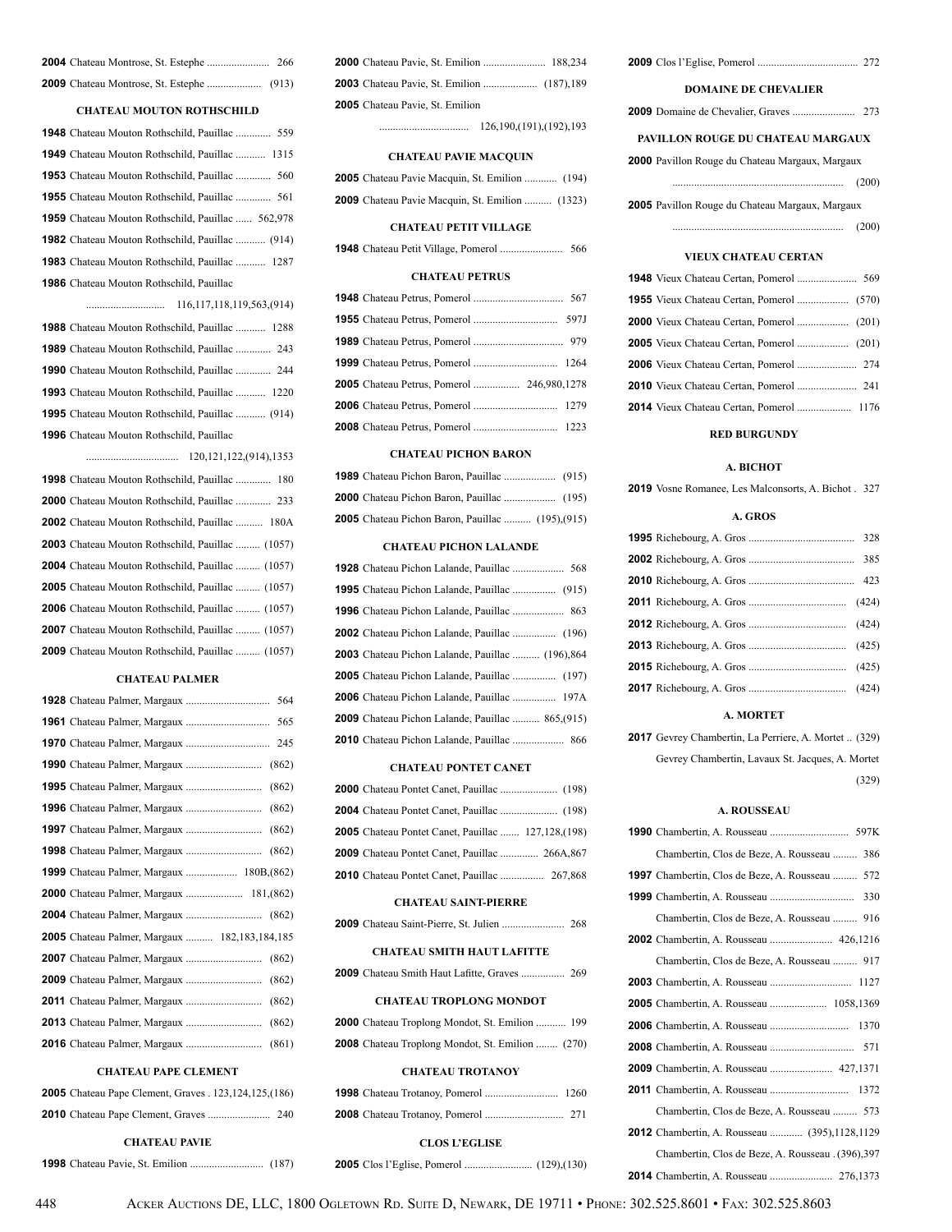**2004** Chateau Montrose, St. Estephe ....................... 266

**2009** Chateau Montrose, St. Estephe .................... (913)

### CHATEAU MOUTON ROTHSCHILD

**1948** Chateau Mouton Rothschild, Pauillac ............. 559

**1949** Chateau Mouton Rothschild, Pauillac ........... 1315

**1953** Chateau Mouton Rothschild, Pauillac ............. 560

**1955** Chateau Mouton Rothschild, Pauillac ............. 561

**1959** Chateau Mouton Rothschild, Pauillac ...... 562,978

**1982** Chateau Mouton Rothschild, Pauillac ........... (914)

**1983** Chateau Mouton Rothschild, Pauillac ........... 1287

**1986** Chateau Mouton Rothschild, Pauillac
............................. 116,117,118,119,563,(914)

**1988** Chateau Mouton Rothschild, Pauillac ........... 1288

**1989** Chateau Mouton Rothschild, Pauillac ............. 243

**1990** Chateau Mouton Rothschild, Pauillac ............. 244

**1993** Chateau Mouton Rothschild, Pauillac ........... 1220

**1995** Chateau Mouton Rothschild, Pauillac ........... (914)

**1996** Chateau Mouton Rothschild, Pauillac
.................................. 120,121,122,(914),1353

**1998** Chateau Mouton Rothschild, Pauillac ............. 180

**2000** Chateau Mouton Rothschild, Pauillac ............. 233

**2002** Chateau Mouton Rothschild, Pauillac .......... 180A

**2003** Chateau Mouton Rothschild, Pauillac ......... (1057)

**2004** Chateau Mouton Rothschild, Pauillac ......... (1057)

**2005** Chateau Mouton Rothschild, Pauillac ......... (1057)

**2006** Chateau Mouton Rothschild, Pauillac ......... (1057)

**2007** Chateau Mouton Rothschild, Pauillac ......... (1057)

**2009** Chateau Mouton Rothschild, Pauillac ......... (1057)

### CHATEAU PALMER

**1928** Chateau Palmer, Margaux ............................... 564

**1961** Chateau Palmer, Margaux ............................... 565

**1970** Chateau Palmer, Margaux ............................... 245

**1990** Chateau Palmer, Margaux ............................ (862)

**1995** Chateau Palmer, Margaux ............................ (862)

**1996** Chateau Palmer, Margaux ............................ (862)

**1997** Chateau Palmer, Margaux ............................ (862)

**1998** Chateau Palmer, Margaux ............................ (862)

**1999** Chateau Palmer, Margaux ................... 180B,(862)

**2000** Chateau Palmer, Margaux ..................... 181,(862)

**2004** Chateau Palmer, Margaux ............................ (862)

**2005** Chateau Palmer, Margaux .......... 182,183,184,185

**2007** Chateau Palmer, Margaux ............................ (862)

**2009** Chateau Palmer, Margaux ............................ (862)

**2011** Chateau Palmer, Margaux ............................ (862)

**2013** Chateau Palmer, Margaux ............................ (862)

**2016** Chateau Palmer, Margaux ............................ (861)

### CHATEAU PAPE CLEMENT

**2005** Chateau Pape Clement, Graves . 123,124,125,(186)

**2010** Chateau Pape Clement, Graves ....................... 240

### CHATEAU PAVIE

**1998** Chateau Pavie, St. Emilion ........................... (187)

**2000** Chateau Pavie, St. Emilion ....................... 188,234

**2003** Chateau Pavie, St. Emilion .................... (187),189

**2005** Chateau Pavie, St. Emilion
................................. 126,190,(191),(192),193

### CHATEAU PAVIE MACQUIN

**2005** Chateau Pavie Macquin, St. Emilion ............ (194)

**2009** Chateau Pavie Macquin, St. Emilion .......... (1323)

### CHATEAU PETIT VILLAGE

**1948** Chateau Petit Village, Pomerol ....................... 566

### CHATEAU PETRUS

**1948** Chateau Petrus, Pomerol ................................. 567

**1955** Chateau Petrus, Pomerol ............................... 597J

**1989** Chateau Petrus, Pomerol ................................. 979

**1999** Chateau Petrus, Pomerol ............................... 1264

**2005** Chateau Petrus, Pomerol ................. 246,980,1278

**2006** Chateau Petrus, Pomerol ............................... 1279

**2008** Chateau Petrus, Pomerol ............................... 1223

### CHATEAU PICHON BARON

**1989** Chateau Pichon Baron, Pauillac ................... (915)

**2000** Chateau Pichon Baron, Pauillac ................... (195)

**2005** Chateau Pichon Baron, Pauillac .......... (195),(915)

### CHATEAU PICHON LALANDE

**1928** Chateau Pichon Lalande, Pauillac ................... 568

**1995** Chateau Pichon Lalande, Pauillac ................ (915)

**1996** Chateau Pichon Lalande, Pauillac ................... 863

**2002** Chateau Pichon Lalande, Pauillac ................ (196)

**2003** Chateau Pichon Lalande, Pauillac .......... (196),864

**2005** Chateau Pichon Lalande, Pauillac ................ (197)

**2006** Chateau Pichon Lalande, Pauillac ................ 197A

**2009** Chateau Pichon Lalande, Pauillac .......... 865,(915)

**2010** Chateau Pichon Lalande, Pauillac ................... 866

### CHATEAU PONTET CANET

**2000** Chateau Pontet Canet, Pauillac ..................... (198)

**2004** Chateau Pontet Canet, Pauillac ..................... (198)

**2005** Chateau Pontet Canet, Pauillac ....... 127,128,(198)

**2009** Chateau Pontet Canet, Pauillac .............. 266A,867

**2010** Chateau Pontet Canet, Pauillac ................ 267,868

### CHATEAU SAINT-PIERRE

**2009** Chateau Saint-Pierre, St. Julien ....................... 268

### CHATEAU SMITH HAUT LAFITTE

**2009** Chateau Smith Haut Lafitte, Graves ................ 269

### CHATEAU TROPLONG MONDOT

**2000** Chateau Troplong Mondot, St. Emilion ........... 199

**2008** Chateau Troplong Mondot, St. Emilion ........ (270)

### CHATEAU TROTANOY

**1998** Chateau Trotanoy, Pomerol ........................... 1260

**2008** Chateau Trotanoy, Pomerol ............................ 271

### CLOS L'EGLISE

**2005** Clos l'Eglise, Pomerol ......................... (129),(130)

**2009** Clos l'Eglise, Pomerol ..................................... 272

### DOMAINE DE CHEVALIER

**2009** Domaine de Chevalier, Graves ....................... 273

### PAVILLON ROUGE DU CHATEAU MARGAUX

**2000** Pavillon Rouge du Chateau Margaux, Margaux
.............................................................. (200)

**2005** Pavillon Rouge du Chateau Margaux, Margaux
.............................................................. (200)

### VIEUX CHATEAU CERTAN

**1948** Vieux Chateau Certan, Pomerol ...................... 569

**1955** Vieux Chateau Certan, Pomerol ................... (570)

**2000** Vieux Chateau Certan, Pomerol ................... (201)

**2005** Vieux Chateau Certan, Pomerol ................... (201)

**2006** Vieux Chateau Certan, Pomerol ...................... 274

**2010** Vieux Chateau Certan, Pomerol ...................... 241

**2014** Vieux Chateau Certan, Pomerol .................... 1176

## RED BURGUNDY

### A. BICHOT

**2019** Vosne Romanee, Les Malconsorts, A. Bichot . 327

### A. GROS

**1995** Richebourg, A. Gros ....................................... 328

**2002** Richebourg, A. Gros ....................................... 385

**2010** Richebourg, A. Gros ....................................... 423

**2011** Richebourg, A. Gros .................................... (424)

**2012** Richebourg, A. Gros .................................... (424)

**2013** Richebourg, A. Gros .................................... (425)

**2015** Richebourg, A. Gros .................................... (425)

**2017** Richebourg, A. Gros .................................... (424)

### A. MORTET

**2017** Gevrey Chambertin, La Perriere, A. Mortet .. (329)

Gevrey Chambertin, Lavaux St. Jacques, A. Mortet
(329)

### A. ROUSSEAU

**1990** Chambertin, A. Rousseau ............................. 597K

Chambertin, Clos de Beze, A. Rousseau ......... 386

**1997** Chambertin, Clos de Beze, A. Rousseau ......... 572

**1999** Chambertin, A. Rousseau ............................... 330

Chambertin, Clos de Beze, A. Rousseau ......... 916

**2002** Chambertin, A. Rousseau ....................... 426,1216

Chambertin, Clos de Beze, A. Rousseau ......... 917

**2003** Chambertin, A. Rousseau .............................. 1127

**2005** Chambertin, A. Rousseau ..................... 1058,1369

**2006** Chambertin, A. Rousseau ............................. 1370

**2008** Chambertin, A. Rousseau ............................... 571

**2009** Chambertin, A. Rousseau ....................... 427,1371

**2011** Chambertin, A. Rousseau ............................. 1372

Chambertin, Clos de Beze, A. Rousseau ......... 573

**2012** Chambertin, A. Rousseau ............ (395),1128,1129

Chambertin, Clos de Beze, A. Rousseau . (396),397

**2014** Chambertin, A. Rousseau ....................... 276,1373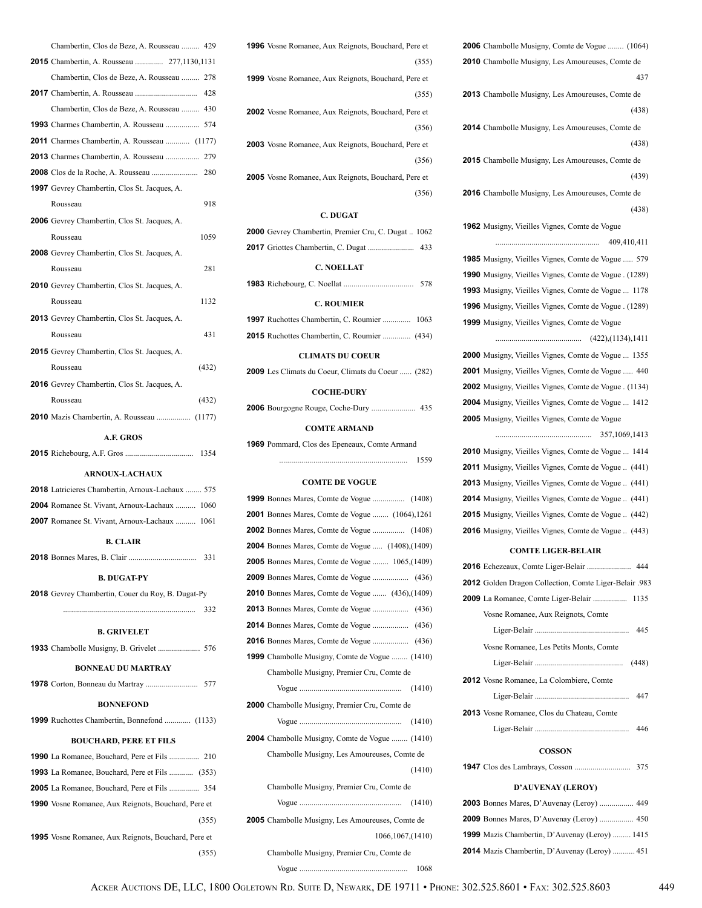Chambertin, Clos de Beze, A. Rousseau ......... 429

**2015** Chambertin, A. Rousseau .............. 277,1130,1131

Chambertin, Clos de Beze, A. Rousseau ......... 278

**2017** Chambertin, A. Rousseau ............................... 428

Chambertin, Clos de Beze, A. Rousseau ......... 430

**1993** Charmes Chambertin, A. Rousseau ................. 574

**2011** Charmes Chambertin, A. Rousseau ............ (1177)

**2013** Charmes Chambertin, A. Rousseau ................. 279

**2008** Clos de la Roche, A. Rousseau ....................... 280

**1997** Gevrey Chambertin, Clos St. Jacques, A. Rousseau 918

**2006** Gevrey Chambertin, Clos St. Jacques, A. Rousseau 1059

**2008** Gevrey Chambertin, Clos St. Jacques, A. Rousseau 281

**2010** Gevrey Chambertin, Clos St. Jacques, A. Rousseau 1132

**2013** Gevrey Chambertin, Clos St. Jacques, A. Rousseau 431

**2015** Gevrey Chambertin, Clos St. Jacques, A. Rousseau (432)

**2016** Gevrey Chambertin, Clos St. Jacques, A. Rousseau (432)

**2010** Mazis Chambertin, A. Rousseau ................. (1177)

### A.F. GROS

**2015** Richebourg, A.F. Gros .................................. 1354

### ARNOUX-LACHAUX

**2018** Latricieres Chambertin, Arnoux-Lachaux ........ 575

**2004** Romanee St. Vivant, Arnoux-Lachaux .......... 1060

**2007** Romanee St. Vivant, Arnoux-Lachaux .......... 1061

### B. CLAIR

**2018** Bonnes Mares, B. Clair .................................. 331

### B. DUGAT-PY

**2018** Gevrey Chambertin, Couer du Roy, B. Dugat-Py .................................................................. 332

### B. GRIVELET

**1933** Chambolle Musigny, B. Grivelet ..................... 576

### BONNEAU DU MARTRAY

**1978** Corton, Bonneau du Martray .......................... 577

### BONNEFOND

**1999** Ruchottes Chambertin, Bonnefond ............. (1133)

### BOUCHARD, PERE ET FILS

**1990** La Romanee, Bouchard, Pere et Fils ............... 210

**1993** La Romanee, Bouchard, Pere et Fils ............ (353)

**2005** La Romanee, Bouchard, Pere et Fils ............... 354

**1990** Vosne Romanee, Aux Reignots, Bouchard, Pere et (355)

**1995** Vosne Romanee, Aux Reignots, Bouchard, Pere et (355)

**1996** Vosne Romanee, Aux Reignots, Bouchard, Pere et (355)

**1999** Vosne Romanee, Aux Reignots, Bouchard, Pere et (355)

**2002** Vosne Romanee, Aux Reignots, Bouchard, Pere et (356)

**2003** Vosne Romanee, Aux Reignots, Bouchard, Pere et (356)

**2005** Vosne Romanee, Aux Reignots, Bouchard, Pere et (356)

### C. DUGAT

**2000** Gevrey Chambertin, Premier Cru, C. Dugat .. 1062

**2017** Griottes Chambertin, C. Dugat ....................... 433

### C. NOELLAT

**1983** Richebourg, C. Noellat ................................... 578

### C. ROUMIER

**1997** Ruchottes Chambertin, C. Roumier .............. 1063

**2015** Ruchottes Chambertin, C. Roumier .............. (434)

### CLIMATS DU COEUR

**2009** Les Climats du Coeur, Climats du Coeur ...... (282)

### COCHE-DURY

**2006** Bourgogne Rouge, Coche-Dury ...................... 435

### COMTE ARMAND

**1969** Pommard, Clos des Epeneaux, Comte Armand ................................................................ 1559

### COMTE DE VOGUE

**1999** Bonnes Mares, Comte de Vogue ................ (1408)

**2001** Bonnes Mares, Comte de Vogue ........ (1064),1261

**2002** Bonnes Mares, Comte de Vogue ................ (1408)

**2004** Bonnes Mares, Comte de Vogue ...... (1408),(1409)

**2005** Bonnes Mares, Comte de Vogue ........ 1065,(1409)

**2009** Bonnes Mares, Comte de Vogue .................. (436)

**2010** Bonnes Mares, Comte de Vogue ....... (436),(1409)

**2013** Bonnes Mares, Comte de Vogue .................. (436)

**2014** Bonnes Mares, Comte de Vogue .................. (436)

**2016** Bonnes Mares, Comte de Vogue .................. (436)

**1999** Chambolle Musigny, Comte de Vogue ........ (1410)

Chambolle Musigny, Premier Cru, Comte de Vogue ................................................... (1410)

**2000** Chambolle Musigny, Premier Cru, Comte de Vogue ................................................... (1410)

**2004** Chambolle Musigny, Comte de Vogue ........ (1410)

Chambolle Musigny, Les Amoureuses, Comte de (1410)

Chambolle Musigny, Premier Cru, Comte de Vogue ................................................... (1410)

**2005** Chambolle Musigny, Les Amoureuses, Comte de 1066,1067,(1410)

Chambolle Musigny, Premier Cru, Comte de Vogue ...................................................... 1068

**2006** Chambolle Musigny, Comte de Vogue ........ (1064)

**2010** Chambolle Musigny, Les Amoureuses, Comte de 437

**2013** Chambolle Musigny, Les Amoureuses, Comte de (438)

**2014** Chambolle Musigny, Les Amoureuses, Comte de (438)

**2015** Chambolle Musigny, Les Amoureuses, Comte de (439)

**2016** Chambolle Musigny, Les Amoureuses, Comte de (438)

**1962** Musigny, Vieilles Vignes, Comte de Vogue .................................................... 409,410,411

**1985** Musigny, Vieilles Vignes, Comte de Vogue ..... 579

**1990** Musigny, Vieilles Vignes, Comte de Vogue . (1289)

**1993** Musigny, Vieilles Vignes, Comte de Vogue ... 1178

**1996** Musigny, Vieilles Vignes, Comte de Vogue . (1289)

**1999** Musigny, Vieilles Vignes, Comte de Vogue ........................................... (422),(1134),1411

**2000** Musigny, Vieilles Vignes, Comte de Vogue ... 1355

**2001** Musigny, Vieilles Vignes, Comte de Vogue ..... 440

**2002** Musigny, Vieilles Vignes, Comte de Vogue . (1134)

**2004** Musigny, Vieilles Vignes, Comte de Vogue ... 1412

**2005** Musigny, Vieilles Vignes, Comte de Vogue ................................................ 357,1069,1413

**2010** Musigny, Vieilles Vignes, Comte de Vogue ... 1414

**2011** Musigny, Vieilles Vignes, Comte de Vogue .. (441)

**2013** Musigny, Vieilles Vignes, Comte de Vogue .. (441)

**2014** Musigny, Vieilles Vignes, Comte de Vogue .. (441)

**2015** Musigny, Vieilles Vignes, Comte de Vogue .. (442)

**2016** Musigny, Vieilles Vignes, Comte de Vogue .. (443)

### COMTE LIGER-BELAIR

**2016** Echezeaux, Comte Liger-Belair ...................... 444

**2012** Golden Dragon Collection, Comte Liger-Belair .983

**2009** La Romanee, Comte Liger-Belair ................. 1135

Vosne Romanee, Aux Reignots, Comte Liger-Belair ............................................... 445

Vosne Romanee, Les Petits Monts, Comte Liger-Belair ............................................ (448)

**2012** Vosne Romanee, La Colombiere, Comte Liger-Belair ............................................... 447

**2013** Vosne Romanee, Clos du Chateau, Comte Liger-Belair ............................................... 446

### COSSON

**1947** Clos des Lambrays, Cosson ............................ 375

### D'AUVENAY (LEROY)

**2003** Bonnes Mares, D'Auvenay (Leroy) ................. 449

**2009** Bonnes Mares, D'Auvenay (Leroy) ................. 450

**1999** Mazis Chambertin, D'Auvenay (Leroy) ......... 1415

**2014** Mazis Chambertin, D'Auvenay (Leroy) ........... 451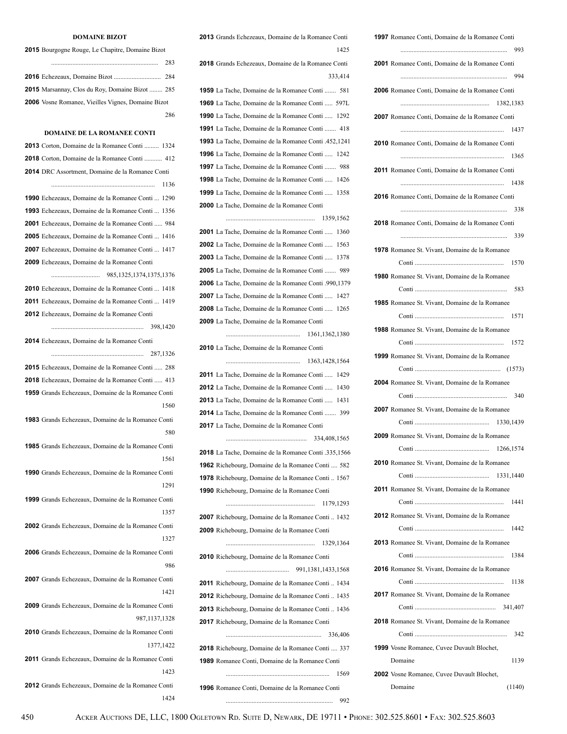### DOMAINE BIZOT

**2015** Bourgogne Rouge, Le Chapitre, Domaine Bizot ..................................................................... 283

**2016** Echezeaux, Domaine Bizot ............................ 284

**2015** Marsannay, Clos du Roy, Domaine Bizot ........ 285

**2006** Vosne Romanee, Vieilles Vignes, Domaine Bizot 286

### DOMAINE DE LA ROMANEE CONTI

**2013** Corton, Domaine de la Romanee Conti ......... 1324

**2018** Corton, Domaine de la Romanee Conti ........... 412

**2014** DRC Assortment, Domaine de la Romanee Conti ..................................................................... 1136

**1990** Echezeaux, Domaine de la Romanee Conti ... 1290

**1993** Echezeaux, Domaine de la Romanee Conti ... 1356

**2001** Echezeaux, Domaine de la Romanee Conti ..... 984

**2005** Echezeaux, Domaine de la Romanee Conti ... 1416

**2007** Echezeaux, Domaine de la Romanee Conti ... 1417

**2009** Echezeaux, Domaine de la Romanee Conti .............................. 985,1325,1374,1375,1376

**2010** Echezeaux, Domaine de la Romanee Conti ... 1418

**2011** Echezeaux, Domaine de la Romanee Conti ... 1419

**2012** Echezeaux, Domaine de la Romanee Conti ......................................................... 398,1420

**2014** Echezeaux, Domaine de la Romanee Conti ......................................................... 287,1326

**2015** Echezeaux, Domaine de la Romanee Conti ..... 288

**2018** Echezeaux, Domaine de la Romanee Conti ..... 413

**1959** Grands Echezeaux, Domaine de la Romanee Conti 1560

**1983** Grands Echezeaux, Domaine de la Romanee Conti 580

**1985** Grands Echezeaux, Domaine de la Romanee Conti 1561

**1990** Grands Echezeaux, Domaine de la Romanee Conti 1291

**1999** Grands Echezeaux, Domaine de la Romanee Conti 1357

**2002** Grands Echezeaux, Domaine de la Romanee Conti 1327

**2006** Grands Echezeaux, Domaine de la Romanee Conti 986

**2007** Grands Echezeaux, Domaine de la Romanee Conti 1421

**2009** Grands Echezeaux, Domaine de la Romanee Conti 987,1137,1328

**2010** Grands Echezeaux, Domaine de la Romanee Conti 1377,1422

**2011** Grands Echezeaux, Domaine de la Romanee Conti 1423

**2012** Grands Echezeaux, Domaine de la Romanee Conti 1424

**2013** Grands Echezeaux, Domaine de la Romanee Conti 1425

**2018** Grands Echezeaux, Domaine de la Romanee Conti 333,414

**1959** La Tache, Domaine de la Romanee Conti ....... 581

**1969** La Tache, Domaine de la Romanee Conti ..... 597L

**1990** La Tache, Domaine de la Romanee Conti ..... 1292

**1991** La Tache, Domaine de la Romanee Conti ....... 418

**1993** La Tache, Domaine de la Romanee Conti .452,1241

**1996** La Tache, Domaine de la Romanee Conti ..... 1242

**1997** La Tache, Domaine de la Romanee Conti ....... 988

**1998** La Tache, Domaine de la Romanee Conti ..... 1426

**1999** La Tache, Domaine de la Romanee Conti ..... 1358

**2000** La Tache, Domaine de la Romanee Conti ...................................................... 1359,1562

**2001** La Tache, Domaine de la Romanee Conti ..... 1360

**2002** La Tache, Domaine de la Romanee Conti ..... 1563

**2003** La Tache, Domaine de la Romanee Conti ..... 1378

**2005** La Tache, Domaine de la Romanee Conti ....... 989

**2006** La Tache, Domaine de la Romanee Conti .990,1379

**2007** La Tache, Domaine de la Romanee Conti ..... 1427

**2008** La Tache, Domaine de la Romanee Conti ..... 1265

**2009** La Tache, Domaine de la Romanee Conti ............................................. 1361,1362,1380

**2010** La Tache, Domaine de la Romanee Conti ............................................. 1363,1428,1564

**2011** La Tache, Domaine de la Romanee Conti ..... 1429

**2012** La Tache, Domaine de la Romanee Conti ..... 1430

**2013** La Tache, Domaine de la Romanee Conti ..... 1431

**2014** La Tache, Domaine de la Romanee Conti ....... 399

**2017** La Tache, Domaine de la Romanee Conti ................................................. 334,408,1565

**2018** La Tache, Domaine de la Romanee Conti .335,1566

**1962** Richebourg, Domaine de la Romanee Conti .... 582

**1978** Richebourg, Domaine de la Romanee Conti .. 1567

**1990** Richebourg, Domaine de la Romanee Conti ...................................................... 1179,1293

**2007** Richebourg, Domaine de la Romanee Conti .. 1432

**2009** Richebourg, Domaine de la Romanee Conti ...................................................... 1329,1364

**2010** Richebourg, Domaine de la Romanee Conti ...................................... 991,1381,1433,1568

**2011** Richebourg, Domaine de la Romanee Conti .. 1434

**2012** Richebourg, Domaine de la Romanee Conti .. 1435

**2013** Richebourg, Domaine de la Romanee Conti .. 1436

**2017** Richebourg, Domaine de la Romanee Conti .......................................................... 336,406

**2018** Richebourg, Domaine de la Romanee Conti .... 337

**1989** Romanee Conti, Domaine de la Romanee Conti ............................................................... 1569

**1996** Romanee Conti, Domaine de la Romanee Conti ................................................................. 992

**1997** Romanee Conti, Domaine de la Romanee Conti ................................................................. 993

**2001** Romanee Conti, Domaine de la Romanee Conti ................................................................. 994

**2006** Romanee Conti, Domaine de la Romanee Conti ...................................................... 1382,1383

**2007** Romanee Conti, Domaine de la Romanee Conti ............................................................... 1437

**2010** Romanee Conti, Domaine de la Romanee Conti ............................................................... 1365

**2011** Romanee Conti, Domaine de la Romanee Conti ............................................................... 1438

**2016** Romanee Conti, Domaine de la Romanee Conti ................................................................. 338

**2018** Romanee Conti, Domaine de la Romanee Conti ................................................................. 339

**1978** Romanee St. Vivant, Domaine de la Romanee Conti ....................................................... 1570

**1980** Romanee St. Vivant, Domaine de la Romanee Conti ......................................................... 583

**1985** Romanee St. Vivant, Domaine de la Romanee Conti ....................................................... 1571

**1988** Romanee St. Vivant, Domaine de la Romanee Conti ....................................................... 1572

**1999** Romanee St. Vivant, Domaine de la Romanee Conti ..................................................... (1573)

**2004** Romanee St. Vivant, Domaine de la Romanee Conti ......................................................... 340

**2007** Romanee St. Vivant, Domaine de la Romanee Conti .............................................. 1330,1439

**2009** Romanee St. Vivant, Domaine de la Romanee Conti .............................................. 1266,1574

**2010** Romanee St. Vivant, Domaine de la Romanee Conti .............................................. 1331,1440

**2011** Romanee St. Vivant, Domaine de la Romanee Conti ....................................................... 1441

**2012** Romanee St. Vivant, Domaine de la Romanee Conti ....................................................... 1442

**2013** Romanee St. Vivant, Domaine de la Romanee Conti ....................................................... 1384

**2016** Romanee St. Vivant, Domaine de la Romanee Conti ....................................................... 1138

**2017** Romanee St. Vivant, Domaine de la Romanee Conti .................................................. 341,407

**2018** Romanee St. Vivant, Domaine de la Romanee Conti ......................................................... 342

**1999** Vosne Romanee, Cuvee Duvault Blochet, Domaine 1139

**2002** Vosne Romanee, Cuvee Duvault Blochet, Domaine (1140)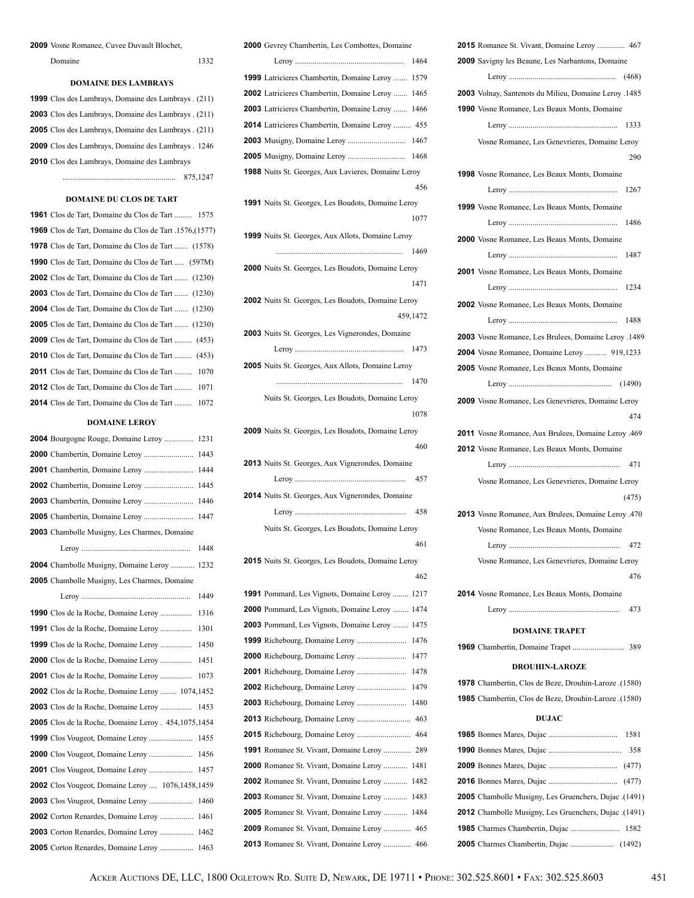**2009** Vosne Romanee, Cuvee Duvault Blochet, Domaine ............ 1332

### DOMAINE DES LAMBRAYS

**1999** Clos des Lambrays, Domaine des Lambrays . (211)
**2003** Clos des Lambrays, Domaine des Lambrays . (211)
**2005** Clos des Lambrays, Domaine des Lambrays . (211)
**2009** Clos des Lambrays, Domaine des Lambrays . 1246
**2010** Clos des Lambrays, Domaine des Lambrays ............ 875,1247

### DOMAINE DU CLOS DE TART

**1961** Clos de Tart, Domaine du Clos de Tart ......... 1575
**1969** Clos de Tart, Domaine du Clos de Tart .1576,(1577)
**1978** Clos de Tart, Domaine du Clos de Tart ....... (1578)
**1990** Clos de Tart, Domaine du Clos de Tart ..... (597M)
**2002** Clos de Tart, Domaine du Clos de Tart ....... (1230)
**2003** Clos de Tart, Domaine du Clos de Tart ....... (1230)
**2004** Clos de Tart, Domaine du Clos de Tart ....... (1230)
**2005** Clos de Tart, Domaine du Clos de Tart ....... (1230)
**2009** Clos de Tart, Domaine du Clos de Tart ......... (453)
**2010** Clos de Tart, Domaine du Clos de Tart ......... (453)
**2011** Clos de Tart, Domaine du Clos de Tart ......... 1070
**2012** Clos de Tart, Domaine du Clos de Tart ......... 1071
**2014** Clos de Tart, Domaine du Clos de Tart ......... 1072

### DOMAINE LEROY

**2004** Bourgogne Rouge, Domaine Leroy ............... 1231
**2000** Chambertin, Domaine Leroy ......................... 1443
**2001** Chambertin, Domaine Leroy ......................... 1444
**2002** Chambertin, Domaine Leroy ......................... 1445
**2003** Chambertin, Domaine Leroy ......................... 1446
**2005** Chambertin, Domaine Leroy ......................... 1447
**2003** Chambolle Musigny, Les Charmes, Domaine Leroy ............ 1448
**2004** Chambolle Musigny, Domaine Leroy ............ 1232
**2005** Chambolle Musigny, Les Charmes, Domaine Leroy ............ 1449
**1990** Clos de la Roche, Domaine Leroy ................ 1316
**1991** Clos de la Roche, Domaine Leroy ................ 1301
**1999** Clos de la Roche, Domaine Leroy ................ 1450
**2000** Clos de la Roche, Domaine Leroy ................ 1451
**2001** Clos de la Roche, Domaine Leroy ................ 1073
**2002** Clos de la Roche, Domaine Leroy ........ 1074,1452
**2003** Clos de la Roche, Domaine Leroy ................ 1453
**2005** Clos de la Roche, Domaine Leroy . 454,1075,1454
**1999** Clos Vougeot, Domaine Leroy ...................... 1455
**2000** Clos Vougeot, Domaine Leroy ...................... 1456
**2001** Clos Vougeot, Domaine Leroy ...................... 1457
**2002** Clos Vougeot, Domaine Leroy .... 1076,1458,1459
**2003** Clos Vougeot, Domaine Leroy ...................... 1460
**2002** Corton Renardes, Domaine Leroy ................. 1461
**2003** Corton Renardes, Domaine Leroy ................. 1462
**2005** Corton Renardes, Domaine Leroy ................. 1463
**2000** Gevrey Chambertin, Les Combottes, Domaine Leroy ............ 1464
**1999** Latricieres Chambertin, Domaine Leroy ....... 1579
**2002** Latricieres Chambertin, Domaine Leroy ....... 1465
**2003** Latricieres Chambertin, Domaine Leroy ....... 1466
**2014** Latricieres Chambertin, Domaine Leroy ......... 455
**2003** Musigny, Domaine Leroy ............................. 1467
**2005** Musigny, Domaine Leroy ............................. 1468
**1988** Nuits St. Georges, Aux Lavieres, Domaine Leroy ............ 456
**1991** Nuits St. Georges, Les Boudots, Domaine Leroy ............ 1077
**1999** Nuits St. Georges, Aux Allots, Domaine Leroy ............ 1469
**2000** Nuits St. Georges, Les Boudots, Domaine Leroy ............ 1471
**2002** Nuits St. Georges, Les Boudots, Domaine Leroy ............ 459,1472
**2003** Nuits St. Georges, Les Vignerondes, Domaine Leroy ............ 1473
**2005** Nuits St. Georges, Aux Allots, Domaine Leroy ............ 1470
Nuits St. Georges, Les Boudots, Domaine Leroy ............ 1078
**2009** Nuits St. Georges, Les Boudots, Domaine Leroy ............ 460
**2013** Nuits St. Georges, Aux Vignerondes, Domaine Leroy ............ 457
**2014** Nuits St. Georges, Aux Vignerondes, Domaine Leroy ............ 458
Nuits St. Georges, Les Boudots, Domaine Leroy ............ 461
**2015** Nuits St. Georges, Les Boudots, Domaine Leroy ............ 462
**1991** Pommard, Les Vignots, Domaine Leroy ........ 1217
**2000** Pommard, Les Vignots, Domaine Leroy ........ 1474
**2003** Pommard, Les Vignots, Domaine Leroy ........ 1475
**1999** Richebourg, Domaine Leroy ......................... 1476
**2000** Richebourg, Domaine Leroy ......................... 1477
**2001** Richebourg, Domaine Leroy ......................... 1478
**2002** Richebourg, Domaine Leroy ......................... 1479
**2003** Richebourg, Domaine Leroy ......................... 1480
**2013** Richebourg, Domaine Leroy ........................... 463
**2015** Richebourg, Domaine Leroy ........................... 464
**1991** Romanee St. Vivant, Domaine Leroy .............. 289
**2000** Romanee St. Vivant, Domaine Leroy ............ 1481
**2002** Romanee St. Vivant, Domaine Leroy ............ 1482
**2003** Romanee St. Vivant, Domaine Leroy ............ 1483
**2005** Romanee St. Vivant, Domaine Leroy ............ 1484
**2009** Romanee St. Vivant, Domaine Leroy .............. 465
**2013** Romanee St. Vivant, Domaine Leroy .............. 466
**2015** Romanee St. Vivant, Domaine Leroy .............. 467
**2009** Savigny les Beaune, Les Narbantons, Domaine Leroy ............ (468)
**2003** Volnay, Santenots du Milieu, Domaine Leroy .1485
**1990** Vosne Romanee, Les Beaux Monts, Domaine Leroy ............ 1333
Vosne Romanee, Les Genevrieres, Domaine Leroy ............ 290
**1998** Vosne Romanee, Les Beaux Monts, Domaine Leroy ............ 1267
**1999** Vosne Romanee, Les Beaux Monts, Domaine Leroy ............ 1486
**2000** Vosne Romanee, Les Beaux Monts, Domaine Leroy ............ 1487
**2001** Vosne Romanee, Les Beaux Monts, Domaine Leroy ............ 1234
**2002** Vosne Romanee, Les Beaux Monts, Domaine Leroy ............ 1488
**2003** Vosne Romanee, Les Brulees, Domaine Leroy .1489
**2004** Vosne Romanee, Domaine Leroy ........... 919,1233
**2005** Vosne Romanee, Les Beaux Monts, Domaine Leroy ............ (1490)
**2009** Vosne Romanee, Les Genevrieres, Domaine Leroy ............ 474
**2011** Vosne Romanee, Aux Brulees, Domaine Leroy .469
**2012** Vosne Romanee, Les Beaux Monts, Domaine Leroy ............ 471
Vosne Romanee, Les Genevrieres, Domaine Leroy ............ (475)
**2013** Vosne Romanee, Aux Brulees, Domaine Leroy .470
Vosne Romanee, Les Beaux Monts, Domaine Leroy ............ 472
Vosne Romanee, Les Genevrieres, Domaine Leroy ............ 476
**2014** Vosne Romanee, Les Beaux Monts, Domaine Leroy ............ 473

### DOMAINE TRAPET

**1969** Chambertin, Domaine Trapet .......................... 389

### DROUHIN-LAROZE

**1978** Chambertin, Clos de Beze, Drouhin-Laroze .(1580)
**1985** Chambertin, Clos de Beze, Drouhin-Laroze .(1580)

### DUJAC

**1985** Bonnes Mares, Dujac ................................... 1581
**1990** Bonnes Mares, Dujac ..................................... 358
**2009** Bonnes Mares, Dujac ................................... (477)
**2016** Bonnes Mares, Dujac ................................... (477)
**2005** Chambolle Musigny, Les Gruenchers, Dujac .(1491)
**2012** Chambolle Musigny, Les Gruenchers, Dujac .(1491)
**1985** Charmes Chambertin, Dujac ......................... 1582
**2005** Charmes Chambertin, Dujac ...................... (1492)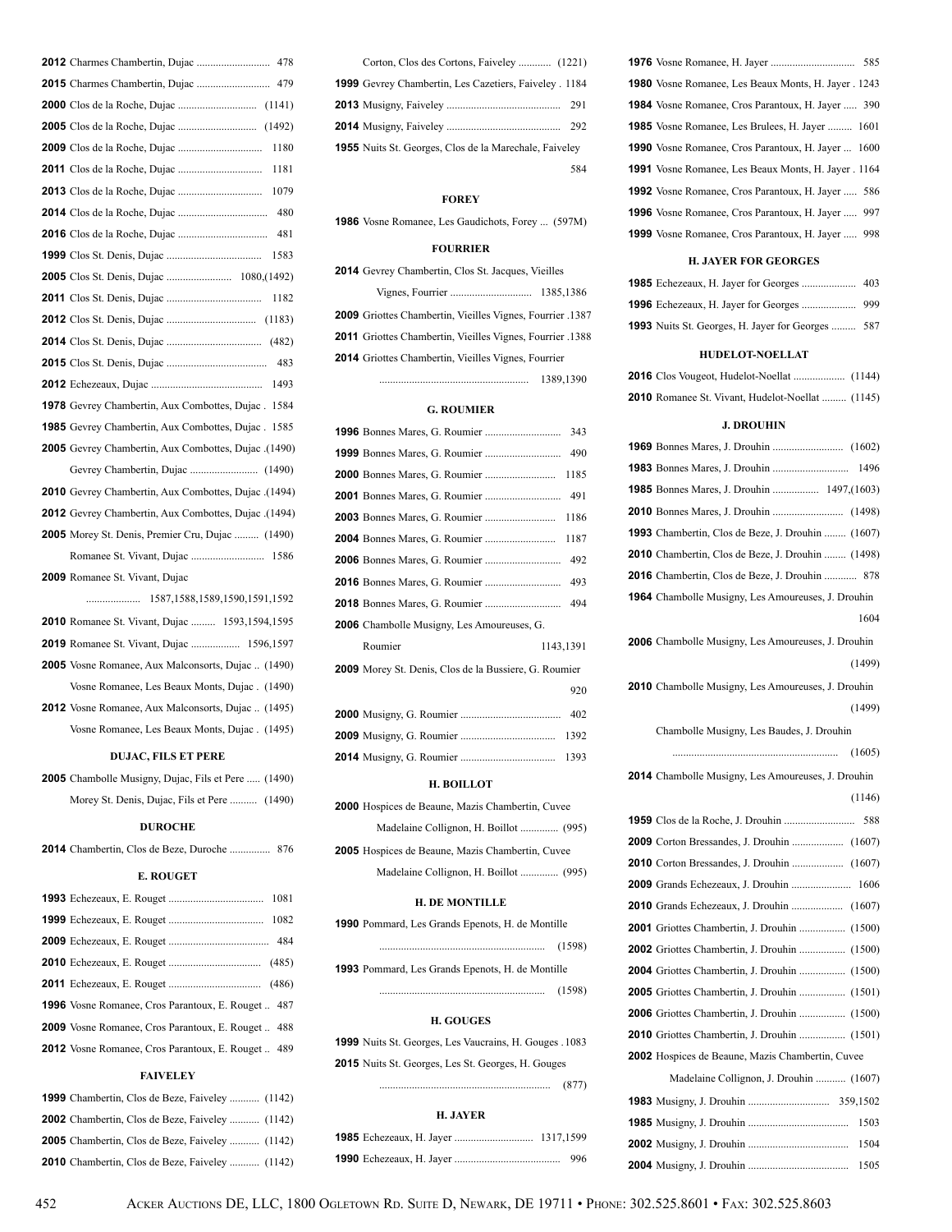**2012** Charmes Chambertin, Dujac ........................... 478

**2015** Charmes Chambertin, Dujac ........................... 479

**2000** Clos de la Roche, Dujac ............................. (1141)

**2005** Clos de la Roche, Dujac ............................. (1492)

**2009** Clos de la Roche, Dujac ............................... 1180

**2011** Clos de la Roche, Dujac ............................... 1181

**2013** Clos de la Roche, Dujac ............................... 1079

**2014** Clos de la Roche, Dujac ................................. 480

**2016** Clos de la Roche, Dujac ................................. 481

**1999** Clos St. Denis, Dujac ................................... 1583

**2005** Clos St. Denis, Dujac ........................ 1080,(1492)

**2011** Clos St. Denis, Dujac ................................... 1182

**2012** Clos St. Denis, Dujac ................................. (1183)

**2014** Clos St. Denis, Dujac ................................... (482)

**2015** Clos St. Denis, Dujac ..................................... 483

**2012** Echezeaux, Dujac ......................................... 1493

**1978** Gevrey Chambertin, Aux Combottes, Dujac . 1584

**1985** Gevrey Chambertin, Aux Combottes, Dujac . 1585

**2005** Gevrey Chambertin, Aux Combottes, Dujac .(1490)

Gevrey Chambertin, Dujac ......................... (1490)

**2010** Gevrey Chambertin, Aux Combottes, Dujac .(1494)

**2012** Gevrey Chambertin, Aux Combottes, Dujac .(1494)

**2005** Morey St. Denis, Premier Cru, Dujac ......... (1490)

Romanee St. Vivant, Dujac ........................... 1586

**2009** Romanee St. Vivant, Dujac

.................... 1587,1588,1589,1590,1591,1592

**2010** Romanee St. Vivant, Dujac ......... 1593,1594,1595

**2019** Romanee St. Vivant, Dujac .................. 1596,1597

**2005** Vosne Romanee, Aux Malconsorts, Dujac .. (1490)

Vosne Romanee, Les Beaux Monts, Dujac . (1490)

**2012** Vosne Romanee, Aux Malconsorts, Dujac .. (1495)

Vosne Romanee, Les Beaux Monts, Dujac . (1495)

### DUJAC, FILS ET PERE

**2005** Chambolle Musigny, Dujac, Fils et Pere ..... (1490)

Morey St. Denis, Dujac, Fils et Pere .......... (1490)

### DUROCHE

**2014** Chambertin, Clos de Beze, Duroche ............... 876

### E. ROUGET

**1993** Echezeaux, E. Rouget ................................... 1081

**1999** Echezeaux, E. Rouget ................................... 1082

**2009** Echezeaux, E. Rouget ..................................... 484

**2010** Echezeaux, E. Rouget ................................... (485)

**2011** Echezeaux, E. Rouget ................................... (486)

**1996** Vosne Romanee, Cros Parantoux, E. Rouget .. 487

**2009** Vosne Romanee, Cros Parantoux, E. Rouget .. 488

**2012** Vosne Romanee, Cros Parantoux, E. Rouget .. 489

### FAIVELEY

**1999** Chambertin, Clos de Beze, Faiveley ........... (1142)

**2002** Chambertin, Clos de Beze, Faiveley ........... (1142)

**2005** Chambertin, Clos de Beze, Faiveley ........... (1142)

**2010** Chambertin, Clos de Beze, Faiveley ........... (1142)

Corton, Clos des Cortons, Faiveley ............ (1221)

**1999** Gevrey Chambertin, Les Cazetiers, Faiveley . 1184

**2013** Musigny, Faiveley .......................................... 291

**2014** Musigny, Faiveley .......................................... 292

**1955** Nuits St. Georges, Clos de la Marechale, Faiveley

584

### FOREY

**1986** Vosne Romanee, Les Gaudichots, Forey ... (597M)

### FOURRIER

**2014** Gevrey Chambertin, Clos St. Jacques, Vieilles Vignes, Fourrier .............................. 1385,1386

**2009** Griottes Chambertin, Vieilles Vignes, Fourrier .1387

**2011** Griottes Chambertin, Vieilles Vignes, Fourrier .1388

**2014** Griottes Chambertin, Vieilles Vignes, Fourrier

...................................................... 1389,1390

### G. ROUMIER

**1996** Bonnes Mares, G. Roumier ............................ 343

**1999** Bonnes Mares, G. Roumier ............................ 490

**2000** Bonnes Mares, G. Roumier .......................... 1185

**2001** Bonnes Mares, G. Roumier ............................ 491

**2003** Bonnes Mares, G. Roumier .......................... 1186

**2004** Bonnes Mares, G. Roumier .......................... 1187

**2006** Bonnes Mares, G. Roumier ............................ 492

**2016** Bonnes Mares, G. Roumier ............................ 493

**2018** Bonnes Mares, G. Roumier ............................ 494

**2006** Chambolle Musigny, Les Amoureuses, G. Roumier 1143,1391

**2009** Morey St. Denis, Clos de la Bussiere, G. Roumier

920

**2000** Musigny, G. Roumier ..................................... 402

**2009** Musigny, G. Roumier ................................... 1392

**2014** Musigny, G. Roumier ................................... 1393

### H. BOILLOT

**2000** Hospices de Beaune, Mazis Chambertin, Cuvee Madelaine Collignon, H. Boillot .............. (995)

**2005** Hospices de Beaune, Mazis Chambertin, Cuvee Madelaine Collignon, H. Boillot .............. (995)

### H. DE MONTILLE

**1990** Pommard, Les Grands Epenots, H. de Montille

............................................................ (1598)

**1993** Pommard, Les Grands Epenots, H. de Montille

............................................................ (1598)

### H. GOUGES

**1999** Nuits St. Georges, Les Vaucrains, H. Gouges . 1083

**2015** Nuits St. Georges, Les St. Georges, H. Gouges

............................................................... (877)

### H. JAYER

**1985** Echezeaux, H. Jayer ............................ 1317,1599

**1990** Echezeaux, H. Jayer ....................................... 996

**1976** Vosne Romanee, H. Jayer ............................... 585

**1980** Vosne Romanee, Les Beaux Monts, H. Jayer . 1243

**1984** Vosne Romanee, Cros Parantoux, H. Jayer ..... 390

**1985** Vosne Romanee, Les Brulees, H. Jayer ......... 1601

**1990** Vosne Romanee, Cros Parantoux, H. Jayer ... 1600

**1991** Vosne Romanee, Les Beaux Monts, H. Jayer . 1164

**1992** Vosne Romanee, Cros Parantoux, H. Jayer ..... 586

**1996** Vosne Romanee, Cros Parantoux, H. Jayer ..... 997

**1999** Vosne Romanee, Cros Parantoux, H. Jayer ..... 998

### H. JAYER FOR GEORGES

**1985** Echezeaux, H. Jayer for Georges .................... 403

**1996** Echezeaux, H. Jayer for Georges .................... 999

**1993** Nuits St. Georges, H. Jayer for Georges ......... 587

### HUDELOT-NOELLAT

**2016** Clos Vougeot, Hudelot-Noellat ................... (1144)

**2010** Romanee St. Vivant, Hudelot-Noellat ......... (1145)

### J. DROUHIN

**1969** Bonnes Mares, J. Drouhin .......................... (1602)

**1983** Bonnes Mares, J. Drouhin ............................ 1496

**1985** Bonnes Mares, J. Drouhin ................. 1497,(1603)

**2010** Bonnes Mares, J. Drouhin .......................... (1498)

**1993** Chambertin, Clos de Beze, J. Drouhin ........ (1607)

**2010** Chambertin, Clos de Beze, J. Drouhin ........ (1498)

**2016** Chambertin, Clos de Beze, J. Drouhin ............ 878

**1964** Chambolle Musigny, Les Amoureuses, J. Drouhin

1604

**2006** Chambolle Musigny, Les Amoureuses, J. Drouhin

(1499)

**2010** Chambolle Musigny, Les Amoureuses, J. Drouhin

(1499)

Chambolle Musigny, Les Baudes, J. Drouhin

............................................................ (1605)

**2014** Chambolle Musigny, Les Amoureuses, J. Drouhin

(1146)

**1959** Clos de la Roche, J. Drouhin .......................... 588

**2009** Corton Bressandes, J. Drouhin ................... (1607)

**2010** Corton Bressandes, J. Drouhin ................... (1607)

**2009** Grands Echezeaux, J. Drouhin ...................... 1606

**2010** Grands Echezeaux, J. Drouhin ................... (1607)

**2001** Griottes Chambertin, J. Drouhin ................. (1500)

**2002** Griottes Chambertin, J. Drouhin ................. (1500)

**2004** Griottes Chambertin, J. Drouhin ................. (1500)

**2005** Griottes Chambertin, J. Drouhin ................. (1501)

**2006** Griottes Chambertin, J. Drouhin ................. (1500)

**2010** Griottes Chambertin, J. Drouhin ................. (1501)

**2002** Hospices de Beaune, Mazis Chambertin, Cuvee Madelaine Collignon, J. Drouhin ........... (1607)

**1983** Musigny, J. Drouhin .............................. 359,1502

**1985** Musigny, J. Drouhin ..................................... 1503

**2002** Musigny, J. Drouhin ..................................... 1504

**2004** Musigny, J. Drouhin ..................................... 1505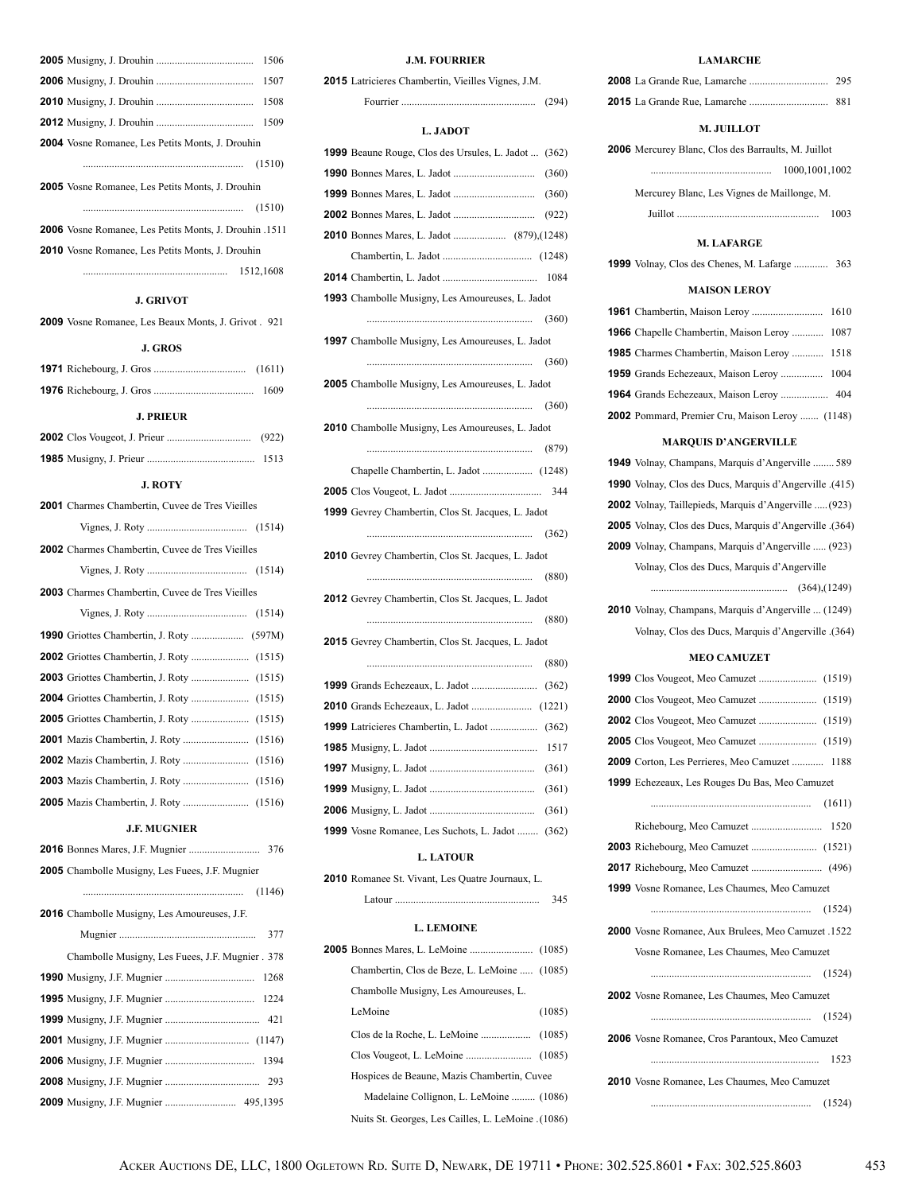**2005** Musigny, J. Drouhin .................................... 1506

**2006** Musigny, J. Drouhin .................................... 1507

**2010** Musigny, J. Drouhin .................................... 1508

**2012** Musigny, J. Drouhin .................................... 1509

**2004** Vosne Romanee, Les Petits Monts, J. Drouhin ............................................................ (1510)

**2005** Vosne Romanee, Les Petits Monts, J. Drouhin ............................................................ (1510)

**2006** Vosne Romanee, Les Petits Monts, J. Drouhin .1511

**2010** Vosne Romanee, Les Petits Monts, J. Drouhin ...................................................... 1512,1608

### J. GRIVOT

**2009** Vosne Romanee, Les Beaux Monts, J. Grivot . 921

### J. GROS

**1971** Richebourg, J. Gros .................................. (1611)

**1976** Richebourg, J. Gros ..................................... 1609

### J. PRIEUR

**2002** Clos Vougeot, J. Prieur ............................... (922)

**1985** Musigny, J. Prieur ........................................ 1513

### J. ROTY

**2001** Charmes Chambertin, Cuvee de Tres Vieilles Vignes, J. Roty ..................................... (1514)

**2002** Charmes Chambertin, Cuvee de Tres Vieilles Vignes, J. Roty ..................................... (1514)

**2003** Charmes Chambertin, Cuvee de Tres Vieilles Vignes, J. Roty ..................................... (1514)

**1990** Griottes Chambertin, J. Roty .................... (597M)

**2002** Griottes Chambertin, J. Roty ...................... (1515)

**2003** Griottes Chambertin, J. Roty ...................... (1515)

**2004** Griottes Chambertin, J. Roty ...................... (1515)

**2005** Griottes Chambertin, J. Roty ...................... (1515)

**2001** Mazis Chambertin, J. Roty ......................... (1516)

**2002** Mazis Chambertin, J. Roty ......................... (1516)

**2003** Mazis Chambertin, J. Roty ......................... (1516)

**2005** Mazis Chambertin, J. Roty ......................... (1516)

### J.F. MUGNIER

**2016** Bonnes Mares, J.F. Mugnier .......................... 376

**2005** Chambolle Musigny, Les Fuees, J.F. Mugnier ............................................................ (1146)

**2016** Chambolle Musigny, Les Amoureuses, J.F. Mugnier ................................................... 377

Chambolle Musigny, Les Fuees, J.F. Mugnier . 378

**1990** Musigny, J.F. Mugnier ................................. 1268

**1995** Musigny, J.F. Mugnier ................................. 1224

**1999** Musigny, J.F. Mugnier ................................... 421

**2001** Musigny, J.F. Mugnier ................................ (1147)

**2006** Musigny, J.F. Mugnier ................................. 1394

**2008** Musigny, J.F. Mugnier ................................... 293

**2009** Musigny, J.F. Mugnier .......................... 495,1395

### J.M. FOURRIER

**2015** Latricieres Chambertin, Vieilles Vignes, J.M. Fourrier .................................................. (294)

### L. JADOT

**1999** Beaune Rouge, Clos des Ursules, L. Jadot ... (362)

**1990** Bonnes Mares, L. Jadot .............................. (360)

**1999** Bonnes Mares, L. Jadot .............................. (360)

**2002** Bonnes Mares, L. Jadot .............................. (922)

**2010** Bonnes Mares, L. Jadot .................... (879),(1248)

Chambertin, L. Jadot ................................. (1248)

**2014** Chambertin, L. Jadot ................................... 1084

**1993** Chambolle Musigny, Les Amoureuses, L. Jadot .............................................................. (360)

**1997** Chambolle Musigny, Les Amoureuses, L. Jadot .............................................................. (360)

**2005** Chambolle Musigny, Les Amoureuses, L. Jadot .............................................................. (360)

**2010** Chambolle Musigny, Les Amoureuses, L. Jadot .............................................................. (879)

Chapelle Chambertin, L. Jadot .................. (1248)

**2005** Clos Vougeot, L. Jadot .................................. 344

**1999** Gevrey Chambertin, Clos St. Jacques, L. Jadot .............................................................. (362)

**2010** Gevrey Chambertin, Clos St. Jacques, L. Jadot .............................................................. (880)

**2012** Gevrey Chambertin, Clos St. Jacques, L. Jadot .............................................................. (880)

**2015** Gevrey Chambertin, Clos St. Jacques, L. Jadot .............................................................. (880)

**1999** Grands Echezeaux, L. Jadot ........................ (362)

**2010** Grands Echezeaux, L. Jadot ...................... (1221)

**1999** Latricieres Chambertin, L. Jadot ................. (362)

**1985** Musigny, L. Jadot ........................................ 1517

**1997** Musigny, L. Jadot ....................................... (361)

**1999** Musigny, L. Jadot ....................................... (361)

**2006** Musigny, L. Jadot ....................................... (361)

**1999** Vosne Romanee, Les Suchots, L. Jadot ........ (362)

### L. LATOUR

**2010** Romanee St. Vivant, Les Quatre Journaux, L. Latour ...................................................... 345

### L. LEMOINE

**2005** Bonnes Mares, L. LeMoine ....................... (1085)

Chambertin, Clos de Beze, L. LeMoine ..... (1085)

Chambolle Musigny, Les Amoureuses, L. LeMoine (1085)

Clos de la Roche, L. LeMoine .................. (1085)

Clos Vougeot, L. LeMoine ........................ (1085)

Hospices de Beaune, Mazis Chambertin, Cuvee Madelaine Collignon, L. LeMoine ......... (1086)

Nuits St. Georges, Les Cailles, L. LeMoine .(1086)

### LAMARCHE

**2008** La Grande Rue, Lamarche ............................. 295

**2015** La Grande Rue, Lamarche ............................. 881

### M. JUILLOT

**2006** Mercurey Blanc, Clos des Barraults, M. Juillot ............................................. 1000,1001,1002

Mercurey Blanc, Les Vignes de Maillonge, M. Juillot ...................................................... 1003

### M. LAFARGE

**1999** Volnay, Clos des Chenes, M. Lafarge ............. 363

### MAISON LEROY

**1961** Chambertin, Maison Leroy .......................... 1610

**1966** Chapelle Chambertin, Maison Leroy ........... 1087

**1985** Charmes Chambertin, Maison Leroy ........... 1518

**1959** Grands Echezeaux, Maison Leroy ................ 1004

**1964** Grands Echezeaux, Maison Leroy .................. 404

**2002** Pommard, Premier Cru, Maison Leroy ....... (1148)

### MARQUIS D'ANGERVILLE

**1949** Volnay, Champans, Marquis d'Angerville ........ 589

**1990** Volnay, Clos des Ducs, Marquis d'Angerville .(415)

**2002** Volnay, Taillepieds, Marquis d'Angerville .....(923)

**2005** Volnay, Clos des Ducs, Marquis d'Angerville .(364)

**2009** Volnay, Champans, Marquis d'Angerville ..... (923)

Volnay, Clos des Ducs, Marquis d'Angerville .................................................... (364),(1249)

**2010** Volnay, Champans, Marquis d'Angerville ... (1249)

Volnay, Clos des Ducs, Marquis d'Angerville .(364)

### MEO CAMUZET

**1999** Clos Vougeot, Meo Camuzet ..................... (1519)

**2000** Clos Vougeot, Meo Camuzet ..................... (1519)

**2002** Clos Vougeot, Meo Camuzet ..................... (1519)

**2005** Clos Vougeot, Meo Camuzet ..................... (1519)

**2009** Corton, Les Perrieres, Meo Camuzet ............ 1188

**1999** Echezeaux, Les Rouges Du Bas, Meo Camuzet ............................................................ (1611)

Richebourg, Meo Camuzet ........................... 1520

**2003** Richebourg, Meo Camuzet ......................... (1521)

**2017** Richebourg, Meo Camuzet ........................... (496)

**1999** Vosne Romanee, Les Chaumes, Meo Camuzet ............................................................ (1524)

**2000** Vosne Romanee, Aux Brulees, Meo Camuzet .1522

Vosne Romanee, Les Chaumes, Meo Camuzet ............................................................ (1524)

**2002** Vosne Romanee, Les Chaumes, Meo Camuzet ............................................................ (1524)

**2006** Vosne Romanee, Cros Parantoux, Meo Camuzet ............................................................... 1523

**2010** Vosne Romanee, Les Chaumes, Meo Camuzet ............................................................ (1524)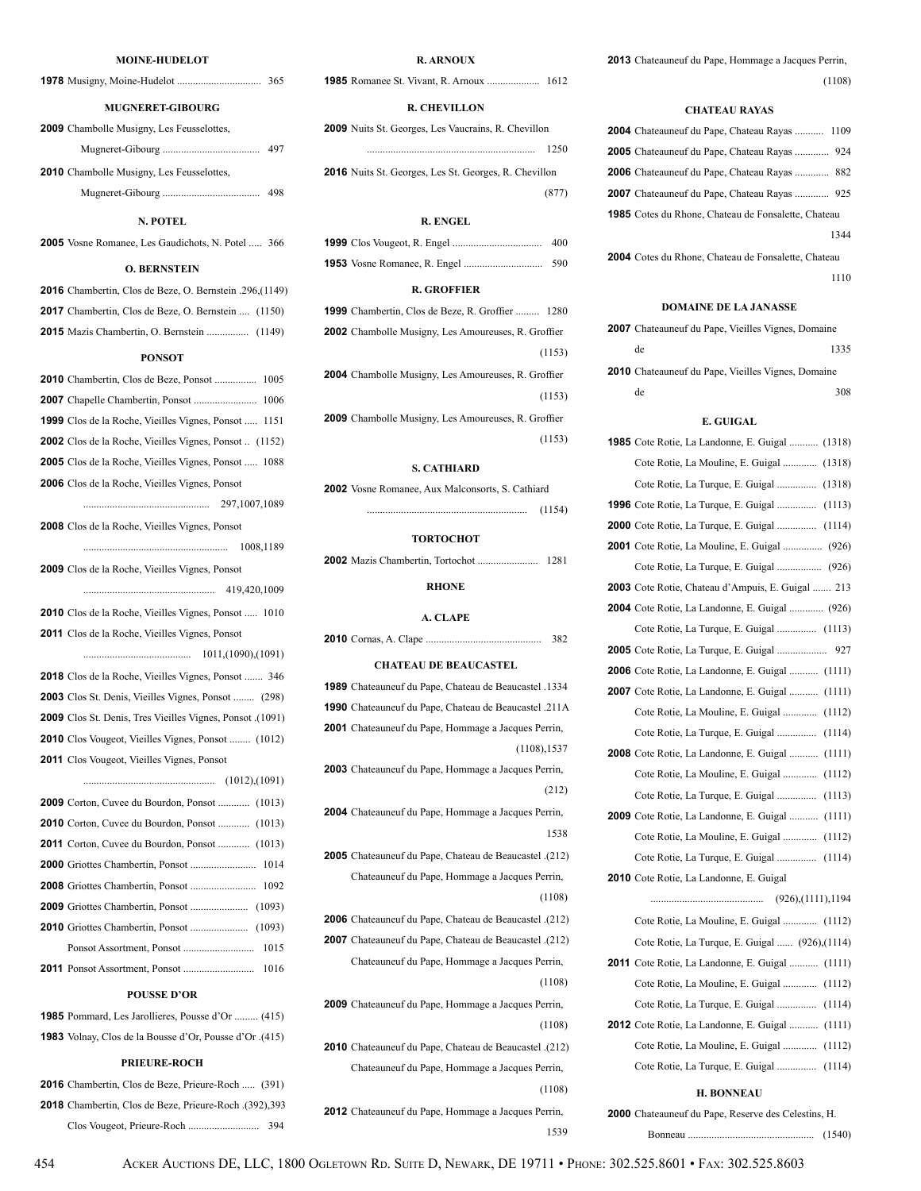**MOINE-HUDELOT**

**1978** Musigny, Moine-Hudelot ................................ 365

**MUGNERET-GIBOURG**

**2009** Chambolle Musigny, Les Feusselottes, Mugneret-Gibourg ..................................... 497

**2010** Chambolle Musigny, Les Feusselottes, Mugneret-Gibourg ..................................... 498

**N. POTEL**

**2005** Vosne Romanee, Les Gaudichots, N. Potel ..... 366

**O. BERNSTEIN**

**2016** Chambertin, Clos de Beze, O. Bernstein .296,(1149)

**2017** Chambertin, Clos de Beze, O. Bernstein .... (1150)

**2015** Mazis Chambertin, O. Bernstein ................ (1149)

**PONSOT**

**2010** Chambertin, Clos de Beze, Ponsot ................ 1005

**2007** Chapelle Chambertin, Ponsot ........................ 1006

**1999** Clos de la Roche, Vieilles Vignes, Ponsot ..... 1151

**2002** Clos de la Roche, Vieilles Vignes, Ponsot .. (1152)

**2005** Clos de la Roche, Vieilles Vignes, Ponsot ..... 1088

**2006** Clos de la Roche, Vieilles Vignes, Ponsot ................................................ 297,1007,1089

**2008** Clos de la Roche, Vieilles Vignes, Ponsot ....................................................... 1008,1189

**2009** Clos de la Roche, Vieilles Vignes, Ponsot .................................................. 419,420,1009

**2010** Clos de la Roche, Vieilles Vignes, Ponsot ..... 1010

**2011** Clos de la Roche, Vieilles Vignes, Ponsot ......................................... 1011,(1090),(1091)

**2018** Clos de la Roche, Vieilles Vignes, Ponsot ....... 346

**2003** Clos St. Denis, Vieilles Vignes, Ponsot ........ (298)

**2009** Clos St. Denis, Tres Vieilles Vignes, Ponsot .(1091)

**2010** Clos Vougeot, Vieilles Vignes, Ponsot ........ (1012)

**2011** Clos Vougeot, Vieilles Vignes, Ponsot .................................................. (1012),(1091)

**2009** Corton, Cuvee du Bourdon, Ponsot ............ (1013)

**2010** Corton, Cuvee du Bourdon, Ponsot ............ (1013)

**2011** Corton, Cuvee du Bourdon, Ponsot ............ (1013)

**2000** Griottes Chambertin, Ponsot ......................... 1014

**2008** Griottes Chambertin, Ponsot ......................... 1092

**2009** Griottes Chambertin, Ponsot ...................... (1093)

**2010** Griottes Chambertin, Ponsot ...................... (1093)

Ponsot Assortment, Ponsot ........................... 1015

**2011** Ponsot Assortment, Ponsot ........................... 1016

**POUSSE D'OR**

**1985** Pommard, Les Jarollieres, Pousse d'Or ......... (415)

**1983** Volnay, Clos de la Bousse d'Or, Pousse d'Or .(415)

**PRIEURE-ROCH**

**2016** Chambertin, Clos de Beze, Prieure-Roch ..... (391)

**2018** Chambertin, Clos de Beze, Prieure-Roch .(392),393

Clos Vougeot, Prieure-Roch ........................... 394

**R. ARNOUX**

**1985** Romanee St. Vivant, R. Arnoux .................... 1612

**R. CHEVILLON**

**2009** Nuits St. Georges, Les Vaucrains, R. Chevillon ................................................................ 1250

**2016** Nuits St. Georges, Les St. Georges, R. Chevillon (877)

**R. ENGEL**

**1999** Clos Vougeot, R. Engel .................................. 400

**1953** Vosne Romanee, R. Engel ............................. 590

**R. GROFFIER**

**1999** Chambertin, Clos de Beze, R. Groffier ......... 1280

**2002** Chambolle Musigny, Les Amoureuses, R. Groffier (1153)

**2004** Chambolle Musigny, Les Amoureuses, R. Groffier (1153)

**2009** Chambolle Musigny, Les Amoureuses, R. Groffier (1153)

**S. CATHIARD**

**2002** Vosne Romanee, Aux Malconsorts, S. Cathiard ............................................................. (1154)

**TORTOCHOT**

**2002** Mazis Chambertin, Tortochot ....................... 1281

**RHONE**

**A. CLAPE**

**2010** Cornas, A. Clape ............................................ 382

**CHATEAU DE BEAUCASTEL**

**1989** Chateauneuf du Pape, Chateau de Beaucastel .1334

**1990** Chateauneuf du Pape, Chateau de Beaucastel .211A

**2001** Chateauneuf du Pape, Hommage a Jacques Perrin, (1108),1537

**2003** Chateauneuf du Pape, Hommage a Jacques Perrin, (212)

**2004** Chateauneuf du Pape, Hommage a Jacques Perrin, 1538

**2005** Chateauneuf du Pape, Chateau de Beaucastel .(212)

Chateauneuf du Pape, Hommage a Jacques Perrin, (1108)

**2006** Chateauneuf du Pape, Chateau de Beaucastel .(212)

**2007** Chateauneuf du Pape, Chateau de Beaucastel .(212)

Chateauneuf du Pape, Hommage a Jacques Perrin, (1108)

**2009** Chateauneuf du Pape, Hommage a Jacques Perrin, (1108)

**2010** Chateauneuf du Pape, Chateau de Beaucastel .(212)

Chateauneuf du Pape, Hommage a Jacques Perrin, (1108)

**2012** Chateauneuf du Pape, Hommage a Jacques Perrin, 1539

**2013** Chateauneuf du Pape, Hommage a Jacques Perrin, (1108)

**CHATEAU RAYAS**

**2004** Chateauneuf du Pape, Chateau Rayas ........... 1109

**2005** Chateauneuf du Pape, Chateau Rayas ............. 924

**2006** Chateauneuf du Pape, Chateau Rayas ............. 882

**2007** Chateauneuf du Pape, Chateau Rayas ............. 925

**1985** Cotes du Rhone, Chateau de Fonsalette, Chateau 1344

**2004** Cotes du Rhone, Chateau de Fonsalette, Chateau 1110

**DOMAINE DE LA JANASSE**

**2007** Chateauneuf du Pape, Vieilles Vignes, Domaine de 1335

**2010** Chateauneuf du Pape, Vieilles Vignes, Domaine de 308

**E. GUIGAL**

**1985** Cote Rotie, La Landonne, E. Guigal ........... (1318)

Cote Rotie, La Mouline, E. Guigal ............. (1318)

Cote Rotie, La Turque, E. Guigal ............... (1318)

**1996** Cote Rotie, La Turque, E. Guigal ............... (1113)

**2000** Cote Rotie, La Turque, E. Guigal ............... (1114)

**2001** Cote Rotie, La Mouline, E. Guigal ............... (926)

Cote Rotie, La Turque, E. Guigal ................. (926)

**2003** Cote Rotie, Chateau d'Ampuis, E. Guigal ....... 213

**2004** Cote Rotie, La Landonne, E. Guigal ............. (926)

Cote Rotie, La Turque, E. Guigal ............... (1113)

**2005** Cote Rotie, La Turque, E. Guigal ................... 927

**2006** Cote Rotie, La Landonne, E. Guigal ........... (1111)

**2007** Cote Rotie, La Landonne, E. Guigal ........... (1111)

Cote Rotie, La Mouline, E. Guigal ............. (1112)

Cote Rotie, La Turque, E. Guigal ............... (1114)

**2008** Cote Rotie, La Landonne, E. Guigal ........... (1111)

Cote Rotie, La Mouline, E. Guigal ............. (1112)

Cote Rotie, La Turque, E. Guigal ............... (1113)

**2009** Cote Rotie, La Landonne, E. Guigal ........... (1111)

Cote Rotie, La Mouline, E. Guigal ............. (1112)

Cote Rotie, La Turque, E. Guigal ............... (1114)

**2010** Cote Rotie, La Landonne, E. Guigal .......................................... (926),(1111),1194

Cote Rotie, La Mouline, E. Guigal ............. (1112)

Cote Rotie, La Turque, E. Guigal ...... (926),(1114)

**2011** Cote Rotie, La Landonne, E. Guigal ........... (1111)

Cote Rotie, La Mouline, E. Guigal ............. (1112)

Cote Rotie, La Turque, E. Guigal ............... (1114)

**2012** Cote Rotie, La Landonne, E. Guigal ........... (1111)

Cote Rotie, La Mouline, E. Guigal ............. (1112)

Cote Rotie, La Turque, E. Guigal ............... (1114)

**H. BONNEAU**

**2000** Chateauneuf du Pape, Reserve des Celestins, H. Bonneau ................................................ (1540)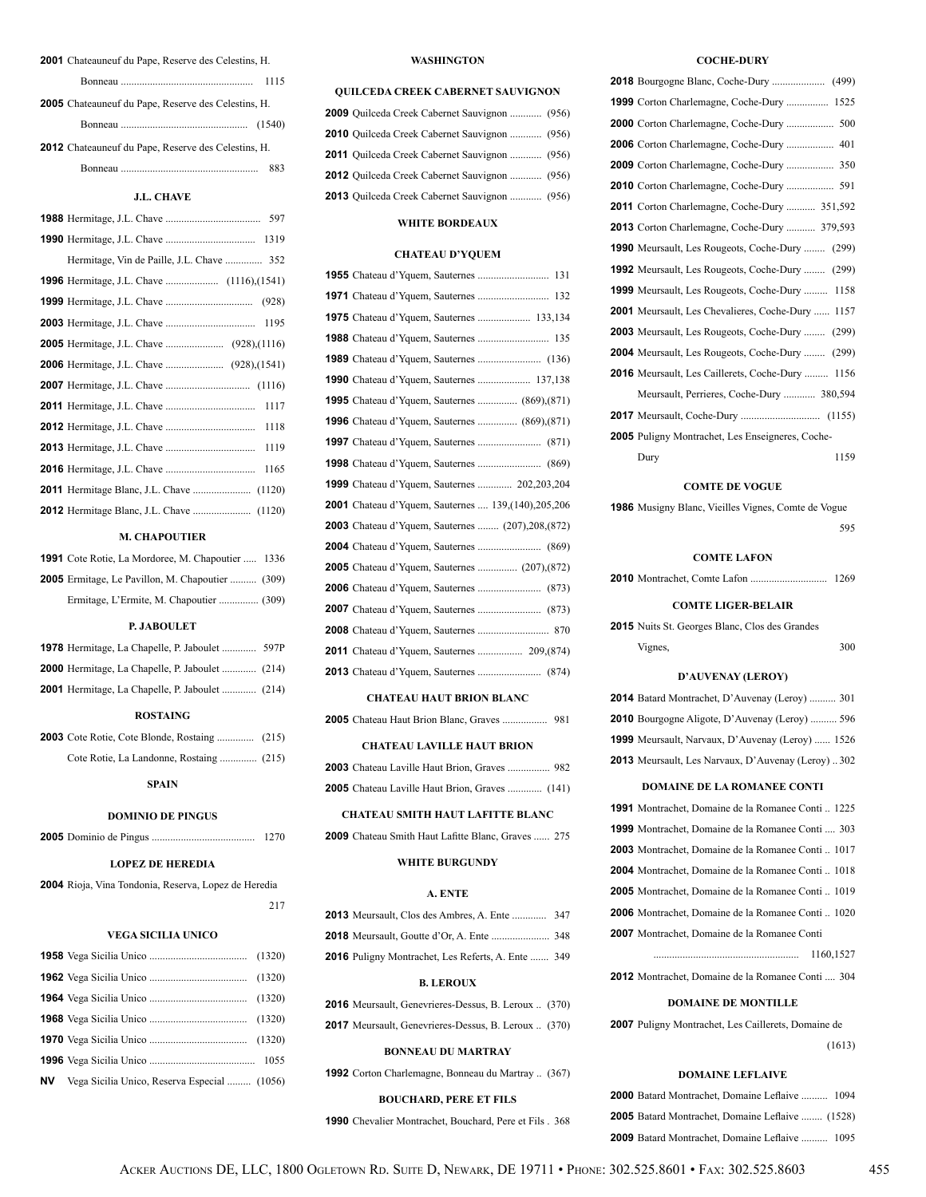**2001** Chateauneuf du Pape, Reserve des Celestins, H. Bonneau ................................................. 1115

**2005** Chateauneuf du Pape, Reserve des Celestins, H. Bonneau ................................................ (1540)

**2012** Chateauneuf du Pape, Reserve des Celestins, H. Bonneau ................................................... 883

### J.L. CHAVE

**1988** Hermitage, J.L. Chave .................................... 597

**1990** Hermitage, J.L. Chave .................................. 1319

Hermitage, Vin de Paille, J.L. Chave .............. 352

**1996** Hermitage, J.L. Chave .................... (1116),(1541)

**1999** Hermitage, J.L. Chave ................................. (928)

**2003** Hermitage, J.L. Chave .................................. 1195

**2005** Hermitage, J.L. Chave ...................... (928),(1116)

**2006** Hermitage, J.L. Chave ...................... (928),(1541)

**2007** Hermitage, J.L. Chave ................................ (1116)

**2011** Hermitage, J.L. Chave .................................. 1117

**2012** Hermitage, J.L. Chave .................................. 1118

**2013** Hermitage, J.L. Chave .................................. 1119

**2016** Hermitage, J.L. Chave .................................. 1165

**2011** Hermitage Blanc, J.L. Chave ...................... (1120)

**2012** Hermitage Blanc, J.L. Chave ...................... (1120)

### M. CHAPOUTIER

**1991** Cote Rotie, La Mordoree, M. Chapoutier ..... 1336

**2005** Ermitage, Le Pavillon, M. Chapoutier .......... (309)

Ermitage, L'Ermite, M. Chapoutier ............... (309)

### P. JABOULET

**1978** Hermitage, La Chapelle, P. Jaboulet ............. 597P

**2000** Hermitage, La Chapelle, P. Jaboulet ............. (214)

**2001** Hermitage, La Chapelle, P. Jaboulet ............. (214)

### ROSTAING

**2003** Cote Rotie, Cote Blonde, Rostaing .............. (215)

Cote Rotie, La Landonne, Rostaing .............. (215)

## SPAIN

### DOMINIO DE PINGUS

**2005** Dominio de Pingus ....................................... 1270

### LOPEZ DE HEREDIA

**2004** Rioja, Vina Tondonia, Reserva, Lopez de Heredia 217

### VEGA SICILIA UNICO

**1958** Vega Sicilia Unico ..................................... (1320)

**1962** Vega Sicilia Unico ..................................... (1320)

**1964** Vega Sicilia Unico ..................................... (1320)

**1968** Vega Sicilia Unico ..................................... (1320)

**1970** Vega Sicilia Unico ..................................... (1320)

**1996** Vega Sicilia Unico ........................................ 1055

**NV** Vega Sicilia Unico, Reserva Especial ......... (1056)

## WASHINGTON

### QUILCEDA CREEK CABERNET SAUVIGNON

**2009** Quilceda Creek Cabernet Sauvignon ............ (956)

**2010** Quilceda Creek Cabernet Sauvignon ............ (956)

**2011** Quilceda Creek Cabernet Sauvignon ............ (956)

**2012** Quilceda Creek Cabernet Sauvignon ............ (956)

**2013** Quilceda Creek Cabernet Sauvignon ............ (956)

## WHITE BORDEAUX

### CHATEAU D'YQUEM

**1955** Chateau d'Yquem, Sauternes ........................... 131

**1971** Chateau d'Yquem, Sauternes ........................... 132

**1975** Chateau d'Yquem, Sauternes .................... 133,134

**1988** Chateau d'Yquem, Sauternes ........................... 135

**1989** Chateau d'Yquem, Sauternes ........................ (136)

**1990** Chateau d'Yquem, Sauternes .................... 137,138

**1995** Chateau d'Yquem, Sauternes ............... (869),(871)

**1996** Chateau d'Yquem, Sauternes ............... (869),(871)

**1997** Chateau d'Yquem, Sauternes ........................ (871)

**1998** Chateau d'Yquem, Sauternes ........................ (869)

**1999** Chateau d'Yquem, Sauternes ............. 202,203,204

**2001** Chateau d'Yquem, Sauternes .... 139,(140),205,206

**2003** Chateau d'Yquem, Sauternes ........ (207),208,(872)

**2004** Chateau d'Yquem, Sauternes ........................ (869)

**2005** Chateau d'Yquem, Sauternes ............... (207),(872)

**2006** Chateau d'Yquem, Sauternes ........................ (873)

**2007** Chateau d'Yquem, Sauternes ........................ (873)

**2008** Chateau d'Yquem, Sauternes ........................... 870

**2011** Chateau d'Yquem, Sauternes ................. 209,(874)

**2013** Chateau d'Yquem, Sauternes ........................ (874)

### CHATEAU HAUT BRION BLANC

**2005** Chateau Haut Brion Blanc, Graves ................. 981

### CHATEAU LAVILLE HAUT BRION

**2003** Chateau Laville Haut Brion, Graves ................ 982

**2005** Chateau Laville Haut Brion, Graves ............. (141)

### CHATEAU SMITH HAUT LAFITTE BLANC

**2009** Chateau Smith Haut Lafitte Blanc, Graves ...... 275

## WHITE BURGUNDY

### A. ENTE

**2013** Meursault, Clos des Ambres, A. Ente ............. 347

**2018** Meursault, Goutte d'Or, A. Ente ...................... 348

**2016** Puligny Montrachet, Les Referts, A. Ente ....... 349

### B. LEROUX

**2016** Meursault, Genevrieres-Dessus, B. Leroux .. (370)

**2017** Meursault, Genevrieres-Dessus, B. Leroux .. (370)

### BONNEAU DU MARTRAY

**1992** Corton Charlemagne, Bonneau du Martray .. (367)

### BOUCHARD, PERE ET FILS

**1990** Chevalier Montrachet, Bouchard, Pere et Fils . 368

### COCHE-DURY

**2018** Bourgogne Blanc, Coche-Dury .................... (499)

**1999** Corton Charlemagne, Coche-Dury ................ 1525

**2000** Corton Charlemagne, Coche-Dury .................. 500

**2006** Corton Charlemagne, Coche-Dury .................. 401

**2009** Corton Charlemagne, Coche-Dury .................. 350

**2010** Corton Charlemagne, Coche-Dury .................. 591

**2011** Corton Charlemagne, Coche-Dury ........... 351,592

**2013** Corton Charlemagne, Coche-Dury ........... 379,593

**1990** Meursault, Les Rougeots, Coche-Dury ........ (299)

**1992** Meursault, Les Rougeots, Coche-Dury ........ (299)

**1999** Meursault, Les Rougeots, Coche-Dury ......... 1158

**2001** Meursault, Les Chevalieres, Coche-Dury ...... 1157

**2003** Meursault, Les Rougeots, Coche-Dury ........ (299)

**2004** Meursault, Les Rougeots, Coche-Dury ........ (299)

**2016** Meursault, Les Caillerets, Coche-Dury ......... 1156

Meursault, Perrieres, Coche-Dury ............ 380,594

**2017** Meursault, Coche-Dury .............................. (1155)

**2005** Puligny Montrachet, Les Enseigneres, Coche-Dury 1159

### COMTE DE VOGUE

**1986** Musigny Blanc, Vieilles Vignes, Comte de Vogue 595

### COMTE LAFON

**2010** Montrachet, Comte Lafon ............................. 1269

### COMTE LIGER-BELAIR

**2015** Nuits St. Georges Blanc, Clos des Grandes Vignes, 300

### D'AUVENAY (LEROY)

**2014** Batard Montrachet, D'Auvenay (Leroy) .......... 301

**2010** Bourgogne Aligote, D'Auvenay (Leroy) .......... 596

**1999** Meursault, Narvaux, D'Auvenay (Leroy) ...... 1526

**2013** Meursault, Les Narvaux, D'Auvenay (Leroy) .. 302

### DOMAINE DE LA ROMANEE CONTI

**1991** Montrachet, Domaine de la Romanee Conti .. 1225

**1999** Montrachet, Domaine de la Romanee Conti .... 303

**2003** Montrachet, Domaine de la Romanee Conti .. 1017

**2004** Montrachet, Domaine de la Romanee Conti .. 1018

**2005** Montrachet, Domaine de la Romanee Conti .. 1019

**2006** Montrachet, Domaine de la Romanee Conti .. 1020

**2007** Montrachet, Domaine de la Romanee Conti ...................................................... 1160,1527

**2012** Montrachet, Domaine de la Romanee Conti .... 304

### DOMAINE DE MONTILLE

**2007** Puligny Montrachet, Les Caillerets, Domaine de (1613)

### DOMAINE LEFLAIVE

**2000** Batard Montrachet, Domaine Leflaive .......... 1094

**2005** Batard Montrachet, Domaine Leflaive ........ (1528)

**2009** Batard Montrachet, Domaine Leflaive .......... 1095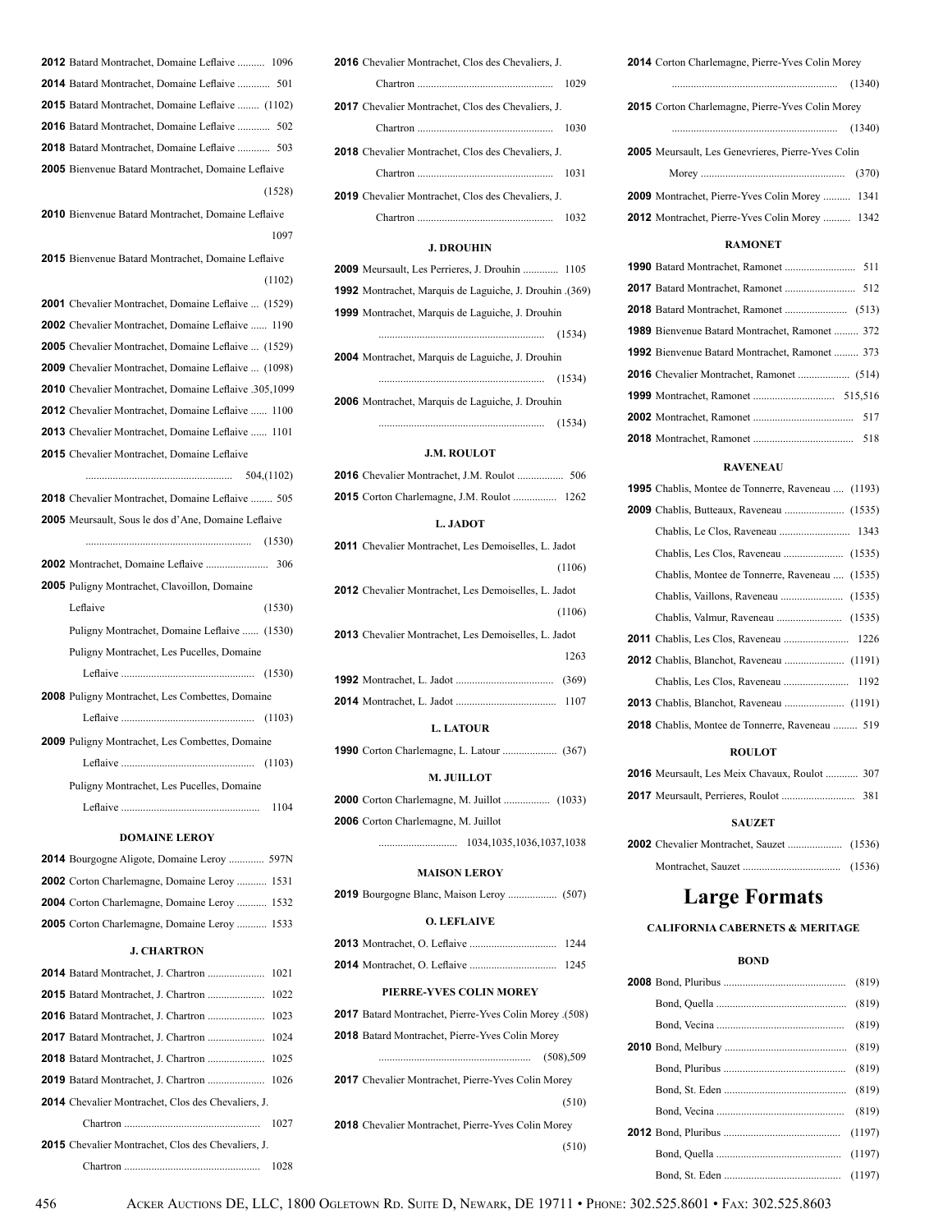**2012** Batard Montrachet, Domaine Leflaive .......... 1096

**2014** Batard Montrachet, Domaine Leflaive ............ 501

**2015** Batard Montrachet, Domaine Leflaive ........ (1102)

**2016** Batard Montrachet, Domaine Leflaive ............ 502

**2018** Batard Montrachet, Domaine Leflaive ............ 503

**2005** Bienvenue Batard Montrachet, Domaine Leflaive (1528)

**2010** Bienvenue Batard Montrachet, Domaine Leflaive 1097

**2015** Bienvenue Batard Montrachet, Domaine Leflaive (1102)

**2001** Chevalier Montrachet, Domaine Leflaive ... (1529)

**2002** Chevalier Montrachet, Domaine Leflaive ...... 1190

**2005** Chevalier Montrachet, Domaine Leflaive ... (1529)

**2009** Chevalier Montrachet, Domaine Leflaive ... (1098)

**2010** Chevalier Montrachet, Domaine Leflaive .305,1099

**2012** Chevalier Montrachet, Domaine Leflaive ...... 1100

**2013** Chevalier Montrachet, Domaine Leflaive ...... 1101

**2015** Chevalier Montrachet, Domaine Leflaive ...................................................... 504,(1102)

**2018** Chevalier Montrachet, Domaine Leflaive ........ 505

**2005** Meursault, Sous le dos d'Ane, Domaine Leflaive ............................................................ (1530)

**2002** Montrachet, Domaine Leflaive ....................... 306

**2005** Puligny Montrachet, Clavoillon, Domaine Leflaive (1530)

Puligny Montrachet, Domaine Leflaive ...... (1530)

Puligny Montrachet, Les Pucelles, Domaine Leflaive ................................................ (1530)

**2008** Puligny Montrachet, Les Combettes, Domaine Leflaive ................................................ (1103)

**2009** Puligny Montrachet, Les Combettes, Domaine Leflaive ................................................ (1103)

Puligny Montrachet, Les Pucelles, Domaine Leflaive ................................................ 1104

### DOMAINE LEROY

**2014** Bourgogne Aligote, Domaine Leroy ............. 597N

**2002** Corton Charlemagne, Domaine Leroy ........... 1531

**2004** Corton Charlemagne, Domaine Leroy ........... 1532

**2005** Corton Charlemagne, Domaine Leroy ........... 1533

### J. CHARTRON

**2014** Batard Montrachet, J. Chartron ..................... 1021

**2015** Batard Montrachet, J. Chartron ..................... 1022

**2016** Batard Montrachet, J. Chartron ..................... 1023

**2017** Batard Montrachet, J. Chartron ..................... 1024

**2018** Batard Montrachet, J. Chartron ..................... 1025

**2019** Batard Montrachet, J. Chartron ..................... 1026

**2014** Chevalier Montrachet, Clos des Chevaliers, J. Chartron ................................................. 1027

**2015** Chevalier Montrachet, Clos des Chevaliers, J. Chartron ................................................. 1028

**2016** Chevalier Montrachet, Clos des Chevaliers, J. Chartron ................................................. 1029

**2017** Chevalier Montrachet, Clos des Chevaliers, J. Chartron ................................................. 1030

**2018** Chevalier Montrachet, Clos des Chevaliers, J. Chartron ................................................. 1031

**2019** Chevalier Montrachet, Clos des Chevaliers, J. Chartron ................................................. 1032

### J. DROUHIN

**2009** Meursault, Les Perrieres, J. Drouhin ............. 1105

**1992** Montrachet, Marquis de Laguiche, J. Drouhin .(369)

**1999** Montrachet, Marquis de Laguiche, J. Drouhin ............................................................ (1534)

**2004** Montrachet, Marquis de Laguiche, J. Drouhin ............................................................ (1534)

**2006** Montrachet, Marquis de Laguiche, J. Drouhin ............................................................ (1534)

### J.M. ROULOT

**2016** Chevalier Montrachet, J.M. Roulot ................. 506

**2015** Corton Charlemagne, J.M. Roulot ................ 1262

### L. JADOT

**2011** Chevalier Montrachet, Les Demoiselles, L. Jadot (1106)

**2012** Chevalier Montrachet, Les Demoiselles, L. Jadot (1106)

**2013** Chevalier Montrachet, Les Demoiselles, L. Jadot 1263

**1992** Montrachet, L. Jadot .................................... (369)

**2014** Montrachet, L. Jadot ..................................... 1107

### L. LATOUR

**1990** Corton Charlemagne, L. Latour .................... (367)

### M. JUILLOT

**2000** Corton Charlemagne, M. Juillot ................. (1033)

**2006** Corton Charlemagne, M. Juillot ............................. 1034,1035,1036,1037,1038

### MAISON LEROY

**2019** Bourgogne Blanc, Maison Leroy .................. (507)

### O. LEFLAIVE

**2013** Montrachet, O. Leflaive ................................ 1244

**2014** Montrachet, O. Leflaive ................................ 1245

### PIERRE-YVES COLIN MOREY

**2017** Batard Montrachet, Pierre-Yves Colin Morey .(508)

**2018** Batard Montrachet, Pierre-Yves Colin Morey ....................................................... (508),509

**2017** Chevalier Montrachet, Pierre-Yves Colin Morey (510)

**2018** Chevalier Montrachet, Pierre-Yves Colin Morey (510)

**2014** Corton Charlemagne, Pierre-Yves Colin Morey ............................................................ (1340)

**2015** Corton Charlemagne, Pierre-Yves Colin Morey ............................................................ (1340)

**2005** Meursault, Les Genevrieres, Pierre-Yves Colin Morey .................................................... (370)

**2009** Montrachet, Pierre-Yves Colin Morey .......... 1341

**2012** Montrachet, Pierre-Yves Colin Morey .......... 1342

### RAMONET

**1990** Batard Montrachet, Ramonet .......................... 511

**2017** Batard Montrachet, Ramonet .......................... 512

**2018** Batard Montrachet, Ramonet ....................... (513)

**1989** Bienvenue Batard Montrachet, Ramonet ......... 372

**1992** Bienvenue Batard Montrachet, Ramonet ......... 373

**2016** Chevalier Montrachet, Ramonet ................... (514)

**1999** Montrachet, Ramonet .............................. 515,516

**2002** Montrachet, Ramonet ..................................... 517

**2018** Montrachet, Ramonet ..................................... 518

### RAVENEAU

**1995** Chablis, Montee de Tonnerre, Raveneau .... (1193)

**2009** Chablis, Butteaux, Raveneau ...................... (1535)

Chablis, Le Clos, Raveneau .......................... 1343

Chablis, Les Clos, Raveneau ...................... (1535)

Chablis, Montee de Tonnerre, Raveneau .... (1535)

Chablis, Vaillons, Raveneau ....................... (1535)

Chablis, Valmur, Raveneau ........................ (1535)

**2011** Chablis, Les Clos, Raveneau ........................ 1226

**2012** Chablis, Blanchot, Raveneau ...................... (1191)

Chablis, Les Clos, Raveneau ........................ 1192

**2013** Chablis, Blanchot, Raveneau ...................... (1191)

**2018** Chablis, Montee de Tonnerre, Raveneau ......... 519

### ROULOT

**2016** Meursault, Les Meix Chavaux, Roulot ............ 307

**2017** Meursault, Perrieres, Roulot ........................... 381

### SAUZET

**2002** Chevalier Montrachet, Sauzet .................... (1536)

Montrachet, Sauzet .................................... (1536)

# Large Formats

### CALIFORNIA CABERNETS & MERITAGE

### BOND

**2008** Bond, Pluribus ............................................. (819)

Bond, Quella ................................................ (819)

Bond, Vecina ............................................... (819)

**2010** Bond, Melbury ............................................. (819)

Bond, Pluribus ............................................. (819)

Bond, St. Eden ............................................. (819)

Bond, Vecina ............................................... (819)

**2012** Bond, Pluribus ........................................... (1197)

Bond, Quella .............................................. (1197)

Bond, St. Eden ........................................... (1197)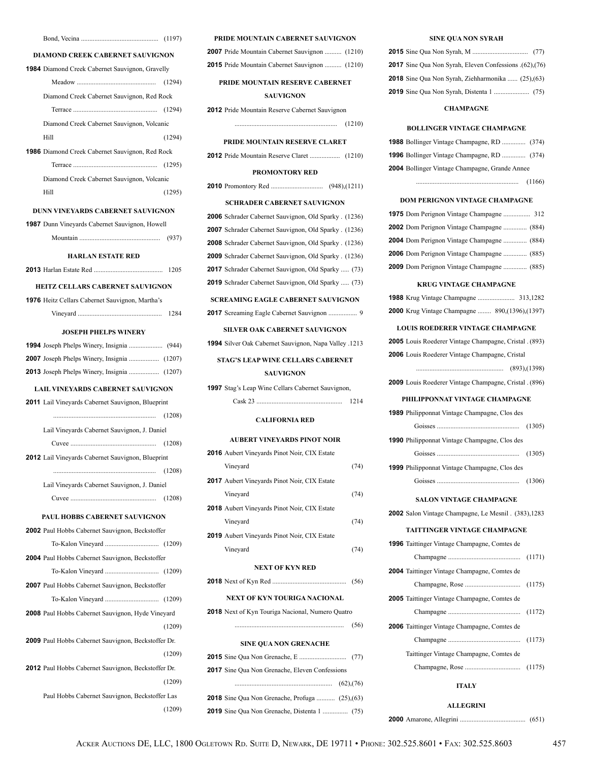Bond, Vecina .............................................. (1197)

### DIAMOND CREEK CABERNET SAUVIGNON

**1984** Diamond Creek Cabernet Sauvignon, Gravelly Meadow ............................................... (1294)

Diamond Creek Cabernet Sauvignon, Red Rock Terrace .................................................. (1294)

Diamond Creek Cabernet Sauvignon, Volcanic Hill (1294)

**1986** Diamond Creek Cabernet Sauvignon, Red Rock Terrace .................................................. (1295)

Diamond Creek Cabernet Sauvignon, Volcanic Hill (1295)

### DUNN VINEYARDS CABERNET SAUVIGNON

**1987** Dunn Vineyards Cabernet Sauvignon, Howell Mountain ................................................ (937)

### HARLAN ESTATE RED

**2013** Harlan Estate Red ......................................... 1205

### HEITZ CELLARS CABERNET SAUVIGNON

**1976** Heitz Cellars Cabernet Sauvignon, Martha's Vineyard .................................................. 1284

### JOSEPH PHELPS WINERY

**1994** Joseph Phelps Winery, Insignia .................... (944)

**2007** Joseph Phelps Winery, Insignia .................. (1207)

**2013** Joseph Phelps Winery, Insignia .................. (1207)

### LAIL VINEYARDS CABERNET SAUVIGNON

**2011** Lail Vineyards Cabernet Sauvignon, Blueprint ............................................................. (1208)

Lail Vineyards Cabernet Sauvignon, J. Daniel Cuvee ................................................... (1208)

**2012** Lail Vineyards Cabernet Sauvignon, Blueprint ............................................................. (1208)

Lail Vineyards Cabernet Sauvignon, J. Daniel Cuvee ................................................... (1208)

### PAUL HOBBS CABERNET SAUVIGNON

**2002** Paul Hobbs Cabernet Sauvignon, Beckstoffer To-Kalon Vineyard ................................ (1209)

**2004** Paul Hobbs Cabernet Sauvignon, Beckstoffer To-Kalon Vineyard ................................ (1209)

**2007** Paul Hobbs Cabernet Sauvignon, Beckstoffer To-Kalon Vineyard ................................ (1209)

**2008** Paul Hobbs Cabernet Sauvignon, Hyde Vineyard (1209)

**2009** Paul Hobbs Cabernet Sauvignon, Beckstoffer Dr. (1209)

**2012** Paul Hobbs Cabernet Sauvignon, Beckstoffer Dr. (1209)

Paul Hobbs Cabernet Sauvignon, Beckstoffer Las (1209)

### PRIDE MOUNTAIN CABERNET SAUVIGNON

**2007** Pride Mountain Cabernet Sauvignon .......... (1210)

**2015** Pride Mountain Cabernet Sauvignon .......... (1210)

### PRIDE MOUNTAIN RESERVE CABERNET SAUVIGNON

**2012** Pride Mountain Reserve Cabernet Sauvignon ............................................................. (1210)

### PRIDE MOUNTAIN RESERVE CLARET

**2012** Pride Mountain Reserve Claret .................. (1210)

### PROMONTORY RED

**2010** Promontory Red ............................... (948),(1211)

### SCHRADER CABERNET SAUVIGNON

**2006** Schrader Cabernet Sauvignon, Old Sparky . (1236)

**2007** Schrader Cabernet Sauvignon, Old Sparky . (1236)

**2008** Schrader Cabernet Sauvignon, Old Sparky . (1236)

**2009** Schrader Cabernet Sauvignon, Old Sparky . (1236)

**2017** Schrader Cabernet Sauvignon, Old Sparky ..... (73)

**2019** Schrader Cabernet Sauvignon, Old Sparky ..... (73)

### SCREAMING EAGLE CABERNET SAUVIGNON

**2017** Screaming Eagle Cabernet Sauvignon ................. 9

### SILVER OAK CABERNET SAUVIGNON

**1994** Silver Oak Cabernet Sauvignon, Napa Valley .1213

### STAG'S LEAP WINE CELLARS CABERNET SAUVIGNON

**1997** Stag's Leap Wine Cellars Cabernet Sauvignon, Cask 23 ................................................... 1214

## CALIFORNIA RED

### AUBERT VINEYARDS PINOT NOIR

**2016** Aubert Vineyards Pinot Noir, CIX Estate Vineyard (74)

**2017** Aubert Vineyards Pinot Noir, CIX Estate Vineyard (74)

**2018** Aubert Vineyards Pinot Noir, CIX Estate Vineyard (74)

**2019** Aubert Vineyards Pinot Noir, CIX Estate Vineyard (74)

### NEXT OF KYN RED

**2018** Next of Kyn Red ............................................ (56)

### NEXT OF KYN TOURIGA NACIONAL

**2018** Next of Kyn Touriga Nacional, Numero Quatro ................................................................ (56)

### SINE QUA NON GRENACHE

**2015** Sine Qua Non Grenache, E ............................ (77)

**2017** Sine Qua Non Grenache, Eleven Confessions .......................................................... (62),(76)

**2018** Sine Qua Non Grenache, Profuga ........... (25),(63)

**2019** Sine Qua Non Grenache, Distenta 1 ............... (75)

### SINE QUA NON SYRAH

**2015** Sine Qua Non Syrah, M ................................. (77)

**2017** Sine Qua Non Syrah, Eleven Confessions .(62),(76)

**2018** Sine Qua Non Syrah, Ziehharmonika ...... (25),(63)

**2019** Sine Qua Non Syrah, Distenta 1 ..................... (75)

## CHAMPAGNE

### BOLLINGER VINTAGE CHAMPAGNE

**1988** Bollinger Vintage Champagne, RD .............. (374)

**1996** Bollinger Vintage Champagne, RD .............. (374)

**2004** Bollinger Vintage Champagne, Grande Annee ............................................................. (1166)

### DOM PERIGNON VINTAGE CHAMPAGNE

**1975** Dom Perignon Vintage Champagne ................ 312

**2002** Dom Perignon Vintage Champagne .............. (884)

**2004** Dom Perignon Vintage Champagne .............. (884)

**2006** Dom Perignon Vintage Champagne .............. (885)

**2009** Dom Perignon Vintage Champagne .............. (885)

### KRUG VINTAGE CHAMPAGNE

**1988** Krug Vintage Champagne ...................... 313,1282

**2000** Krug Vintage Champagne ........ 890,(1396),(1397)

### LOUIS ROEDERER VINTAGE CHAMPAGNE

**2005** Louis Roederer Vintage Champagne, Cristal . (893)

**2006** Louis Roederer Vintage Champagne, Cristal .................................................... (893),(1398)

**2009** Louis Roederer Vintage Champagne, Cristal . (896)

### PHILIPPONNAT VINTAGE CHAMPAGNE

**1989** Philipponnat Vintage Champagne, Clos des Goisses ................................................. (1305)

**1990** Philipponnat Vintage Champagne, Clos des Goisses ................................................. (1305)

**1999** Philipponnat Vintage Champagne, Clos des Goisses ................................................. (1306)

### SALON VINTAGE CHAMPAGNE

**2002** Salon Vintage Champagne, Le Mesnil . (383),1283

### TAITTINGER VINTAGE CHAMPAGNE

**1996** Taittinger Vintage Champagne, Comtes de Champagne ........................................... (1171)

**2004** Taittinger Vintage Champagne, Comtes de Champagne, Rose ................................. (1175)

**2005** Taittinger Vintage Champagne, Comtes de Champagne ........................................... (1172)

**2006** Taittinger Vintage Champagne, Comtes de Champagne ........................................... (1173)

Taittinger Vintage Champagne, Comtes de Champagne, Rose ................................. (1175)

## ITALY

### ALLEGRINI

**2000** Amarone, Allegrini ....................................... (651)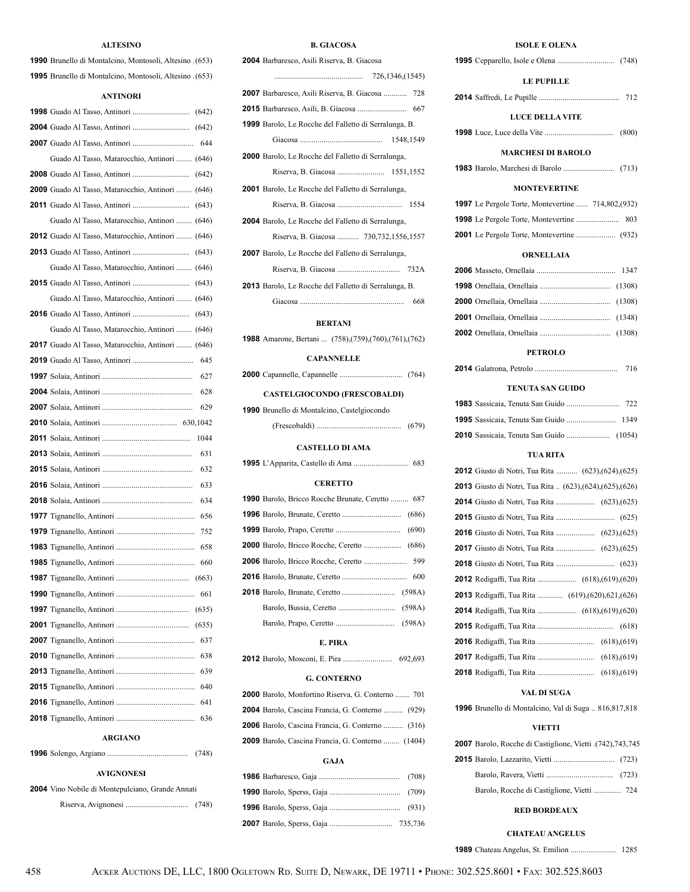### ALTESINO

**1990** Brunello di Montalcino, Montosoli, Altesino .(653)
**1995** Brunello di Montalcino, Montosoli, Altesino .(653)

### ANTINORI

**1998** Guado Al Tasso, Antinori ............................. (642)
**2004** Guado Al Tasso, Antinori ............................. (642)
**2007** Guado Al Tasso, Antinori ............................. 644
Guado Al Tasso, Matarocchio, Antinori ........ (646)
**2008** Guado Al Tasso, Antinori ............................. (642)
**2009** Guado Al Tasso, Matarocchio, Antinori ........ (646)
**2011** Guado Al Tasso, Antinori ............................. (643)
Guado Al Tasso, Matarocchio, Antinori ........ (646)
**2012** Guado Al Tasso, Matarocchio, Antinori ........ (646)
**2013** Guado Al Tasso, Antinori ............................. (643)
Guado Al Tasso, Matarocchio, Antinori ........ (646)
**2015** Guado Al Tasso, Antinori ............................. (643)
Guado Al Tasso, Matarocchio, Antinori ........ (646)
**2016** Guado Al Tasso, Antinori ............................. (643)
Guado Al Tasso, Matarocchio, Antinori ........ (646)
**2017** Guado Al Tasso, Matarocchio, Antinori ........ (646)
**2019** Guado Al Tasso, Antinori ............................. 645
**1997** Solaia, Antinori .............................................. 627
**2004** Solaia, Antinori .............................................. 628
**2007** Solaia, Antinori .............................................. 629
**2010** Solaia, Antinori ...................................... 630,1042
**2011** Solaia, Antinori ............................................ 1044
**2013** Solaia, Antinori .............................................. 631
**2015** Solaia, Antinori .............................................. 632
**2016** Solaia, Antinori .............................................. 633
**2018** Solaia, Antinori .............................................. 634
**1977** Tignanello, Antinori ........................................ 656
**1979** Tignanello, Antinori ........................................ 752
**1983** Tignanello, Antinori ........................................ 658
**1985** Tignanello, Antinori ........................................ 660
**1987** Tignanello, Antinori ..................................... (663)
**1990** Tignanello, Antinori ........................................ 661
**1997** Tignanello, Antinori ..................................... (635)
**2001** Tignanello, Antinori ..................................... (635)
**2007** Tignanello, Antinori ........................................ 637
**2010** Tignanello, Antinori ........................................ 638
**2013** Tignanello, Antinori ........................................ 639
**2015** Tignanello, Antinori ........................................ 640
**2016** Tignanello, Antinori ........................................ 641
**2018** Tignanello, Antinori ........................................ 636

### ARGIANO

**1996** Solengo, Argiano ......................................... (748)

### AVIGNONESI

**2004** Vino Nobile di Montepulciano, Grande Annati Riserva, Avignonesi ................................ (748)

### B. GIACOSA

**2004** Barbaresco, Asili Riserva, B. Giacosa ............................................. 726,1346,(1545)
**2007** Barbaresco, Asili Riserva, B. Giacosa ............ 728
**2015** Barbaresco, Asili, B. Giacosa ......................... 667
**1999** Barolo, Le Rocche del Falletto di Serralunga, B. Giacosa .......................................... 1548,1549
**2000** Barolo, Le Rocche del Falletto di Serralunga, Riserva, B. Giacosa ........................ 1551,1552
**2001** Barolo, Le Rocche del Falletto di Serralunga, Riserva, B. Giacosa ................................. 1554
**2004** Barolo, Le Rocche del Falletto di Serralunga, Riserva, B. Giacosa ........... 730,732,1556,1557
**2007** Barolo, Le Rocche del Falletto di Serralunga, Riserva, B. Giacosa ................................ 732A
**2013** Barolo, Le Rocche del Falletto di Serralunga, B. Giacosa ..................................................... 668

### BERTANI

**1988** Amarone, Bertani ... (758),(759),(760),(761),(762)

### CAPANNELLE

**2000** Capannelle, Capannelle ................................ (764)

### CASTELGIOCONDO (FRESCOBALDI)

**1990** Brunello di Montalcino, Castelgiocondo (Frescobaldi) ........................................... (679)

### CASTELLO DI AMA

**1995** L'Apparita, Castello di Ama ............................ 683

### CERETTO

**1990** Barolo, Bricco Rocche Brunate, Ceretto ......... 687
**1996** Barolo, Brunate, Ceretto .............................. (686)
**1999** Barolo, Prapo, Ceretto ................................. (690)
**2000** Barolo, Bricco Rocche, Ceretto ................... (686)
**2006** Barolo, Bricco Rocche, Ceretto ...................... 599
**2016** Barolo, Brunate, Ceretto ................................. 600
**2018** Barolo, Brunate, Ceretto ........................... (598A)
Barolo, Bussia, Ceretto ............................. (598A)
Barolo, Prapo, Ceretto .............................. (598A)

### E. PIRA

**2012** Barolo, Mosconi, E. Pira ......................... 692,693

### G. CONTERNO

**2000** Barolo, Monfortino Riserva, G. Conterno ....... 701
**2004** Barolo, Cascina Francia, G. Conterno .......... (929)
**2006** Barolo, Cascina Francia, G. Conterno .......... (316)
**2009** Barolo, Cascina Francia, G. Conterno ........ (1404)

### GAJA

**1986** Barbaresco, Gaja .......................................... (708)
**1990** Barolo, Sperss, Gaja .................................... (709)
**1996** Barolo, Sperss, Gaja .................................... (931)
**2007** Barolo, Sperss, Gaja ................................ 735,736

### ISOLE E OLENA

**1995** Cepparello, Isole e Olena ............................. (748)

### LE PUPILLE

**2014** Saffredi, Le Pupille ......................................... 712

### LUCE DELLA VITE

**1998** Luce, Luce della Vite ................................... (800)

### MARCHESI DI BAROLO

**1983** Barolo, Marchesi di Barolo .......................... (713)

### MONTEVERTINE

**1997** Le Pergole Torte, Montevertine ...... 714,802,(932)
**1998** Le Pergole Torte, Montevertine ...................... 803
**2001** Le Pergole Torte, Montevertine .................... (932)

### ORNELLAIA

**2006** Masseto, Ornellaia ........................................ 1347
**1998** Ornellaia, Ornellaia .................................... (1308)
**2000** Ornellaia, Ornellaia .................................... (1308)
**2001** Ornellaia, Ornellaia .................................... (1348)
**2002** Ornellaia, Ornellaia .................................... (1308)

### PETROLO

**2014** Galatrona, Petrolo .......................................... 716

### TENUTA SAN GUIDO

**1983** Sassicaia, Tenuta San Guido .......................... 722
**1995** Sassicaia, Tenuta San Guido ......................... 1349
**2010** Sassicaia, Tenuta San Guido ...................... (1054)

### TUA RITA

**2012** Giusto di Notri, Tua Rita ........... (623),(624),(625)
**2013** Giusto di Notri, Tua Rita .. (623),(624),(625),(626)
**2014** Giusto di Notri, Tua Rita .................... (623),(625)
**2015** Giusto di Notri, Tua Rita ............................. (625)
**2016** Giusto di Notri, Tua Rita .................... (623),(625)
**2017** Giusto di Notri, Tua Rita .................... (623),(625)
**2018** Giusto di Notri, Tua Rita ............................. (623)
**2012** Redigaffi, Tua Rita .................... (618),(619),(620)
**2013** Redigaffi, Tua Rita ............. (619),(620),621,(626)
**2014** Redigaffi, Tua Rita .................... (618),(619),(620)
**2015** Redigaffi, Tua Rita ...................................... (618)
**2016** Redigaffi, Tua Rita ............................ (618),(619)
**2017** Redigaffi, Tua Rita ............................ (618),(619)
**2018** Redigaffi, Tua Rita ............................ (618),(619)

### VAL DI SUGA

**1996** Brunello di Montalcino, Val di Suga .. 816,817,818

### VIETTI

**2007** Barolo, Rocche di Castiglione, Vietti .(742),743,745
**2015** Barolo, Lazzarito, Vietti ............................... (723)
Barolo, Ravera, Vietti .................................. (723)
Barolo, Rocche di Castiglione, Vietti .............. 724

## RED BORDEAUX

### CHATEAU ANGELUS

**1989** Chateau Angelus, St. Emilion ....................... 1285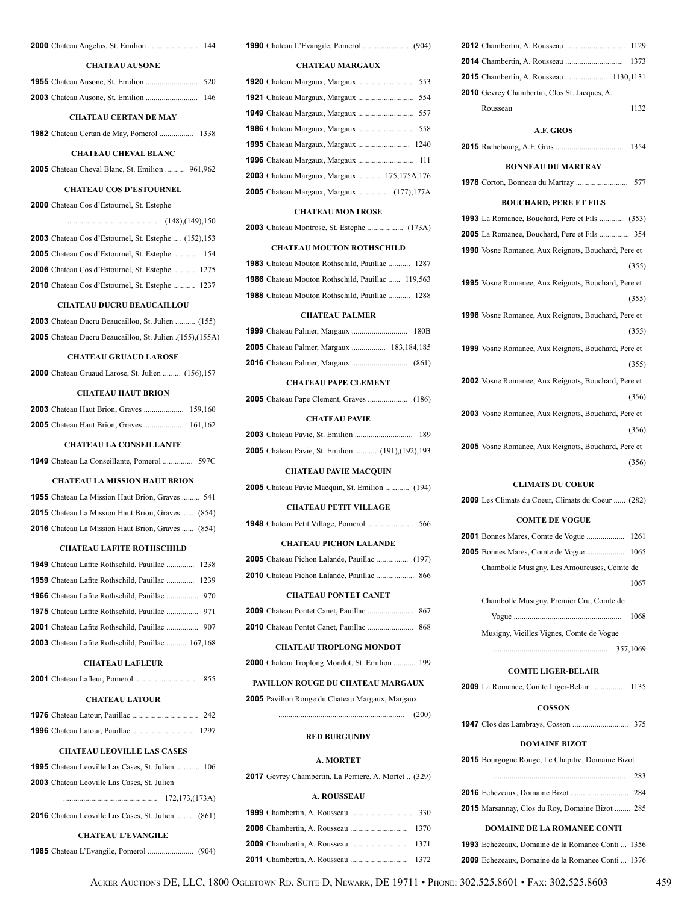**2000** Chateau Angelus, St. Emilion .......................... 144

### CHATEAU AUSONE

**1955** Chateau Ausone, St. Emilion .......................... 520

**2003** Chateau Ausone, St. Emilion .......................... 146

### CHATEAU CERTAN DE MAY

**1982** Chateau Certan de May, Pomerol ................. 1338

### CHATEAU CHEVAL BLANC

**2005** Chateau Cheval Blanc, St. Emilion .......... 961,962

### CHATEAU COS D'ESTOURNEL

**2000** Chateau Cos d'Estournel, St. Estephe ............................................... (148),(149),150

**2003** Chateau Cos d'Estournel, St. Estephe .... (152),153

**2005** Chateau Cos d'Estournel, St. Estephe ............. 154

**2006** Chateau Cos d'Estournel, St. Estephe ........... 1275

**2010** Chateau Cos d'Estournel, St. Estephe ........... 1237

### CHATEAU DUCRU BEAUCAILLOU

**2003** Chateau Ducru Beaucaillou, St. Julien .......... (155)

**2005** Chateau Ducru Beaucaillou, St. Julien .(155),(155A)

### CHATEAU GRUAUD LAROSE

**2000** Chateau Gruaud Larose, St. Julien ......... (156),157

### CHATEAU HAUT BRION

**2003** Chateau Haut Brion, Graves .................... 159,160

**2005** Chateau Haut Brion, Graves .................... 161,162

### CHATEAU LA CONSEILLANTE

**1949** Chateau La Conseillante, Pomerol ............... 597C

### CHATEAU LA MISSION HAUT BRION

**1955** Chateau La Mission Haut Brion, Graves ......... 541

**2015** Chateau La Mission Haut Brion, Graves ...... (854)

**2016** Chateau La Mission Haut Brion, Graves ...... (854)

### CHATEAU LAFITE ROTHSCHILD

**1949** Chateau Lafite Rothschild, Pauillac .............. 1238

**1959** Chateau Lafite Rothschild, Pauillac .............. 1239

**1966** Chateau Lafite Rothschild, Pauillac ................ 970

**1975** Chateau Lafite Rothschild, Pauillac ................ 971

**2001** Chateau Lafite Rothschild, Pauillac ................ 907

**2003** Chateau Lafite Rothschild, Pauillac .......... 167,168

### CHATEAU LAFLEUR

**2001** Chateau Lafleur, Pomerol ............................... 855

### CHATEAU LATOUR

**1976** Chateau Latour, Pauillac ................................ 242

**1996** Chateau Latour, Pauillac .............................. 1297

### CHATEAU LEOVILLE LAS CASES

**1995** Chateau Leoville Las Cases, St. Julien ............ 106

**2003** Chateau Leoville Las Cases, St. Julien ............................................... 172,173,(173A)

**2016** Chateau Leoville Las Cases, St. Julien ......... (861)

### CHATEAU L'EVANGILE

**1985** Chateau L'Evangile, Pomerol ....................... (904)

**1990** Chateau L'Evangile, Pomerol ....................... (904)

### CHATEAU MARGAUX

**1920** Chateau Margaux, Margaux ............................ 553

**1921** Chateau Margaux, Margaux ............................ 554

**1949** Chateau Margaux, Margaux ............................ 557

**1986** Chateau Margaux, Margaux ............................ 558

**1995** Chateau Margaux, Margaux .......................... 1240

**1996** Chateau Margaux, Margaux ............................ 111

**2003** Chateau Margaux, Margaux ........... 175,175A,176

**2005** Chateau Margaux, Margaux ............... (177),177A

### CHATEAU MONTROSE

**2003** Chateau Montrose, St. Estephe .................. (173A)

### CHATEAU MOUTON ROTHSCHILD

**1983** Chateau Mouton Rothschild, Pauillac ........... 1287

**1986** Chateau Mouton Rothschild, Pauillac ...... 119,563

**1988** Chateau Mouton Rothschild, Pauillac ........... 1288

### CHATEAU PALMER

**1999** Chateau Palmer, Margaux ............................ 180B

**2005** Chateau Palmer, Margaux ................. 183,184,185

**2016** Chateau Palmer, Margaux ............................ (861)

### CHATEAU PAPE CLEMENT

**2005** Chateau Pape Clement, Graves .................... (186)

### CHATEAU PAVIE

**2003** Chateau Pavie, St. Emilion ............................. 189

**2005** Chateau Pavie, St. Emilion ........... (191),(192),193

### CHATEAU PAVIE MACQUIN

**2005** Chateau Pavie Macquin, St. Emilion ............ (194)

### CHATEAU PETIT VILLAGE

**1948** Chateau Petit Village, Pomerol ....................... 566

### CHATEAU PICHON LALANDE

**2005** Chateau Pichon Lalande, Pauillac ................ (197)

**2010** Chateau Pichon Lalande, Pauillac ................... 866

### CHATEAU PONTET CANET

**2009** Chateau Pontet Canet, Pauillac ....................... 867

**2010** Chateau Pontet Canet, Pauillac ....................... 868

### CHATEAU TROPLONG MONDOT

**2000** Chateau Troplong Mondot, St. Emilion ........... 199

### PAVILLON ROUGE DU CHATEAU MARGAUX

**2005** Pavillon Rouge du Chateau Margaux, Margaux .............................................................. (200)

## RED BURGUNDY

### A. MORTET

**2017** Gevrey Chambertin, La Perriere, A. Mortet .. (329)

### A. ROUSSEAU

**1999** Chambertin, A. Rousseau ............................... 330

**2006** Chambertin, A. Rousseau ............................. 1370

**2009** Chambertin, A. Rousseau ............................. 1371

**2011** Chambertin, A. Rousseau ............................. 1372

**2012** Chambertin, A. Rousseau ............................. 1129

**2014** Chambertin, A. Rousseau ............................. 1373

**2015** Chambertin, A. Rousseau .................... 1130,1131

**2010** Gevrey Chambertin, Clos St. Jacques, A. Rousseau 1132

### A.F. GROS

**2015** Richebourg, A.F. Gros .................................. 1354

### BONNEAU DU MARTRAY

**1978** Corton, Bonneau du Martray .......................... 577

### BOUCHARD, PERE ET FILS

**1993** La Romanee, Bouchard, Pere et Fils ............ (353)

**2005** La Romanee, Bouchard, Pere et Fils ............... 354

**1990** Vosne Romanee, Aux Reignots, Bouchard, Pere et (355)

**1995** Vosne Romanee, Aux Reignots, Bouchard, Pere et (355)

**1996** Vosne Romanee, Aux Reignots, Bouchard, Pere et (355)

**1999** Vosne Romanee, Aux Reignots, Bouchard, Pere et (355)

**2002** Vosne Romanee, Aux Reignots, Bouchard, Pere et (356)

**2003** Vosne Romanee, Aux Reignots, Bouchard, Pere et (356)

**2005** Vosne Romanee, Aux Reignots, Bouchard, Pere et (356)

### CLIMATS DU COEUR

**2009** Les Climats du Coeur, Climats du Coeur ...... (282)

### COMTE DE VOGUE

**2001** Bonnes Mares, Comte de Vogue ................... 1261

**2005** Bonnes Mares, Comte de Vogue ................... 1065

Chambolle Musigny, Les Amoureuses, Comte de 1067

Chambolle Musigny, Premier Cru, Comte de Vogue ...................................................... 1068

Musigny, Vieilles Vignes, Comte de Vogue ......................................................... 357,1069

### COMTE LIGER-BELAIR

**2009** La Romanee, Comte Liger-Belair ................. 1135

### COSSON

**1947** Clos des Lambrays, Cosson ............................ 375

### DOMAINE BIZOT

**2015** Bourgogne Rouge, Le Chapitre, Domaine Bizot ................................................................ 283

**2016** Echezeaux, Domaine Bizot ............................. 284

**2015** Marsannay, Clos du Roy, Domaine Bizot ........ 285

### DOMAINE DE LA ROMANEE CONTI

**1993** Echezeaux, Domaine de la Romanee Conti ... 1356

**2009** Echezeaux, Domaine de la Romanee Conti ... 1376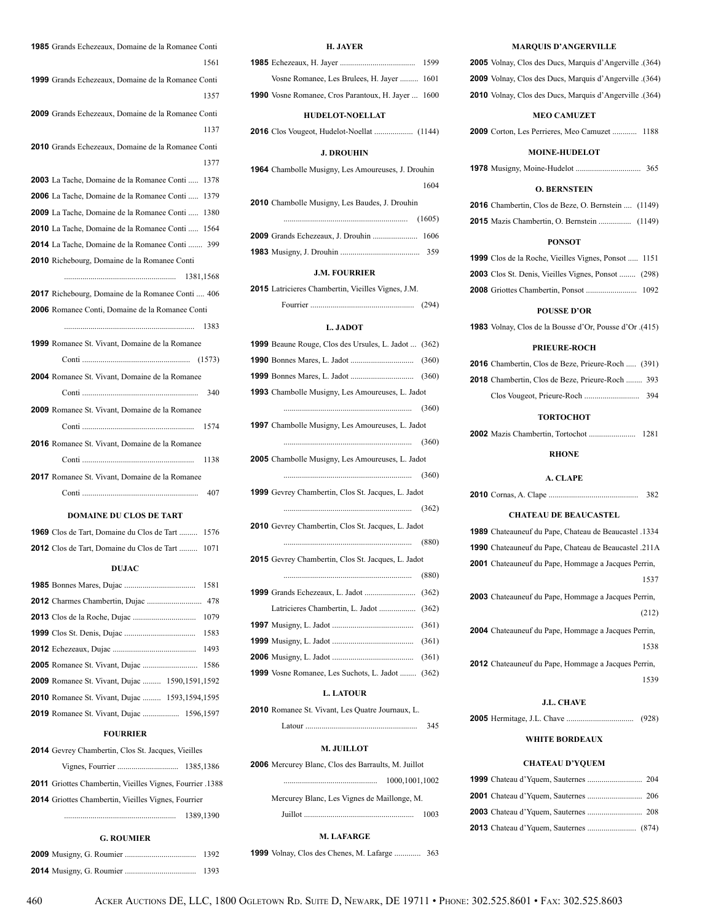**1985** Grands Echezeaux, Domaine de la Romanee Conti ..... 1561

**1999** Grands Echezeaux, Domaine de la Romanee Conti ..... 1357

**2009** Grands Echezeaux, Domaine de la Romanee Conti ..... 1137

**2010** Grands Echezeaux, Domaine de la Romanee Conti ..... 1377

**2003** La Tache, Domaine de la Romanee Conti ..... 1378

**2006** La Tache, Domaine de la Romanee Conti ..... 1379

**2009** La Tache, Domaine de la Romanee Conti ..... 1380

**2010** La Tache, Domaine de la Romanee Conti ..... 1564

**2014** La Tache, Domaine de la Romanee Conti ....... 399

**2010** Richebourg, Domaine de la Romanee Conti ..... 1381,1568

**2017** Richebourg, Domaine de la Romanee Conti .... 406

**2006** Romanee Conti, Domaine de la Romanee Conti ..... 1383

**1999** Romanee St. Vivant, Domaine de la Romanee Conti ..... (1573)

**2004** Romanee St. Vivant, Domaine de la Romanee Conti ..... 340

**2009** Romanee St. Vivant, Domaine de la Romanee Conti ..... 1574

**2016** Romanee St. Vivant, Domaine de la Romanee Conti ..... 1138

**2017** Romanee St. Vivant, Domaine de la Romanee Conti ..... 407

### DOMAINE DU CLOS DE TART

**1969** Clos de Tart, Domaine du Clos de Tart ......... 1576

**2012** Clos de Tart, Domaine du Clos de Tart ......... 1071

### DUJAC

**1985** Bonnes Mares, Dujac ..... 1581

**2012** Charmes Chambertin, Dujac ..... 478

**2013** Clos de la Roche, Dujac ..... 1079

**1999** Clos St. Denis, Dujac ..... 1583

**2012** Echezeaux, Dujac ..... 1493

**2005** Romanee St. Vivant, Dujac ..... 1586

**2009** Romanee St. Vivant, Dujac ......... 1590,1591,1592

**2010** Romanee St. Vivant, Dujac ......... 1593,1594,1595

**2019** Romanee St. Vivant, Dujac .................. 1596,1597

### FOURRIER

**2014** Gevrey Chambertin, Clos St. Jacques, Vieilles Vignes, Fourrier ..... 1385,1386

**2011** Griottes Chambertin, Vieilles Vignes, Fourrier .1388

**2014** Griottes Chambertin, Vieilles Vignes, Fourrier ..... 1389,1390

### G. ROUMIER

**2009** Musigny, G. Roumier ..... 1392

**2014** Musigny, G. Roumier ..... 1393

### H. JAYER

**1985** Echezeaux, H. Jayer ..... 1599

Vosne Romanee, Les Brulees, H. Jayer ......... 1601

**1990** Vosne Romanee, Cros Parantoux, H. Jayer ... 1600

### HUDELOT-NOELLAT

**2016** Clos Vougeot, Hudelot-Noellat ..... (1144)

### J. DROUHIN

**1964** Chambolle Musigny, Les Amoureuses, J. Drouhin ..... 1604

**2010** Chambolle Musigny, Les Baudes, J. Drouhin ..... (1605)

**2009** Grands Echezeaux, J. Drouhin ..... 1606

**1983** Musigny, J. Drouhin ..... 359

### J.M. FOURRIER

**2015** Latricieres Chambertin, Vieilles Vignes, J.M. Fourrier ..... (294)

### L. JADOT

**1999** Beaune Rouge, Clos des Ursules, L. Jadot ... (362)

**1990** Bonnes Mares, L. Jadot ..... (360)

**1999** Bonnes Mares, L. Jadot ..... (360)

**1993** Chambolle Musigny, Les Amoureuses, L. Jadot ..... (360)

**1997** Chambolle Musigny, Les Amoureuses, L. Jadot ..... (360)

**2005** Chambolle Musigny, Les Amoureuses, L. Jadot ..... (360)

**1999** Gevrey Chambertin, Clos St. Jacques, L. Jadot ..... (362)

**2010** Gevrey Chambertin, Clos St. Jacques, L. Jadot ..... (880)

**2015** Gevrey Chambertin, Clos St. Jacques, L. Jadot ..... (880)

**1999** Grands Echezeaux, L. Jadot ..... (362)

Latricieres Chambertin, L. Jadot ..... (362)

**1997** Musigny, L. Jadot ..... (361)

**1999** Musigny, L. Jadot ..... (361)

**2006** Musigny, L. Jadot ..... (361)

**1999** Vosne Romanee, Les Suchots, L. Jadot ........ (362)

### L. LATOUR

**2010** Romanee St. Vivant, Les Quatre Journaux, L. Latour ..... 345

### M. JUILLOT

**2006** Mercurey Blanc, Clos des Barraults, M. Juillot ..... 1000,1001,1002

Mercurey Blanc, Les Vignes de Maillonge, M. Juillot ..... 1003

### M. LAFARGE

**1999** Volnay, Clos des Chenes, M. Lafarge ............. 363

### MARQUIS D'ANGERVILLE

**2005** Volnay, Clos des Ducs, Marquis d'Angerville .(364)

**2009** Volnay, Clos des Ducs, Marquis d'Angerville .(364)

**2010** Volnay, Clos des Ducs, Marquis d'Angerville .(364)

### MEO CAMUZET

**2009** Corton, Les Perrieres, Meo Camuzet ............ 1188

### MOINE-HUDELOT

**1978** Musigny, Moine-Hudelot ..... 365

### O. BERNSTEIN

**2016** Chambertin, Clos de Beze, O. Bernstein .... (1149)

**2015** Mazis Chambertin, O. Bernstein ..... (1149)

### PONSOT

**1999** Clos de la Roche, Vieilles Vignes, Ponsot ..... 1151

**2003** Clos St. Denis, Vieilles Vignes, Ponsot ........ (298)

**2008** Griottes Chambertin, Ponsot ..... 1092

### POUSSE D'OR

**1983** Volnay, Clos de la Bousse d'Or, Pousse d'Or .(415)

### PRIEURE-ROCH

**2016** Chambertin, Clos de Beze, Prieure-Roch ..... (391)

**2018** Chambertin, Clos de Beze, Prieure-Roch ........ 393

Clos Vougeot, Prieure-Roch ..... 394

### TORTOCHOT

**2002** Mazis Chambertin, Tortochot ..... 1281

## RHONE

### A. CLAPE

**2010** Cornas, A. Clape ..... 382

### CHATEAU DE BEAUCASTEL

**1989** Chateauneuf du Pape, Chateau de Beaucastel .1334

**1990** Chateauneuf du Pape, Chateau de Beaucastel .211A

**2001** Chateauneuf du Pape, Hommage a Jacques Perrin, ..... 1537

**2003** Chateauneuf du Pape, Hommage a Jacques Perrin, ..... (212)

**2004** Chateauneuf du Pape, Hommage a Jacques Perrin, ..... 1538

**2012** Chateauneuf du Pape, Hommage a Jacques Perrin, ..... 1539

### J.L. CHAVE

**2005** Hermitage, J.L. Chave ..... (928)

## WHITE BORDEAUX

### CHATEAU D'YQUEM

**1999** Chateau d'Yquem, Sauternes ..... 204

**2001** Chateau d'Yquem, Sauternes ..... 206

**2003** Chateau d'Yquem, Sauternes ..... 208

**2013** Chateau d'Yquem, Sauternes ..... (874)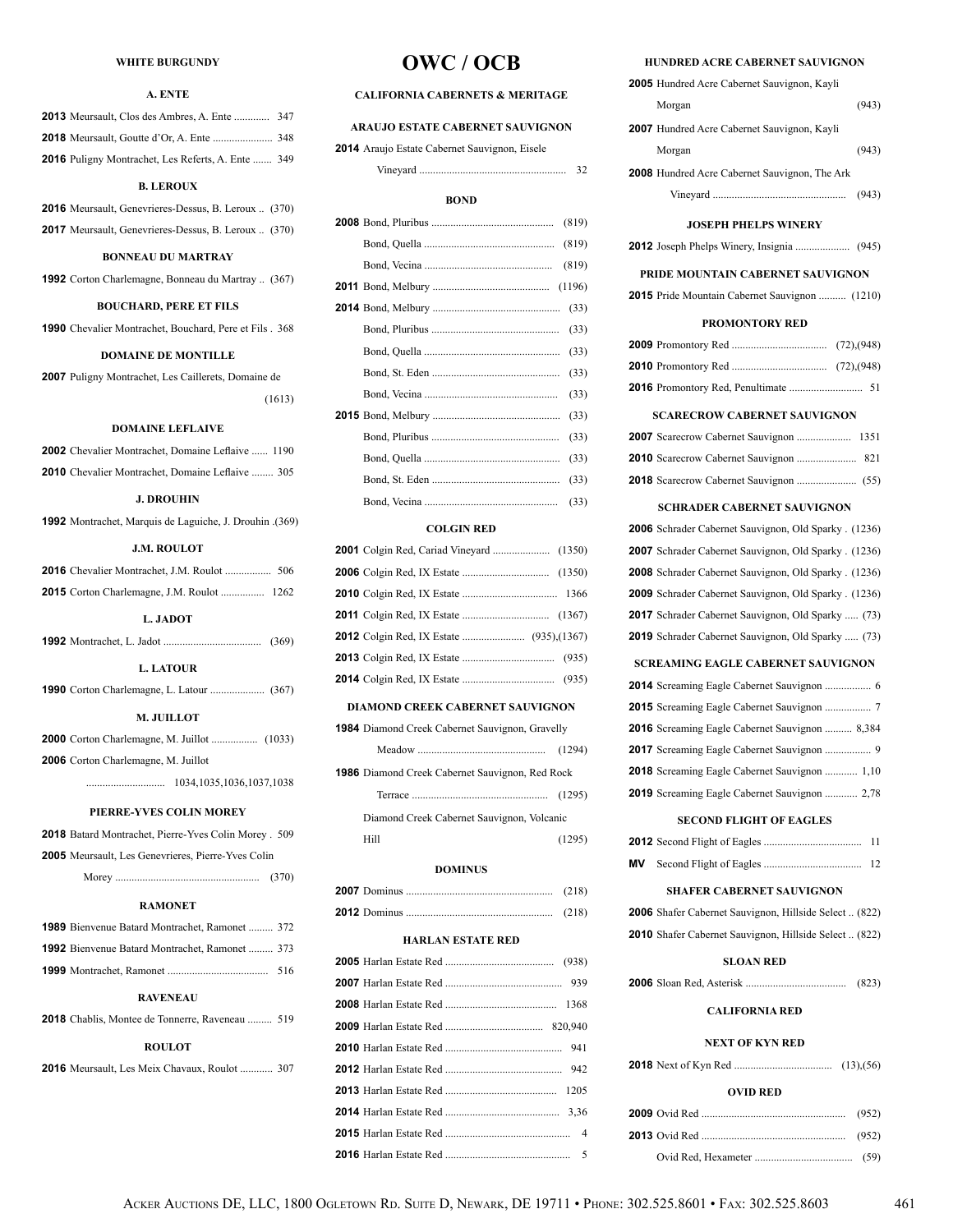## WHITE BURGUNDY

### A. ENTE

**2013** Meursault, Clos des Ambres, A. Ente ............. 347

**2018** Meursault, Goutte d'Or, A. Ente ...................... 348

**2016** Puligny Montrachet, Les Referts, A. Ente ....... 349

### B. LEROUX

**2016** Meursault, Genevrieres-Dessus, B. Leroux .. (370)

**2017** Meursault, Genevrieres-Dessus, B. Leroux .. (370)

### BONNEAU DU MARTRAY

**1992** Corton Charlemagne, Bonneau du Martray .. (367)

### BOUCHARD, PERE ET FILS

**1990** Chevalier Montrachet, Bouchard, Pere et Fils . 368

### DOMAINE DE MONTILLE

**2007** Puligny Montrachet, Les Caillerets, Domaine de (1613)

### DOMAINE LEFLAIVE

**2002** Chevalier Montrachet, Domaine Leflaive ...... 1190

**2010** Chevalier Montrachet, Domaine Leflaive ........ 305

### J. DROUHIN

**1992** Montrachet, Marquis de Laguiche, J. Drouhin .(369)

### J.M. ROULOT

**2016** Chevalier Montrachet, J.M. Roulot ................. 506

**2015** Corton Charlemagne, J.M. Roulot ................ 1262

### L. JADOT

**1992** Montrachet, L. Jadot .................................... (369)

### L. LATOUR

**1990** Corton Charlemagne, L. Latour .................... (367)

### M. JUILLOT

**2000** Corton Charlemagne, M. Juillot ................. (1033)

**2006** Corton Charlemagne, M. Juillot ............................ 1034,1035,1036,1037,1038

### PIERRE-YVES COLIN MOREY

**2018** Batard Montrachet, Pierre-Yves Colin Morey . 509

**2005** Meursault, Les Genevrieres, Pierre-Yves Colin Morey ..................................................... (370)

### RAMONET

**1989** Bienvenue Batard Montrachet, Ramonet ......... 372

**1992** Bienvenue Batard Montrachet, Ramonet ......... 373

**1999** Montrachet, Ramonet ..................................... 516

### RAVENEAU

**2018** Chablis, Montee de Tonnerre, Raveneau ......... 519

### ROULOT

**2016** Meursault, Les Meix Chavaux, Roulot ............ 307

# OWC / OCB

## CALIFORNIA CABERNETS & MERITAGE

### ARAUJO ESTATE CABERNET SAUVIGNON

**2014** Araujo Estate Cabernet Sauvignon, Eisele Vineyard ..................................................... 32

### BOND

**2008** Bond, Pluribus ............................................. (819)

Bond, Quella ................................................ (819)

Bond, Vecina ............................................... (819)

**2011** Bond, Melbury ........................................... (1196)

**2014** Bond, Melbury ............................................... (33)

Bond, Pluribus ............................................... (33)

Bond, Quella .................................................. (33)

Bond, St. Eden ............................................... (33)

Bond, Vecina ................................................. (33)

**2015** Bond, Melbury ............................................... (33)

Bond, Pluribus ............................................... (33)

Bond, Quella .................................................. (33)

Bond, St. Eden ............................................... (33)

Bond, Vecina ................................................. (33)

### COLGIN RED

**2001** Colgin Red, Cariad Vineyard ..................... (1350)

**2006** Colgin Red, IX Estate ................................ (1350)

**2010** Colgin Red, IX Estate .................................. 1366

**2011** Colgin Red, IX Estate ................................ (1367)

**2012** Colgin Red, IX Estate ....................... (935),(1367)

**2013** Colgin Red, IX Estate .................................. (935)

**2014** Colgin Red, IX Estate .................................. (935)

### DIAMOND CREEK CABERNET SAUVIGNON

**1984** Diamond Creek Cabernet Sauvignon, Gravelly Meadow ............................................... (1294)

**1986** Diamond Creek Cabernet Sauvignon, Red Rock Terrace .................................................. (1295)

Diamond Creek Cabernet Sauvignon, Volcanic Hill (1295)

### DOMINUS

**2007** Dominus ...................................................... (218)

**2012** Dominus ...................................................... (218)

### HARLAN ESTATE RED

**2005** Harlan Estate Red ........................................ (938)

**2007** Harlan Estate Red ........................................... 939

**2008** Harlan Estate Red ......................................... 1368

**2009** Harlan Estate Red .................................... 820,940

**2010** Harlan Estate Red ........................................... 941

**2012** Harlan Estate Red ........................................... 942

**2013** Harlan Estate Red ......................................... 1205

**2014** Harlan Estate Red .......................................... 3,36

**2015** Harlan Estate Red .............................................. 4

**2016** Harlan Estate Red .............................................. 5

### HUNDRED ACRE CABERNET SAUVIGNON

**2005** Hundred Acre Cabernet Sauvignon, Kayli Morgan (943)

**2007** Hundred Acre Cabernet Sauvignon, Kayli Morgan (943)

**2008** Hundred Acre Cabernet Sauvignon, The Ark Vineyard ................................................. (943)

### JOSEPH PHELPS WINERY

**2012** Joseph Phelps Winery, Insignia .................... (945)

### PRIDE MOUNTAIN CABERNET SAUVIGNON

**2015** Pride Mountain Cabernet Sauvignon .......... (1210)

### PROMONTORY RED

**2009** Promontory Red ................................... (72),(948)

**2010** Promontory Red ................................... (72),(948)

**2016** Promontory Red, Penultimate ........................... 51

### SCARECROW CABERNET SAUVIGNON

**2007** Scarecrow Cabernet Sauvignon .................... 1351

**2010** Scarecrow Cabernet Sauvignon ...................... 821

**2018** Scarecrow Cabernet Sauvignon ...................... (55)

### SCHRADER CABERNET SAUVIGNON

**2006** Schrader Cabernet Sauvignon, Old Sparky . (1236)

**2007** Schrader Cabernet Sauvignon, Old Sparky . (1236)

**2008** Schrader Cabernet Sauvignon, Old Sparky . (1236)

**2009** Schrader Cabernet Sauvignon, Old Sparky . (1236)

**2017** Schrader Cabernet Sauvignon, Old Sparky ..... (73)

**2019** Schrader Cabernet Sauvignon, Old Sparky ..... (73)

### SCREAMING EAGLE CABERNET SAUVIGNON

**2014** Screaming Eagle Cabernet Sauvignon ................. 6

**2015** Screaming Eagle Cabernet Sauvignon ................. 7

**2016** Screaming Eagle Cabernet Sauvignon .......... 8,384

**2017** Screaming Eagle Cabernet Sauvignon ................. 9

**2018** Screaming Eagle Cabernet Sauvignon ............ 1,10

**2019** Screaming Eagle Cabernet Sauvignon ............ 2,78

### SECOND FLIGHT OF EAGLES

**2012** Second Flight of Eagles .................................... 11

**MV** Second Flight of Eagles .................................... 12

### SHAFER CABERNET SAUVIGNON

**2006** Shafer Cabernet Sauvignon, Hillside Select .. (822)

**2010** Shafer Cabernet Sauvignon, Hillside Select .. (822)

### SLOAN RED

**2006** Sloan Red, Asterisk ..................................... (823)

## CALIFORNIA RED

### NEXT OF KYN RED

**2018** Next of Kyn Red .................................... (13),(56)

### OVID RED

**2009** Ovid Red ..................................................... (952)

**2013** Ovid Red ..................................................... (952)

Ovid Red, Hexameter .................................... (59)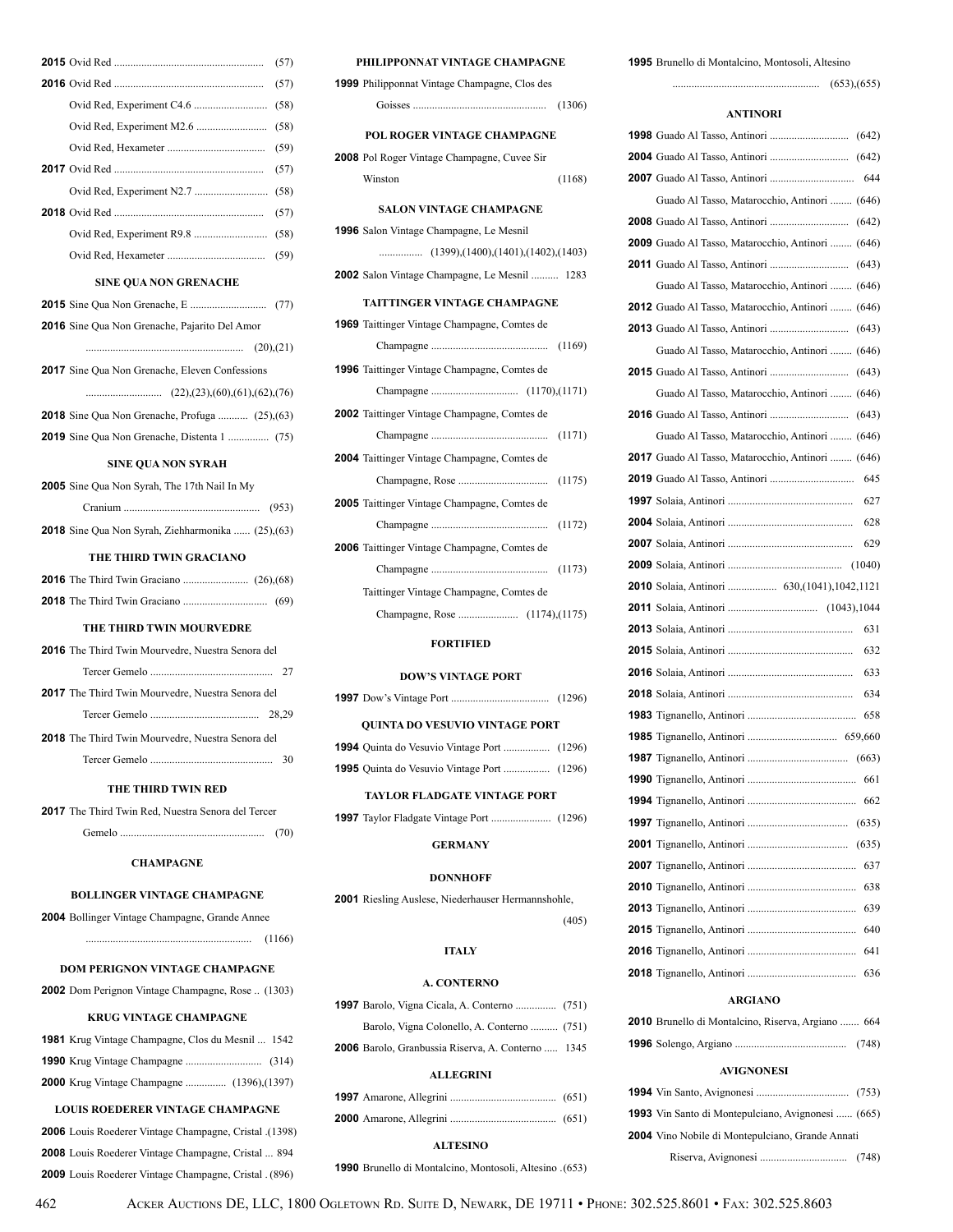**2015** Ovid Red ........................................................ (57)

**2016** Ovid Red ........................................................ (57)

Ovid Red, Experiment C4.6 ........................... (58)

Ovid Red, Experiment M2.6 .......................... (58)

Ovid Red, Hexameter .................................... (59)

**2017** Ovid Red ........................................................ (57)

Ovid Red, Experiment N2.7 ........................... (58)

**2018** Ovid Red ........................................................ (57)

Ovid Red, Experiment R9.8 ........................... (58)

Ovid Red, Hexameter .................................... (59)

### SINE QUA NON GRENACHE

**2015** Sine Qua Non Grenache, E ............................ (77)

**2016** Sine Qua Non Grenache, Pajarito Del Amor .......................................................... (20),(21)

**2017** Sine Qua Non Grenache, Eleven Confessions ............................ (22),(23),(60),(61),(62),(76)

**2018** Sine Qua Non Grenache, Profuga ........... (25),(63)

**2019** Sine Qua Non Grenache, Distenta 1 ............... (75)

### SINE QUA NON SYRAH

**2005** Sine Qua Non Syrah, The 17th Nail In My Cranium .................................................. (953)

**2018** Sine Qua Non Syrah, Ziehharmonika ...... (25),(63)

### THE THIRD TWIN GRACIANO

**2016** The Third Twin Graciano ........................ (26),(68)

**2018** The Third Twin Graciano ............................... (69)

### THE THIRD TWIN MOURVEDRE

**2016** The Third Twin Mourvedre, Nuestra Senora del Tercer Gemelo .............................................. 27

**2017** The Third Twin Mourvedre, Nuestra Senora del Tercer Gemelo ........................................ 28,29

**2018** The Third Twin Mourvedre, Nuestra Senora del Tercer Gemelo ............................................. 30

### THE THIRD TWIN RED

**2017** The Third Twin Red, Nuestra Senora del Tercer Gemelo ..................................................... (70)

## CHAMPAGNE

### BOLLINGER VINTAGE CHAMPAGNE

**2004** Bollinger Vintage Champagne, Grande Annee ............................................................. (1166)

### DOM PERIGNON VINTAGE CHAMPAGNE

**2002** Dom Perignon Vintage Champagne, Rose .. (1303)

### KRUG VINTAGE CHAMPAGNE

**1981** Krug Vintage Champagne, Clos du Mesnil ... 1542

**1990** Krug Vintage Champagne ............................ (314)

**2000** Krug Vintage Champagne ............... (1396),(1397)

### LOUIS ROEDERER VINTAGE CHAMPAGNE

**2006** Louis Roederer Vintage Champagne, Cristal .(1398)

**2008** Louis Roederer Vintage Champagne, Cristal ... 894

**2009** Louis Roederer Vintage Champagne, Cristal . (896)

### PHILIPPONNAT VINTAGE CHAMPAGNE

**1999** Philipponnat Vintage Champagne, Clos des Goisses ................................................. (1306)

### POL ROGER VINTAGE CHAMPAGNE

**2008** Pol Roger Vintage Champagne, Cuvee Sir Winston (1168)

### SALON VINTAGE CHAMPAGNE

**1996** Salon Vintage Champagne, Le Mesnil ................ (1399),(1400),(1401),(1402),(1403)

**2002** Salon Vintage Champagne, Le Mesnil .......... 1283

### TAITTINGER VINTAGE CHAMPAGNE

**1969** Taittinger Vintage Champagne, Comtes de Champagne ........................................... (1169)

**1996** Taittinger Vintage Champagne, Comtes de Champagne ................................ (1170),(1171)

**2002** Taittinger Vintage Champagne, Comtes de Champagne ........................................... (1171)

**2004** Taittinger Vintage Champagne, Comtes de Champagne, Rose ................................. (1175)

**2005** Taittinger Vintage Champagne, Comtes de Champagne ........................................... (1172)

**2006** Taittinger Vintage Champagne, Comtes de Champagne ........................................... (1173)

Taittinger Vintage Champagne, Comtes de Champagne, Rose ...................... (1174),(1175)

## FORTIFIED

### DOW'S VINTAGE PORT

**1997** Dow's Vintage Port .................................... (1296)

### QUINTA DO VESUVIO VINTAGE PORT

**1994** Quinta do Vesuvio Vintage Port ................. (1296)

**1995** Quinta do Vesuvio Vintage Port ................. (1296)

### TAYLOR FLADGATE VINTAGE PORT

**1997** Taylor Fladgate Vintage Port ...................... (1296)

## GERMANY

### DONNHOFF

**2001** Riesling Auslese, Niederhauser Hermannshohle, (405)

## ITALY

### A. CONTERNO

**1997** Barolo, Vigna Cicala, A. Conterno ............... (751)

Barolo, Vigna Colonello, A. Conterno .......... (751)

**2006** Barolo, Granbussia Riserva, A. Conterno ..... 1345

### ALLEGRINI

**1997** Amarone, Allegrini ....................................... (651)

**2000** Amarone, Allegrini ....................................... (651)

### ALTESINO

**1990** Brunello di Montalcino, Montosoli, Altesino .(653)

**1995** Brunello di Montalcino, Montosoli, Altesino ...................................................... (653),(655)

### ANTINORI

**1998** Guado Al Tasso, Antinori ............................. (642)

**2004** Guado Al Tasso, Antinori ............................. (642)

**2007** Guado Al Tasso, Antinori ............................... 644

Guado Al Tasso, Matarocchio, Antinori ........ (646)

**2008** Guado Al Tasso, Antinori ............................. (642)

**2009** Guado Al Tasso, Matarocchio, Antinori ........ (646)

**2011** Guado Al Tasso, Antinori ............................. (643)

Guado Al Tasso, Matarocchio, Antinori ........ (646)

**2012** Guado Al Tasso, Matarocchio, Antinori ........ (646)

**2013** Guado Al Tasso, Antinori ............................. (643)

Guado Al Tasso, Matarocchio, Antinori ........ (646)

**2015** Guado Al Tasso, Antinori ............................. (643)

Guado Al Tasso, Matarocchio, Antinori ........ (646)

**2016** Guado Al Tasso, Antinori ............................. (643)

Guado Al Tasso, Matarocchio, Antinori ........ (646)

**2017** Guado Al Tasso, Matarocchio, Antinori ........ (646)

**2019** Guado Al Tasso, Antinori ............................... 645

**1997** Solaia, Antinori .............................................. 627

**2004** Solaia, Antinori .............................................. 628

**2007** Solaia, Antinori .............................................. 629

**2009** Solaia, Antinori .......................................... (1040)

**2010** Solaia, Antinori .................. 630,(1041),1042,1121

**2011** Solaia, Antinori ................................ (1043),1044

**2013** Solaia, Antinori .............................................. 631

**2015** Solaia, Antinori .............................................. 632

**2016** Solaia, Antinori .............................................. 633

**2018** Solaia, Antinori .............................................. 634

**1983** Tignanello, Antinori ........................................ 658

**1985** Tignanello, Antinori ................................. 659,660

**1987** Tignanello, Antinori ..................................... (663)

**1990** Tignanello, Antinori ........................................ 661

**1994** Tignanello, Antinori ........................................ 662

**1997** Tignanello, Antinori ..................................... (635)

**2001** Tignanello, Antinori ..................................... (635)

**2007** Tignanello, Antinori ........................................ 637

**2010** Tignanello, Antinori ........................................ 638

**2013** Tignanello, Antinori ........................................ 639

**2015** Tignanello, Antinori ........................................ 640

**2016** Tignanello, Antinori ........................................ 641

**2018** Tignanello, Antinori ........................................ 636

### ARGIANO

**2010** Brunello di Montalcino, Riserva, Argiano ....... 664

**1996** Solengo, Argiano ......................................... (748)

### AVIGNONESI

**1994** Vin Santo, Avignonesi .................................. (753)

**1993** Vin Santo di Montepulciano, Avignonesi ...... (665)

**2004** Vino Nobile di Montepulciano, Grande Annati Riserva, Avignonesi ................................ (748)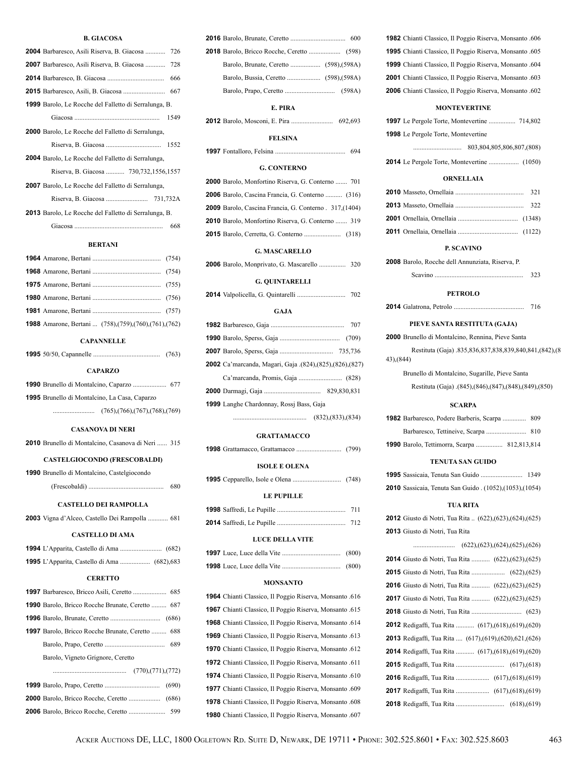### B. GIACOSA

**2004** Barbaresco, Asili Riserva, B. Giacosa ............ 726

**2007** Barbaresco, Asili Riserva, B. Giacosa ............ 728

**2014** Barbaresco, B. Giacosa .................................. 666

**2015** Barbaresco, Asili, B. Giacosa ......................... 667

**1999** Barolo, Le Rocche del Falletto di Serralunga, B. Giacosa .................................................. 1549

**2000** Barolo, Le Rocche del Falletto di Serralunga, Riserva, B. Giacosa ................................ 1552

**2004** Barolo, Le Rocche del Falletto di Serralunga, Riserva, B. Giacosa ........... 730,732,1556,1557

**2007** Barolo, Le Rocche del Falletto di Serralunga, Riserva, B. Giacosa ......................... 731,732A

**2013** Barolo, Le Rocche del Falletto di Serralunga, B. Giacosa ..................................................... 668

### BERTANI

**1964** Amarone, Bertani ......................................... (754)

**1968** Amarone, Bertani ......................................... (754)

**1975** Amarone, Bertani ......................................... (755)

**1980** Amarone, Bertani ......................................... (756)

**1981** Amarone, Bertani ......................................... (757)

**1988** Amarone, Bertani ... (758),(759),(760),(761),(762)

### CAPANNELLE

**1995** 50/50, Capannelle ........................................ (763)

### CAPARZO

**1990** Brunello di Montalcino, Caparzo .................... 677

**1995** Brunello di Montalcino, La Casa, Caparzo ......................... (765),(766),(767),(768),(769)

### CASANOVA DI NERI

**2010** Brunello di Montalcino, Casanova di Neri ...... 315

### CASTELGIOCONDO (FRESCOBALDI)

**1990** Brunello di Montalcino, Castelgiocondo (Frescobaldi) ............................................ 680

### CASTELLO DEI RAMPOLLA

**2003** Vigna d'Alceo, Castello Dei Rampolla ............ 681

### CASTELLO DI AMA

**1994** L'Apparita, Castello di Ama ......................... (682)

**1995** L'Apparita, Castello di Ama .................. (682),683

### CERETTO

**1997** Barbaresco, Bricco Asili, Ceretto .................... 685

**1990** Barolo, Bricco Rocche Brunate, Ceretto ......... 687

**1996** Barolo, Brunate, Ceretto .............................. (686)

**1997** Barolo, Bricco Rocche Brunate, Ceretto ......... 688

Barolo, Prapo, Ceretto .................................... 689

Barolo, Vigneto Grignore, Ceretto ........................................... (770),(771),(772)

**1999** Barolo, Prapo, Ceretto ................................. (690)

**2000** Barolo, Bricco Rocche, Ceretto ................... (686)

**2006** Barolo, Bricco Rocche, Ceretto ...................... 599

**2016** Barolo, Brunate, Ceretto ................................ 600

**2018** Barolo, Bricco Rocche, Ceretto ................... (598)

Barolo, Brunate, Ceretto .................. (598),(598A)

Barolo, Bussia, Ceretto .................... (598),(598A)

Barolo, Prapo, Ceretto ............................. (598A)

### E. PIRA

**2012** Barolo, Mosconi, E. Pira ......................... 692,693

### FELSINA

**1997** Fontalloro, Felsina .......................................... 694

### G. CONTERNO

**2000** Barolo, Monfortino Riserva, G. Conterno ....... 701

**2006** Barolo, Cascina Francia, G. Conterno .......... (316)

**2009** Barolo, Cascina Francia, G. Conterno . 317,(1404)

**2010** Barolo, Monfortino Riserva, G. Conterno ....... 319

**2015** Barolo, Cerretta, G. Conterno ...................... (318)

### G. MASCARELLO

**2006** Barolo, Monprivato, G. Mascarello ................ 320

### G. QUINTARELLI

**2014** Valpolicella, G. Quintarelli ............................. 702

### GAJA

**1982** Barbaresco, Gaja ............................................ 707

**1990** Barolo, Sperss, Gaja .................................... (709)

**2007** Barolo, Sperss, Gaja ................................ 735,736

**2002** Ca'marcanda, Magari, Gaja .(824),(825),(826),(827)

Ca'marcanda, Promis, Gaja .......................... (828)

**2000** Darmagi, Gaja .................................. 829,830,831

**1999** Langhe Chardonnay, Rossj Bass, Gaja ........................................... (832),(833),(834)

### GRATTAMACCO

**1998** Grattamacco, Grattamacco ........................... (799)

### ISOLE E OLENA

**1995** Cepparello, Isole e Olena ............................. (748)

### LE PUPILLE

**1998** Saffredi, Le Pupille ......................................... 711

**2014** Saffredi, Le Pupille ......................................... 712

### LUCE DELLA VITE

**1997** Luce, Luce della Vite ................................... (800)

**1998** Luce, Luce della Vite ................................... (800)

### MONSANTO

**1964** Chianti Classico, Il Poggio Riserva, Monsanto .616

**1967** Chianti Classico, Il Poggio Riserva, Monsanto .615

**1968** Chianti Classico, Il Poggio Riserva, Monsanto .614

**1969** Chianti Classico, Il Poggio Riserva, Monsanto .613

**1970** Chianti Classico, Il Poggio Riserva, Monsanto .612

**1972** Chianti Classico, Il Poggio Riserva, Monsanto .611

**1974** Chianti Classico, Il Poggio Riserva, Monsanto .610

**1977** Chianti Classico, Il Poggio Riserva, Monsanto .609

**1978** Chianti Classico, Il Poggio Riserva, Monsanto .608

**1980** Chianti Classico, Il Poggio Riserva, Monsanto .607

**1982** Chianti Classico, Il Poggio Riserva, Monsanto .606

**1995** Chianti Classico, Il Poggio Riserva, Monsanto .605

**1999** Chianti Classico, Il Poggio Riserva, Monsanto .604

**2001** Chianti Classico, Il Poggio Riserva, Monsanto .603

**2006** Chianti Classico, Il Poggio Riserva, Monsanto .602

### MONTEVERTINE

**1997** Le Pergole Torte, Montevertine ................ 714,802

**1998** Le Pergole Torte, Montevertine ............................ 803,804,805,806,807,(808)

**2014** Le Pergole Torte, Montevertine .................. (1050)

### ORNELLAIA

**2010** Masseto, Ornellaia ......................................... 321

**2013** Masseto, Ornellaia ......................................... 322

**2001** Ornellaia, Ornellaia .................................... (1348)

**2011** Ornellaia, Ornellaia .................................... (1122)

### P. SCAVINO

**2008** Barolo, Rocche dell Annunziata, Riserva, P. Scavino ..................................................... 323

### PETROLO

**2014** Galatrona, Petrolo .......................................... 716

### PIEVE SANTA RESTITUTA (GAJA)

**2000** Brunello di Montalcino, Rennina, Pieve Santa Restituta (Gaja) .835,836,837,838,839,840,841,(842),(843),(844)

Brunello di Montalcino, Sugarille, Pieve Santa Restituta (Gaja) .(845),(846),(847),(848),(849),(850)

### SCARPA

**1982** Barbaresco, Podere Barberis, Scarpa .............. 809

Barbaresco, Tettineive, Scarpa ........................ 810

**1990** Barolo, Tettimorra, Scarpa ................ 812,813,814

### TENUTA SAN GUIDO

**1995** Sassicaia, Tenuta San Guido ......................... 1349

**2010** Sassicaia, Tenuta San Guido . (1052),(1053),(1054)

### TUA RITA

**2012** Giusto di Notri, Tua Rita .. (622),(623),(624),(625)

**2013** Giusto di Notri, Tua Rita ......................... (622),(623),(624),(625),(626)

**2014** Giusto di Notri, Tua Rita ........... (622),(623),(625)

**2015** Giusto di Notri, Tua Rita .................... (622),(625)

**2016** Giusto di Notri, Tua Rita ........... (622),(623),(625)

**2017** Giusto di Notri, Tua Rita ........... (622),(623),(625)

**2018** Giusto di Notri, Tua Rita .............................. (623)

**2012** Redigaffi, Tua Rita ........... (617),(618),(619),(620)

**2013** Redigaffi, Tua Rita .... (617),(619),(620),621,(626)

**2014** Redigaffi, Tua Rita ........... (617),(618),(619),(620)

**2015** Redigaffi, Tua Rita ............................. (617),(618)

**2016** Redigaffi, Tua Rita .................... (617),(618),(619)

**2017** Redigaffi, Tua Rita .................... (617),(618),(619)

**2018** Redigaffi, Tua Rita ............................. (618),(619)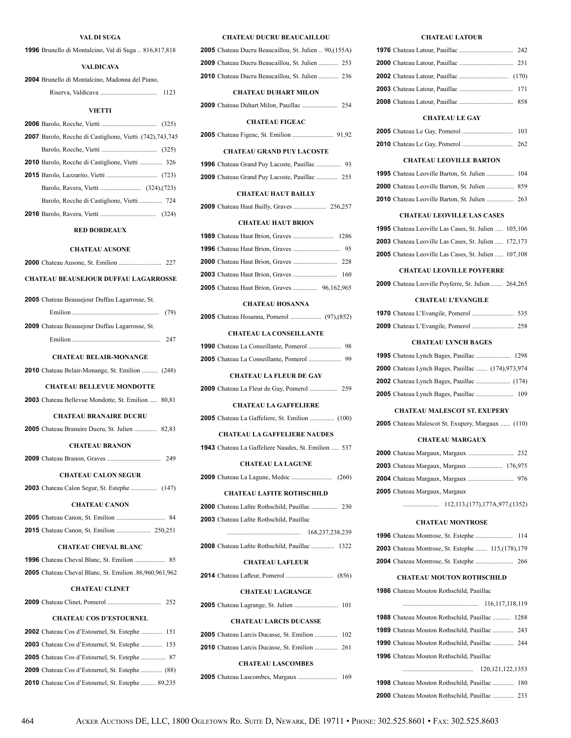### VAL DI SUGA

**1996** Brunello di Montalcino, Val di Suga .. 816,817,818

### VALDICAVA

**2004** Brunello di Montalcino, Madonna del Piano, Riserva, Valdicava .................................. 1123

### VIETTI

**2006** Barolo, Rocche, Vietti .................................. (325)

**2007** Barolo, Rocche di Castiglione, Vietti .(742),743,745

Barolo, Rocche, Vietti .................................. (325)

**2010** Barolo, Rocche di Castiglione, Vietti .............. 326

**2015** Barolo, Lazzarito, Vietti ............................... (723)

Barolo, Ravera, Vietti ......................... (324),(723)

Barolo, Rocche di Castiglione, Vietti .............. 724

**2016** Barolo, Ravera, Vietti .................................. (324)

## RED BORDEAUX

### CHATEAU AUSONE

**2000** Chateau Ausone, St. Emilion .......................... 227

### CHATEAU BEAUSEJOUR DUFFAU LAGARROSSE

**2005** Chateau Beausejour Duffau Lagarrosse, St. Emilion ..................................................... (79)

**2009** Chateau Beausejour Duffau Lagarrosse, St. Emilion ..................................................... 247

### CHATEAU BELAIR-MONANGE

**2010** Chateau Belair-Monange, St. Emilion .......... (248)

### CHATEAU BELLEVUE MONDOTTE

**2003** Chateau Bellevue Mondotte, St. Emilion ..... 80,81

### CHATEAU BRANAIRE DUCRU

**2005** Chateau Branaire Ducru, St. Julien .............. 82,83

### CHATEAU BRANON

**2009** Chateau Branon, Graves ................................ 249

### CHATEAU CALON SEGUR

**2003** Chateau Calon Segur, St. Estephe ................ (147)

### CHATEAU CANON

**2005** Chateau Canon, St. Emilion .............................. 84

**2015** Chateau Canon, St. Emilion ..................... 250,251

### CHATEAU CHEVAL BLANC

**1996** Chateau Cheval Blanc, St. Emilion ................... 85

**2005** Chateau Cheval Blanc, St. Emilion .86,960,961,962

### CHATEAU CLINET

**2009** Chateau Clinet, Pomerol ................................. 252

### CHATEAU COS D'ESTOURNEL

**2002** Chateau Cos d'Estournel, St. Estephe ............. 151

**2003** Chateau Cos d'Estournel, St. Estephe ............. 153

**2005** Chateau Cos d'Estournel, St. Estephe ............... 87

**2009** Chateau Cos d'Estournel, St. Estephe ............. (88)

**2010** Chateau Cos d'Estournel, St. Estephe ......... 89,235

### CHATEAU DUCRU BEAUCAILLOU

**2005** Chateau Ducru Beaucaillou, St. Julien .. 90,(155A)

**2009** Chateau Ducru Beaucaillou, St. Julien ............ 253

**2010** Chateau Ducru Beaucaillou, St. Julien ............ 236

### CHATEAU DUHART MILON

**2009** Chateau Duhart Milon, Pauillac ...................... 254

### CHATEAU FIGEAC

**2005** Chateau Figeac, St. Emilion ......................... 91,92

### CHATEAU GRAND PUY LACOSTE

**1996** Chateau Grand Puy Lacoste, Pauillac ............... 93

**2009** Chateau Grand Puy Lacoste, Pauillac ............. 255

### CHATEAU HAUT BAILLY

**2009** Chateau Haut Bailly, Graves .................... 256,257

### CHATEAU HAUT BRION

**1989** Chateau Haut Brion, Graves ......................... 1286

**1996** Chateau Haut Brion, Graves ............................. 95

**2000** Chateau Haut Brion, Graves ........................... 228

**2003** Chateau Haut Brion, Graves ........................... 160

**2005** Chateau Haut Brion, Graves ............... 96,162,965

### CHATEAU HOSANNA

**2005** Chateau Hosanna, Pomerol ................... (97),(852)

### CHATEAU LA CONSEILLANTE

**1990** Chateau La Conseillante, Pomerol .................... 98

**2005** Chateau La Conseillante, Pomerol .................... 99

### CHATEAU LA FLEUR DE GAY

**2009** Chateau La Fleur de Gay, Pomerol ................. 259

### CHATEAU LA GAFFELIERE

**2005** Chateau La Gaffeliere, St. Emilion ............... (100)

### CHATEAU LA GAFFELIERE NAUDES

**1943** Chateau La Gaffeliere Naudes, St. Emilion ..... 537

### CHATEAU LA LAGUNE

**2009** Chateau La Lagune, Medoc ......................... (260)

### CHATEAU LAFITE ROTHSCHILD

**2000** Chateau Lafite Rothschild, Pauillac ................ 230

**2003** Chateau Lafite Rothschild, Pauillac ............................................ 168,237,238,239

**2008** Chateau Lafite Rothschild, Pauillac .............. 1322

### CHATEAU LAFLEUR

**2014** Chateau Lafleur, Pomerol ............................ (856)

### CHATEAU LAGRANGE

**2005** Chateau Lagrange, St. Julien ........................... 101

### CHATEAU LARCIS DUCASSE

**2005** Chateau Larcis Ducasse, St. Emilion .............. 102

**2010** Chateau Larcis Ducasse, St. Emilion .............. 261

### CHATEAU LASCOMBES

**2005** Chateau Lascombes, Margaux ........................ 169

### CHATEAU LATOUR

**1976** Chateau Latour, Pauillac ................................. 242

**2000** Chateau Latour, Pauillac ................................. 231

**2002** Chateau Latour, Pauillac .............................. (170)

**2003** Chateau Latour, Pauillac ................................. 171

**2008** Chateau Latour, Pauillac ................................. 858

### CHATEAU LE GAY

**2005** Chateau Le Gay, Pomerol ............................... 103

**2010** Chateau Le Gay, Pomerol ............................... 262

### CHATEAU LEOVILLE BARTON

**1995** Chateau Leoville Barton, St. Julien ................. 104

**2000** Chateau Leoville Barton, St. Julien ................. 859

**2010** Chateau Leoville Barton, St. Julien ................. 263

### CHATEAU LEOVILLE LAS CASES

**1995** Chateau Leoville Las Cases, St. Julien ..... 105,106

**2003** Chateau Leoville Las Cases, St. Julien ..... 172,173

**2005** Chateau Leoville Las Cases, St. Julien ..... 107,108

### CHATEAU LEOVILLE POYFERRE

**2009** Chateau Leoville Poyferre, St. Julien ....... 264,265

### CHATEAU L'EVANGILE

**1970** Chateau L'Evangile, Pomerol .......................... 535

**2009** Chateau L'Evangile, Pomerol .......................... 258

### CHATEAU LYNCH BAGES

**1995** Chateau Lynch Bages, Pauillac ..................... 1298

**2000** Chateau Lynch Bages, Pauillac ....... (174),973,974

**2002** Chateau Lynch Bages, Pauillac ..................... (174)

**2005** Chateau Lynch Bages, Pauillac ....................... 109

### CHATEAU MALESCOT ST. EXUPERY

**2005** Chateau Malescot St. Exupery, Margaux ...... (110)

### CHATEAU MARGAUX

**2000** Chateau Margaux, Margaux ............................ 232

**2003** Chateau Margaux, Margaux ..................... 176,975

**2004** Chateau Margaux, Margaux ............................ 976

**2005** Chateau Margaux, Margaux ...................... 112,113,(177),177A,977,(1352)

### CHATEAU MONTROSE

**1996** Chateau Montrose, St. Estephe ....................... 114

**2003** Chateau Montrose, St. Estephe ....... 115,(178),179

**2004** Chateau Montrose, St. Estephe ....................... 266

### CHATEAU MOUTON ROTHSCHILD

**1986** Chateau Mouton Rothschild, Pauillac ............................................. 116,117,118,119

**1988** Chateau Mouton Rothschild, Pauillac ........... 1288

**1989** Chateau Mouton Rothschild, Pauillac ............. 243

**1990** Chateau Mouton Rothschild, Pauillac ............. 244

**1996** Chateau Mouton Rothschild, Pauillac .......................................... 120,121,122,1353

**1998** Chateau Mouton Rothschild, Pauillac ............. 180

**2000** Chateau Mouton Rothschild, Pauillac ............. 233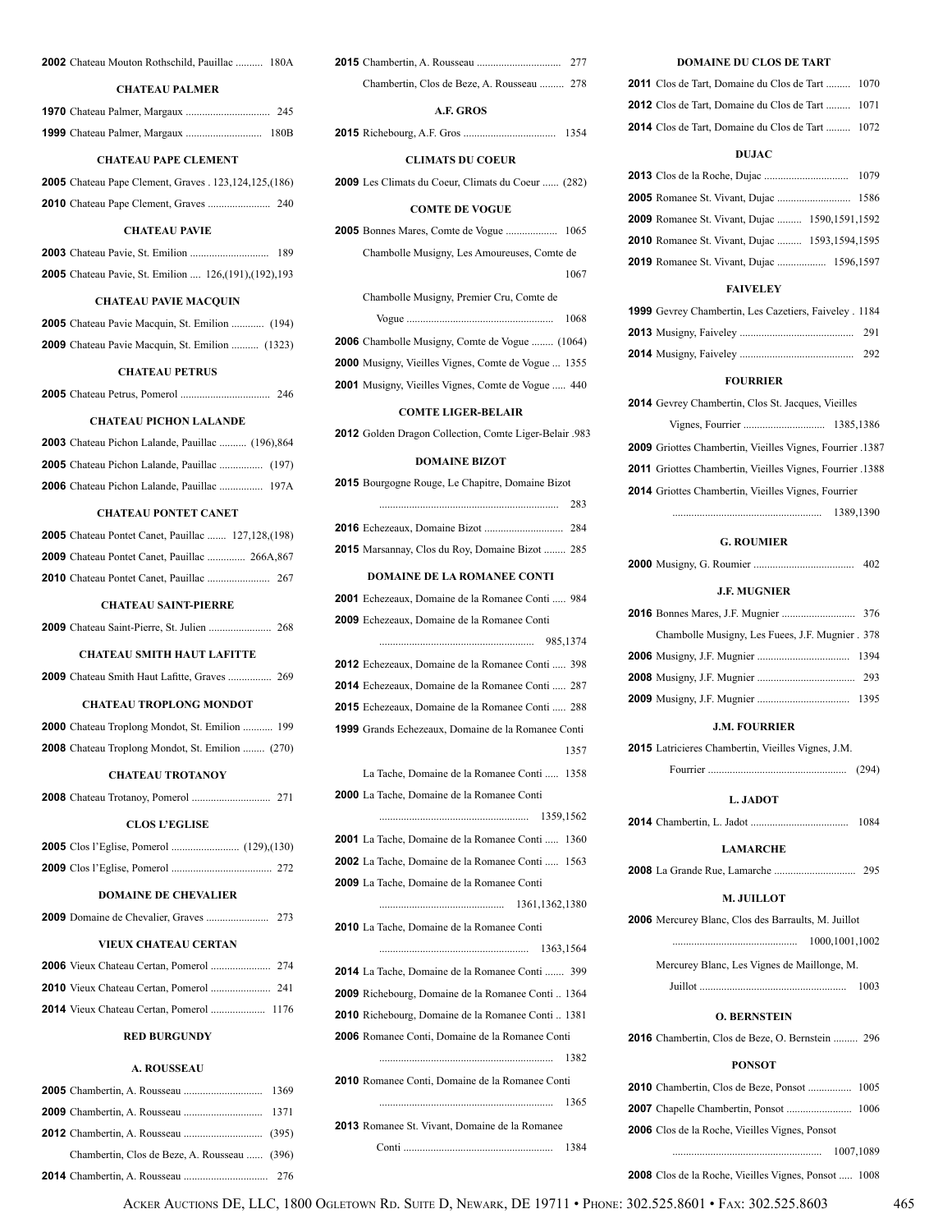**2002** Chateau Mouton Rothschild, Pauillac .......... 180A

### CHATEAU PALMER

**1970** Chateau Palmer, Margaux ............................... 245

**1999** Chateau Palmer, Margaux ............................ 180B

### CHATEAU PAPE CLEMENT

**2005** Chateau Pape Clement, Graves . 123,124,125,(186)

**2010** Chateau Pape Clement, Graves ....................... 240

### CHATEAU PAVIE

**2003** Chateau Pavie, St. Emilion ............................. 189

**2005** Chateau Pavie, St. Emilion .... 126,(191),(192),193

### CHATEAU PAVIE MACQUIN

**2005** Chateau Pavie Macquin, St. Emilion ............ (194)

**2009** Chateau Pavie Macquin, St. Emilion .......... (1323)

### CHATEAU PETRUS

**2005** Chateau Petrus, Pomerol ................................. 246

### CHATEAU PICHON LALANDE

**2003** Chateau Pichon Lalande, Pauillac .......... (196),864

**2005** Chateau Pichon Lalande, Pauillac ................ (197)

**2006** Chateau Pichon Lalande, Pauillac ................ 197A

### CHATEAU PONTET CANET

**2005** Chateau Pontet Canet, Pauillac ....... 127,128,(198)

**2009** Chateau Pontet Canet, Pauillac .............. 266A,867

**2010** Chateau Pontet Canet, Pauillac ....................... 267

### CHATEAU SAINT-PIERRE

**2009** Chateau Saint-Pierre, St. Julien ....................... 268

### CHATEAU SMITH HAUT LAFITTE

**2009** Chateau Smith Haut Lafitte, Graves ................ 269

### CHATEAU TROPLONG MONDOT

**2000** Chateau Troplong Mondot, St. Emilion ........... 199

**2008** Chateau Troplong Mondot, St. Emilion ........ (270)

### CHATEAU TROTANOY

**2008** Chateau Trotanoy, Pomerol ............................. 271

### CLOS L'EGLISE

**2005** Clos l'Eglise, Pomerol ......................... (129),(130)

**2009** Clos l'Eglise, Pomerol ..................................... 272

### DOMAINE DE CHEVALIER

**2009** Domaine de Chevalier, Graves ....................... 273

### VIEUX CHATEAU CERTAN

**2006** Vieux Chateau Certan, Pomerol ...................... 274

**2010** Vieux Chateau Certan, Pomerol ...................... 241

**2014** Vieux Chateau Certan, Pomerol .................... 1176

### RED BURGUNDY

### A. ROUSSEAU

**2005** Chambertin, A. Rousseau ............................. 1369

**2009** Chambertin, A. Rousseau ............................. 1371

**2012** Chambertin, A. Rousseau ............................. (395)

Chambertin, Clos de Beze, A. Rousseau ...... (396)

**2014** Chambertin, A. Rousseau ............................... 276

**2015** Chambertin, A. Rousseau ............................... 277

Chambertin, Clos de Beze, A. Rousseau ......... 278

### A.F. GROS

**2015** Richebourg, A.F. Gros .................................. 1354

### CLIMATS DU COEUR

**2009** Les Climats du Coeur, Climats du Coeur ...... (282)

### COMTE DE VOGUE

**2005** Bonnes Mares, Comte de Vogue ................... 1065

Chambolle Musigny, Les Amoureuses, Comte de ... 1067

Chambolle Musigny, Premier Cru, Comte de Vogue ... 1068

**2006** Chambolle Musigny, Comte de Vogue ........ (1064)

**2000** Musigny, Vieilles Vignes, Comte de Vogue ... 1355

**2001** Musigny, Vieilles Vignes, Comte de Vogue ..... 440

### COMTE LIGER-BELAIR

**2012** Golden Dragon Collection, Comte Liger-Belair .983

### DOMAINE BIZOT

**2015** Bourgogne Rouge, Le Chapitre, Domaine Bizot ... 283

**2016** Echezeaux, Domaine Bizot ............................. 284

**2015** Marsannay, Clos du Roy, Domaine Bizot ........ 285

### DOMAINE DE LA ROMANEE CONTI

**2001** Echezeaux, Domaine de la Romanee Conti ..... 984

**2009** Echezeaux, Domaine de la Romanee Conti ... 985,1374

**2012** Echezeaux, Domaine de la Romanee Conti ..... 398

**2014** Echezeaux, Domaine de la Romanee Conti ..... 287

**2015** Echezeaux, Domaine de la Romanee Conti ..... 288

**1999** Grands Echezeaux, Domaine de la Romanee Conti ... 1357

La Tache, Domaine de la Romanee Conti ..... 1358

**2000** La Tache, Domaine de la Romanee Conti ... 1359,1562

**2001** La Tache, Domaine de la Romanee Conti ..... 1360

**2002** La Tache, Domaine de la Romanee Conti ..... 1563

**2009** La Tache, Domaine de la Romanee Conti ... 1361,1362,1380

**2010** La Tache, Domaine de la Romanee Conti ... 1363,1564

**2014** La Tache, Domaine de la Romanee Conti ....... 399

**2009** Richebourg, Domaine de la Romanee Conti .. 1364

**2010** Richebourg, Domaine de la Romanee Conti .. 1381

**2006** Romanee Conti, Domaine de la Romanee Conti ... 1382

**2010** Romanee Conti, Domaine de la Romanee Conti ... 1365

**2013** Romanee St. Vivant, Domaine de la Romanee Conti ... 1384

### DOMAINE DU CLOS DE TART

**2011** Clos de Tart, Domaine du Clos de Tart ......... 1070

**2012** Clos de Tart, Domaine du Clos de Tart ......... 1071

**2014** Clos de Tart, Domaine du Clos de Tart ......... 1072

### DUJAC

**2013** Clos de la Roche, Dujac ............................... 1079

**2005** Romanee St. Vivant, Dujac ........................... 1586

**2009** Romanee St. Vivant, Dujac ......... 1590,1591,1592

**2010** Romanee St. Vivant, Dujac ......... 1593,1594,1595

**2019** Romanee St. Vivant, Dujac .................. 1596,1597

### FAIVELEY

**1999** Gevrey Chambertin, Les Cazetiers, Faiveley . 1184

**2013** Musigny, Faiveley .......................................... 291

**2014** Musigny, Faiveley .......................................... 292

### FOURRIER

**2014** Gevrey Chambertin, Clos St. Jacques, Vieilles Vignes, Fourrier .............................. 1385,1386

**2009** Griottes Chambertin, Vieilles Vignes, Fourrier .1387

**2011** Griottes Chambertin, Vieilles Vignes, Fourrier .1388

**2014** Griottes Chambertin, Vieilles Vignes, Fourrier ... 1389,1390

### G. ROUMIER

**2000** Musigny, G. Roumier ..................................... 402

### J.F. MUGNIER

**2016** Bonnes Mares, J.F. Mugnier ........................... 376

Chambolle Musigny, Les Fuees, J.F. Mugnier . 378

**2006** Musigny, J.F. Mugnier .................................. 1394

**2008** Musigny, J.F. Mugnier .................................... 293

**2009** Musigny, J.F. Mugnier .................................. 1395

### J.M. FOURRIER

**2015** Latricieres Chambertin, Vieilles Vignes, J.M. Fourrier ... (294)

### L. JADOT

**2014** Chambertin, L. Jadot .................................... 1084

### LAMARCHE

**2008** La Grande Rue, Lamarche .............................. 295

### M. JUILLOT

**2006** Mercurey Blanc, Clos des Barraults, M. Juillot ... 1000,1001,1002

Mercurey Blanc, Les Vignes de Maillonge, M. Juillot ... 1003

### O. BERNSTEIN

**2016** Chambertin, Clos de Beze, O. Bernstein ......... 296

### PONSOT

**2010** Chambertin, Clos de Beze, Ponsot ................ 1005

**2007** Chapelle Chambertin, Ponsot ........................ 1006

**2006** Clos de la Roche, Vieilles Vignes, Ponsot ... 1007,1089

**2008** Clos de la Roche, Vieilles Vignes, Ponsot ..... 1008

Acker Auctions DE, LLC, 1800 Ogletown Rd. Suite D, Newark, DE 19711 • Phone: 302.525.8601 • Fax: 302.525.8603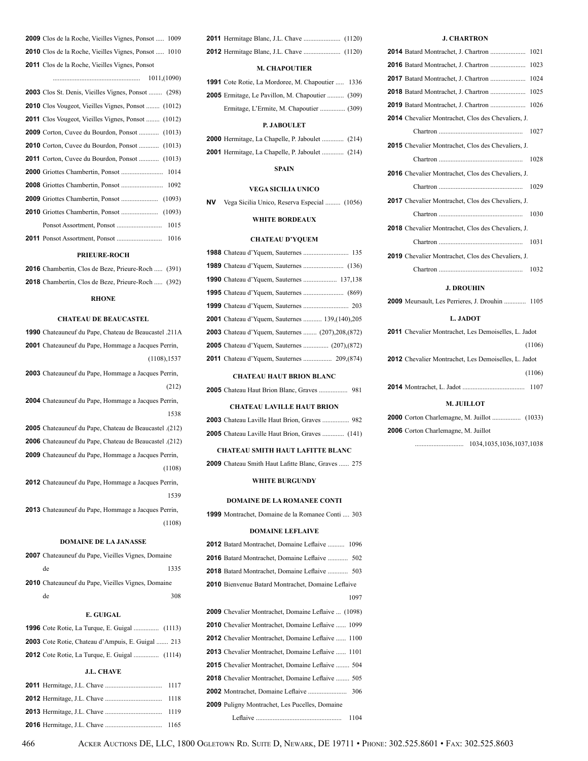**2009** Clos de la Roche, Vieilles Vignes, Ponsot ..... 1009

**2010** Clos de la Roche, Vieilles Vignes, Ponsot ..... 1010

**2011** Clos de la Roche, Vieilles Vignes, Ponsot ..................................................... 1011,(1090)

**2003** Clos St. Denis, Vieilles Vignes, Ponsot ........ (298)

**2010** Clos Vougeot, Vieilles Vignes, Ponsot ........ (1012)

**2011** Clos Vougeot, Vieilles Vignes, Ponsot ........ (1012)

**2009** Corton, Cuvee du Bourdon, Ponsot ............ (1013)

**2010** Corton, Cuvee du Bourdon, Ponsot ............ (1013)

**2011** Corton, Cuvee du Bourdon, Ponsot ............ (1013)

**2000** Griottes Chambertin, Ponsot ......................... 1014

**2008** Griottes Chambertin, Ponsot ......................... 1092

**2009** Griottes Chambertin, Ponsot ...................... (1093)

**2010** Griottes Chambertin, Ponsot ...................... (1093)

Ponsot Assortment, Ponsot ........................... 1015

**2011** Ponsot Assortment, Ponsot ........................... 1016

### PRIEURE-ROCH

**2016** Chambertin, Clos de Beze, Prieure-Roch ..... (391)

**2018** Chambertin, Clos de Beze, Prieure-Roch ..... (392)

## RHONE

### CHATEAU DE BEAUCASTEL

**1990** Chateauneuf du Pape, Chateau de Beaucastel .211A

**2001** Chateauneuf du Pape, Hommage a Jacques Perrin, (1108),1537

**2003** Chateauneuf du Pape, Hommage a Jacques Perrin, (212)

**2004** Chateauneuf du Pape, Hommage a Jacques Perrin, 1538

**2005** Chateauneuf du Pape, Chateau de Beaucastel .(212)

**2006** Chateauneuf du Pape, Chateau de Beaucastel .(212)

**2009** Chateauneuf du Pape, Hommage a Jacques Perrin, (1108)

**2012** Chateauneuf du Pape, Hommage a Jacques Perrin, 1539

**2013** Chateauneuf du Pape, Hommage a Jacques Perrin, (1108)

### DOMAINE DE LA JANASSE

**2007** Chateauneuf du Pape, Vieilles Vignes, Domaine de 1335

**2010** Chateauneuf du Pape, Vieilles Vignes, Domaine de 308

### E. GUIGAL

**1996** Cote Rotie, La Turque, E. Guigal ............... (1113)

**2003** Cote Rotie, Chateau d'Ampuis, E. Guigal ....... 213

**2012** Cote Rotie, La Turque, E. Guigal ............... (1114)

### J.L. CHAVE

**2011** Hermitage, J.L. Chave .................................. 1117

**2012** Hermitage, J.L. Chave .................................. 1118

**2013** Hermitage, J.L. Chave .................................. 1119

**2016** Hermitage, J.L. Chave .................................. 1165

**2011** Hermitage Blanc, J.L. Chave ...................... (1120)

**2012** Hermitage Blanc, J.L. Chave ...................... (1120)

### M. CHAPOUTIER

**1991** Cote Rotie, La Mordoree, M. Chapoutier ..... 1336

**2005** Ermitage, Le Pavillon, M. Chapoutier .......... (309)

Ermitage, L'Ermite, M. Chapoutier ............... (309)

### P. JABOULET

**2000** Hermitage, La Chapelle, P. Jaboulet ............. (214)

**2001** Hermitage, La Chapelle, P. Jaboulet ............. (214)

## SPAIN

### VEGA SICILIA UNICO

**NV** Vega Sicilia Unico, Reserva Especial ......... (1056)

## WHITE BORDEAUX

### CHATEAU D'YQUEM

**1988** Chateau d'Yquem, Sauternes ........................... 135

**1989** Chateau d'Yquem, Sauternes ........................ (136)

**1990** Chateau d'Yquem, Sauternes .................... 137,138

**1995** Chateau d'Yquem, Sauternes ........................ (869)

**1999** Chateau d'Yquem, Sauternes ........................... 203

**2001** Chateau d'Yquem, Sauternes ........... 139,(140),205

**2003** Chateau d'Yquem, Sauternes ........ (207),208,(872)

**2005** Chateau d'Yquem, Sauternes ............... (207),(872)

**2011** Chateau d'Yquem, Sauternes ................. 209,(874)

### CHATEAU HAUT BRION BLANC

**2005** Chateau Haut Brion Blanc, Graves ................. 981

### CHATEAU LAVILLE HAUT BRION

**2003** Chateau Laville Haut Brion, Graves ................ 982

**2005** Chateau Laville Haut Brion, Graves ............. (141)

### CHATEAU SMITH HAUT LAFITTE BLANC

**2009** Chateau Smith Haut Lafitte Blanc, Graves ...... 275

## WHITE BURGUNDY

### DOMAINE DE LA ROMANEE CONTI

**1999** Montrachet, Domaine de la Romanee Conti .... 303

### DOMAINE LEFLAIVE

**2012** Batard Montrachet, Domaine Leflaive .......... 1096

**2016** Batard Montrachet, Domaine Leflaive ............ 502

**2018** Batard Montrachet, Domaine Leflaive ............ 503

**2010** Bienvenue Batard Montrachet, Domaine Leflaive 1097

**2009** Chevalier Montrachet, Domaine Leflaive ... (1098)

**2010** Chevalier Montrachet, Domaine Leflaive ...... 1099

**2012** Chevalier Montrachet, Domaine Leflaive ...... 1100

**2013** Chevalier Montrachet, Domaine Leflaive ...... 1101

**2015** Chevalier Montrachet, Domaine Leflaive ........ 504

**2018** Chevalier Montrachet, Domaine Leflaive ........ 505

**2002** Montrachet, Domaine Leflaive ....................... 306

**2009** Puligny Montrachet, Les Pucelles, Domaine Leflaive .................................................. 1104

### J. CHARTRON

**2014** Batard Montrachet, J. Chartron ..................... 1021

**2016** Batard Montrachet, J. Chartron ..................... 1023

**2017** Batard Montrachet, J. Chartron ..................... 1024

**2018** Batard Montrachet, J. Chartron ..................... 1025

**2019** Batard Montrachet, J. Chartron ..................... 1026

**2014** Chevalier Montrachet, Clos des Chevaliers, J. Chartron .................................................. 1027

**2015** Chevalier Montrachet, Clos des Chevaliers, J. Chartron .................................................. 1028

**2016** Chevalier Montrachet, Clos des Chevaliers, J. Chartron .................................................. 1029

**2017** Chevalier Montrachet, Clos des Chevaliers, J. Chartron .................................................. 1030

**2018** Chevalier Montrachet, Clos des Chevaliers, J. Chartron .................................................. 1031

**2019** Chevalier Montrachet, Clos des Chevaliers, J. Chartron .................................................. 1032

### J. DROUHIN

**2009** Meursault, Les Perrieres, J. Drouhin ............. 1105

### L. JADOT

**2011** Chevalier Montrachet, Les Demoiselles, L. Jadot (1106)

**2012** Chevalier Montrachet, Les Demoiselles, L. Jadot (1106)

**2014** Montrachet, L. Jadot ..................................... 1107

### M. JUILLOT

**2000** Corton Charlemagne, M. Juillot ................. (1033)

**2006** Corton Charlemagne, M. Juillot ............................ 1034,1035,1036,1037,1038

Acker Auctions DE, LLC, 1800 Ogletown Rd. Suite D, Newark, DE 19711 • Phone: 302.525.8601 • Fax: 302.525.8603